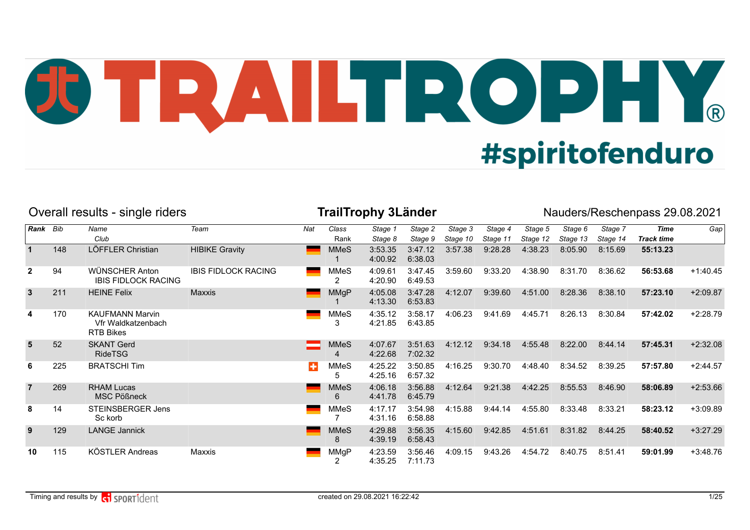TRAILTROPHY®

#spiritofenduro

## Overall results - single riders

## TrailTrophy 3Länder

Nauders/Reschenpass 29.08.2021

| Rank | Bib | Name / Club | Team | Nat | Class / Rank | Stage 1 / Stage 8 | Stage 2 / Stage 9 | Stage 3 / Stage 10 | Stage 4 / Stage 11 | Stage 5 / Stage 12 | Stage 6 / Stage 13 | Stage 7 / Stage 14 | Time / Track time | Gap |
|---|---|---|---|---|---|---|---|---|---|---|---|---|---|---|
| 1 | 148 | LÖFFLER Christian | HIBIKE Gravity | GER | MMeS 1 | 3:53.35 4:00.92 | 3:47.12 6:38.03 | 3:57.38 | 9:28.28 | 4:38.23 | 8:05.90 | 8:15.69 | **55:13.23** | |
| 2 | 94 | WÜNSCHER Anton / IBIS FIDLOCK RACING | IBIS FIDLOCK RACING | GER | MMeS 2 | 4:09.61 4:20.90 | 3:47.45 6:49.53 | 3:59.60 | 9:33.20 | 4:38.90 | 8:31.70 | 8:36.62 | **56:53.68** | +1:40.45 |
| 3 | 211 | HEINE Felix | Maxxis | GER | MMgP 1 | 4:05.08 4:13.30 | 3:47.28 6:53.83 | 4:12.07 | 9:39.60 | 4:51.00 | 8:28.36 | 8:38.10 | **57:23.10** | +2:09.87 |
| 4 | 170 | KAUFMANN Marvin / Vfr Waldkatzenbach RTB Bikes | | GER | MMeS 3 | 4:35.12 4:21.85 | 3:58.17 6:43.85 | 4:06.23 | 9:41.69 | 4:45.71 | 8:26.13 | 8:30.84 | **57:42.02** | +2:28.79 |
| 5 | 52 | SKANT Gerd / RideTSG | | AUT | MMeS 4 | 4:07.67 4:22.68 | 3:51.63 7:02.32 | 4:12.12 | 9:34.18 | 4:55.48 | 8:22.00 | 8:44.14 | **57:45.31** | +2:32.08 |
| 6 | 225 | BRATSCHI Tim | | SUI | MMeS 5 | 4:25.22 4:25.16 | 3:50.85 6:57.32 | 4:16.25 | 9:30.70 | 4:48.40 | 8:34.52 | 8:39.25 | **57:57.80** | +2:44.57 |
| 7 | 269 | RHAM Lucas / MSC Pößneck | | GER | MMeS 6 | 4:06.18 4:41.78 | 3:56.88 6:45.79 | 4:12.64 | 9:21.38 | 4:42.25 | 8:55.53 | 8:46.90 | **58:06.89** | +2:53.66 |
| 8 | 14 | STEINSBERGER Jens / Sc korb | | GER | MMeS 7 | 4:17.17 4:31.16 | 3:54.98 6:58.88 | 4:15.88 | 9:44.14 | 4:55.80 | 8:33.48 | 8:33.21 | **58:23.12** | +3:09.89 |
| 9 | 129 | LANGE Jannick | | GER | MMeS 8 | 4:29.88 4:39.19 | 3:56.35 6:58.43 | 4:15.60 | 9:42.85 | 4:51.61 | 8:31.82 | 8:44.25 | **58:40.52** | +3:27.29 |
| 10 | 115 | KÖSTLER Andreas | Maxxis | GER | MMgP 2 | 4:23.59 4:35.25 | 3:56.46 7:11.73 | 4:09.15 | 9:43.26 | 4:54.72 | 8:40.75 | 8:51.41 | **59:01.99** | +3:48.76 |

Timing and results by SPORTident

created on 29.08.2021 16:22:42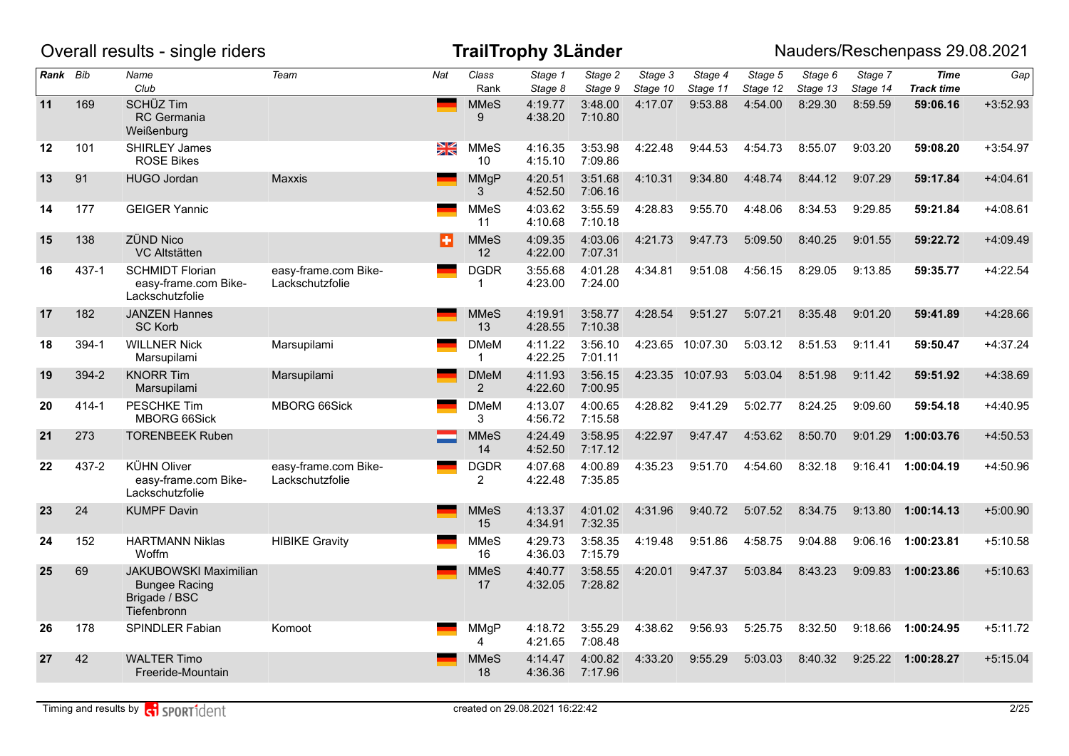Overall results - single riders

**TrailTrophy 3Länder**

Nauders/Reschenpass 29.08.2021

| Rank | Bib | Name / Club | Team | Nat | Class / Rank | Stage 1 / Stage 8 | Stage 2 / Stage 9 | Stage 3 / Stage 10 | Stage 4 / Stage 11 | Stage 5 / Stage 12 | Stage 6 / Stage 13 | Stage 7 / Stage 14 | Time / Track time | Gap |
|---|---|---|---|---|---|---|---|---|---|---|---|---|---|---|
| 11 | 169 | SCHÜZ Tim<br>RC Germania Weißenburg | | GER | MMeS<br>9 | 4:19.77<br>4:38.20 | 3:48.00<br>7:10.80 | 4:17.07 | 9:53.88 | 4:54.00 | 8:29.30 | 8:59.59 | **59:06.16** | +3:52.93 |
| 12 | 101 | SHIRLEY James<br>ROSE Bikes | | GBR | MMeS<br>10 | 4:16.35<br>4:15.10 | 3:53.98<br>7:09.86 | 4:22.48 | 9:44.53 | 4:54.73 | 8:55.07 | 9:03.20 | **59:08.20** | +3:54.97 |
| 13 | 91 | HUGO Jordan | Maxxis | GER | MMgP<br>3 | 4:20.51<br>4:52.50 | 3:51.68<br>7:06.16 | 4:10.31 | 9:34.80 | 4:48.74 | 8:44.12 | 9:07.29 | **59:17.84** | +4:04.61 |
| 14 | 177 | GEIGER Yannic | | GER | MMeS<br>11 | 4:03.62<br>4:10.68 | 3:55.59<br>7:10.18 | 4:28.83 | 9:55.70 | 4:48.06 | 8:34.53 | 9:29.85 | **59:21.84** | +4:08.61 |
| 15 | 138 | ZÜND Nico<br>VC Altstätten | | SUI | MMeS<br>12 | 4:09.35<br>4:22.00 | 4:03.06<br>7:07.31 | 4:21.73 | 9:47.73 | 5:09.50 | 8:40.25 | 9:01.55 | **59:22.72** | +4:09.49 |
| 16 | 437-1 | SCHMIDT Florian<br>easy-frame.com Bike-Lackschutzfolie | easy-frame.com Bike-Lackschutzfolie | GER | DGDR<br>1 | 3:55.68<br>4:23.00 | 4:01.28<br>7:24.00 | 4:34.81 | 9:51.08 | 4:56.15 | 8:29.05 | 9:13.85 | **59:35.77** | +4:22.54 |
| 17 | 182 | JANZEN Hannes<br>SC Korb | | GER | MMeS<br>13 | 4:19.91<br>4:28.55 | 3:58.77<br>7:10.38 | 4:28.54 | 9:51.27 | 5:07.21 | 8:35.48 | 9:01.20 | **59:41.89** | +4:28.66 |
| 18 | 394-1 | WILLNER Nick<br>Marsupilami | Marsupilami | GER | DMeM<br>1 | 4:11.22<br>4:22.25 | 3:56.10<br>7:01.11 | 4:23.65 | 10:07.30 | 5:03.12 | 8:51.53 | 9:11.41 | **59:50.47** | +4:37.24 |
| 19 | 394-2 | KNORR Tim<br>Marsupilami | Marsupilami | GER | DMeM<br>2 | 4:11.93<br>4:22.60 | 3:56.15<br>7:00.95 | 4:23.35 | 10:07.93 | 5:03.04 | 8:51.98 | 9:11.42 | **59:51.92** | +4:38.69 |
| 20 | 414-1 | PESCHKE Tim<br>MBORG 66Sick | MBORG 66Sick | GER | DMeM<br>3 | 4:13.07<br>4:56.72 | 4:00.65<br>7:15.58 | 4:28.82 | 9:41.29 | 5:02.77 | 8:24.25 | 9:09.60 | **59:54.18** | +4:40.95 |
| 21 | 273 | TORENBEEK Ruben | | NED | MMeS<br>14 | 4:24.49<br>4:52.50 | 3:58.95<br>7:17.12 | 4:22.97 | 9:47.47 | 4:53.62 | 8:50.70 | 9:01.29 | **1:00:03.76** | +4:50.53 |
| 22 | 437-2 | KÜHN Oliver<br>easy-frame.com Bike-Lackschutzfolie | easy-frame.com Bike-Lackschutzfolie | GER | DGDR<br>2 | 4:07.68<br>4:22.48 | 4:00.89<br>7:35.85 | 4:35.23 | 9:51.70 | 4:54.60 | 8:32.18 | 9:16.41 | **1:00:04.19** | +4:50.96 |
| 23 | 24 | KUMPF Davin | | GER | MMeS<br>15 | 4:13.37<br>4:34.91 | 4:01.02<br>7:32.35 | 4:31.96 | 9:40.72 | 5:07.52 | 8:34.75 | 9:13.80 | **1:00:14.13** | +5:00.90 |
| 24 | 152 | HARTMANN Niklas<br>Woffm | HIBIKE Gravity | GER | MMeS<br>16 | 4:29.73<br>4:36.03 | 3:58.35<br>7:15.79 | 4:19.48 | 9:51.86 | 4:58.75 | 9:04.88 | 9:06.16 | **1:00:23.81** | +5:10.58 |
| 25 | 69 | JAKUBOWSKI Maximilian<br>Bungee Racing Brigade / BSC Tiefenbronn | | GER | MMeS<br>17 | 4:40.77<br>4:32.05 | 3:58.55<br>7:28.82 | 4:20.01 | 9:47.37 | 5:03.84 | 8:43.23 | 9:09.83 | **1:00:23.86** | +5:10.63 |
| 26 | 178 | SPINDLER Fabian | Komoot | GER | MMgP<br>4 | 4:18.72<br>4:21.65 | 3:55.29<br>7:08.48 | 4:38.62 | 9:56.93 | 5:25.75 | 8:32.50 | 9:18.66 | **1:00:24.95** | +5:11.72 |
| 27 | 42 | WALTER Timo<br>Freeride-Mountain | | GER | MMeS<br>18 | 4:14.47<br>4:36.36 | 4:00.82<br>7:17.96 | 4:33.20 | 9:55.29 | 5:03.03 | 8:40.32 | 9:25.22 | **1:00:28.27** | +5:15.04 |

Timing and results by SPORTident

created on 29.08.2021 16:22:42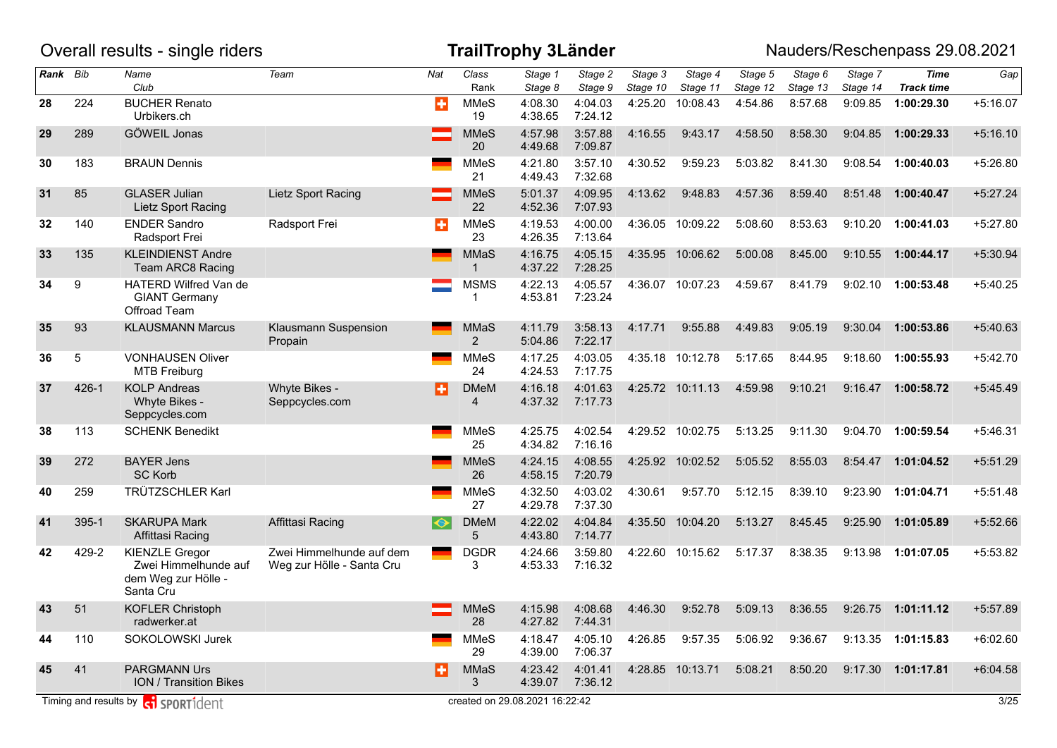# Overall results - single riders

**TrailTrophy 3Länder**

Nauders/Reschenpass 29.08.2021

| Rank | Bib | Name / Club | Team | Nat | Class / Rank | Stage 1 / Stage 8 | Stage 2 / Stage 9 | Stage 3 / Stage 10 | Stage 4 / Stage 11 | Stage 5 / Stage 12 | Stage 6 / Stage 13 | Stage 7 / Stage 14 | Time / Track time | Gap |
|---|---|---|---|---|---|---|---|---|---|---|---|---|---|---|
| 28 | 224 | BUCHER Renato / Urbikers.ch | | SUI | MMeS 19 | 4:08.30 / 4:38.65 | 4:04.03 / 7:24.12 | 4:25.20 | 10:08.43 | 4:54.86 | 8:57.68 | 9:09.85 | **1:00:29.30** | +5:16.07 |
| 29 | 289 | GÖWEIL Jonas | | AUT | MMeS 20 | 4:57.98 / 4:49.68 | 3:57.88 / 7:09.87 | 4:16.55 | 9:43.17 | 4:58.50 | 8:58.30 | 9:04.85 | **1:00:29.33** | +5:16.10 |
| 30 | 183 | BRAUN Dennis | | GER | MMeS 21 | 4:21.80 / 4:49.43 | 3:57.10 / 7:32.68 | 4:30.52 | 9:59.23 | 5:03.82 | 8:41.30 | 9:08.54 | **1:00:40.03** | +5:26.80 |
| 31 | 85 | GLASER Julian / Lietz Sport Racing | Lietz Sport Racing | AUT | MMeS 22 | 5:01.37 / 4:52.36 | 4:09.95 / 7:07.93 | 4:13.62 | 9:48.83 | 4:57.36 | 8:59.40 | 8:51.48 | **1:00:40.47** | +5:27.24 |
| 32 | 140 | ENDER Sandro / Radsport Frei | Radsport Frei | SUI | MMeS 23 | 4:19.53 / 4:26.35 | 4:00.00 / 7:13.64 | 4:36.05 | 10:09.22 | 5:08.60 | 8:53.63 | 9:10.20 | **1:00:41.03** | +5:27.80 |
| 33 | 135 | KLEINDIENST Andre / Team ARC8 Racing | | GER | MMaS 1 | 4:16.75 / 4:37.22 | 4:05.15 / 7:28.25 | 4:35.95 | 10:06.62 | 5:00.08 | 8:45.00 | 9:10.55 | **1:00:44.17** | +5:30.94 |
| 34 | 9 | HATERD Wilfred Van de / GIANT Germany Offroad Team | | NED | MSMS 1 | 4:22.13 / 4:53.81 | 4:05.57 / 7:23.24 | 4:36.07 | 10:07.23 | 4:59.67 | 8:41.79 | 9:02.10 | **1:00:53.48** | +5:40.25 |
| 35 | 93 | KLAUSMANN Marcus | Klausmann Suspension Propain | GER | MMaS 2 | 4:11.79 / 5:04.86 | 3:58.13 / 7:22.17 | 4:17.71 | 9:55.88 | 4:49.83 | 9:05.19 | 9:30.04 | **1:00:53.86** | +5:40.63 |
| 36 | 5 | VONHAUSEN Oliver / MTB Freiburg | | GER | MMeS 24 | 4:17.25 / 4:24.53 | 4:03.05 / 7:17.75 | 4:35.18 | 10:12.78 | 5:17.65 | 8:44.95 | 9:18.60 | **1:00:55.93** | +5:42.70 |
| 37 | 426-1 | KOLP Andreas / Whyte Bikes - Seppcycles.com | Whyte Bikes - Seppcycles.com | SUI | DMeM 4 | 4:16.18 / 4:37.32 | 4:01.63 / 7:17.73 | 4:25.72 | 10:11.13 | 4:59.98 | 9:10.21 | 9:16.47 | **1:00:58.72** | +5:45.49 |
| 38 | 113 | SCHENK Benedikt | | GER | MMeS 25 | 4:25.75 / 4:34.82 | 4:02.54 / 7:16.16 | 4:29.52 | 10:02.75 | 5:13.25 | 9:11.30 | 9:04.70 | **1:00:59.54** | +5:46.31 |
| 39 | 272 | BAYER Jens / SC Korb | | GER | MMeS 26 | 4:24.15 / 4:58.15 | 4:08.55 / 7:20.79 | 4:25.92 | 10:02.52 | 5:05.52 | 8:55.03 | 8:54.47 | **1:01:04.52** | +5:51.29 |
| 40 | 259 | TRÜTZSCHLER Karl | | GER | MMeS 27 | 4:32.50 / 4:29.78 | 4:03.02 / 7:37.30 | 4:30.61 | 9:57.70 | 5:12.15 | 8:39.10 | 9:23.90 | **1:01:04.71** | +5:51.48 |
| 41 | 395-1 | SKARUPA Mark / Affittasi Racing | Affittasi Racing | BRA | DMeM 5 | 4:22.02 / 4:43.80 | 4:04.84 / 7:14.77 | 4:35.50 | 10:04.20 | 5:13.27 | 8:45.45 | 9:25.90 | **1:01:05.89** | +5:52.66 |
| 42 | 429-2 | KIENZLE Gregor / Zwei Himmelhunde auf dem Weg zur Hölle - Santa Cru | Zwei Himmelhunde auf dem Weg zur Hölle - Santa Cru | GER | DGDR 3 | 4:24.66 / 4:53.33 | 3:59.80 / 7:16.32 | 4:22.60 | 10:15.62 | 5:17.37 | 8:38.35 | 9:13.98 | **1:01:07.05** | +5:53.82 |
| 43 | 51 | KOFLER Christoph / radwerker.at | | AUT | MMeS 28 | 4:15.98 / 4:27.82 | 4:08.68 / 7:44.31 | 4:46.30 | 9:52.78 | 5:09.13 | 8:36.55 | 9:26.75 | **1:01:11.12** | +5:57.89 |
| 44 | 110 | SOKOLOWSKI Jurek | | GER | MMeS 29 | 4:18.47 / 4:39.00 | 4:05.10 / 7:06.37 | 4:26.85 | 9:57.35 | 5:06.92 | 9:36.67 | 9:13.35 | **1:01:15.83** | +6:02.60 |
| 45 | 41 | PARGMANN Urs / ION / Transition Bikes | | SUI | MMaS 3 | 4:23.42 / 4:39.07 | 4:01.41 / 7:36.12 | 4:28.85 | 10:13.71 | 5:08.21 | 8:50.20 | 9:17.30 | **1:01:17.81** | +6:04.58 |

Timing and results by SPORTident

created on 29.08.2021 16:22:42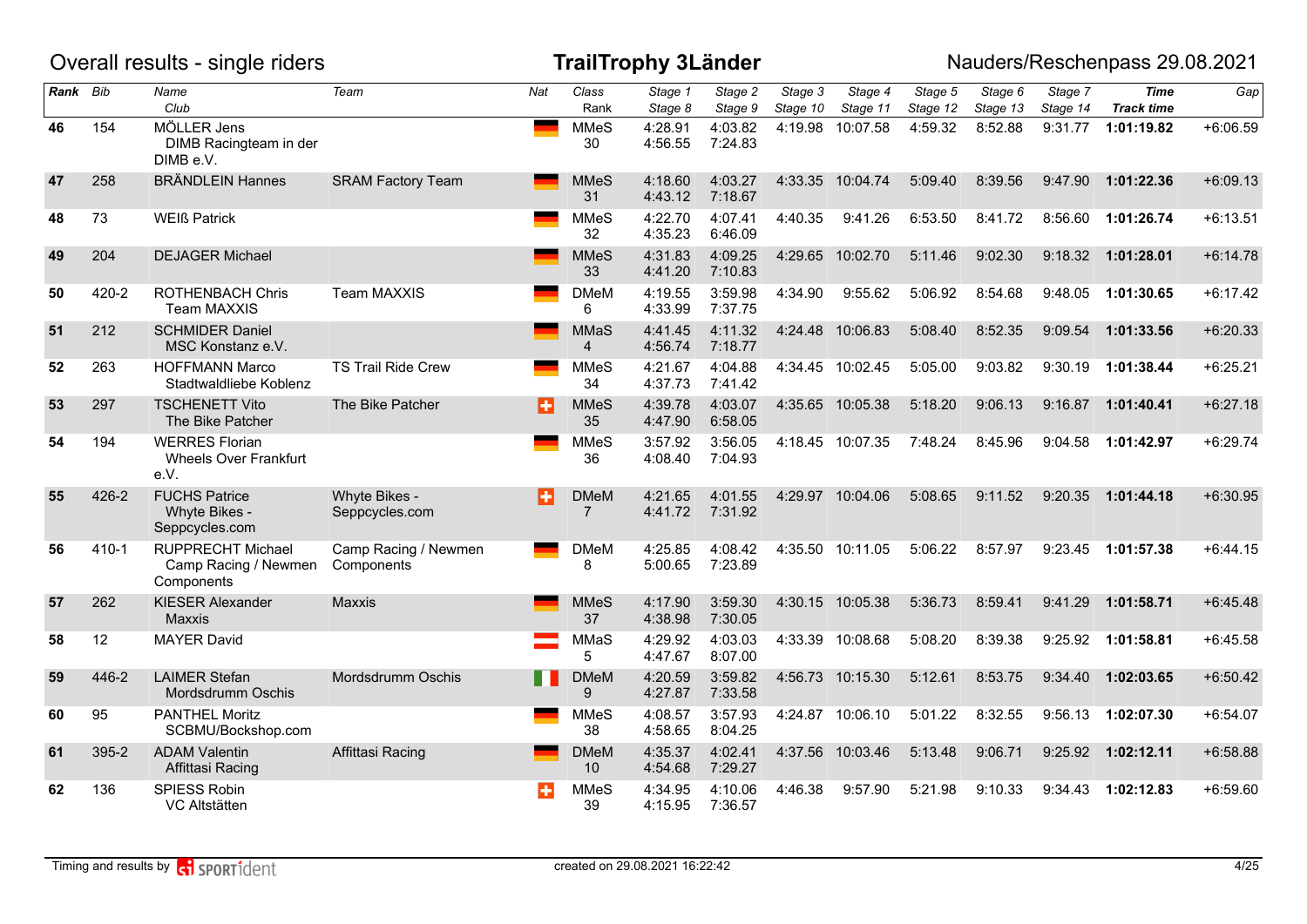Overall results - single riders

# TrailTrophy 3Länder

Nauders/Reschenpass 29.08.2021

| Rank | Bib | Name / Club | Team | Nat | Class / Rank | Stage 1 / Stage 8 | Stage 2 / Stage 9 | Stage 3 / Stage 10 | Stage 4 / Stage 11 | Stage 5 / Stage 12 | Stage 6 / Stage 13 | Stage 7 / Stage 14 | Time / Track time | Gap |
|---|---|---|---|---|---|---|---|---|---|---|---|---|---|---|
| 46 | 154 | MÖLLER Jens / DIMB Racingteam in der DIMB e.V. | | | MMeS 30 | 4:28.91 / 4:56.55 | 4:03.82 / 7:24.83 | 4:19.98 | 10:07.58 | 4:59.32 | 8:52.88 | 9:31.77 | **1:01:19.82** | +6:06.59 |
| 47 | 258 | BRÄNDLEIN Hannes | SRAM Factory Team | | MMeS 31 | 4:18.60 / 4:43.12 | 4:03.27 / 7:18.67 | 4:33.35 | 10:04.74 | 5:09.40 | 8:39.56 | 9:47.90 | **1:01:22.36** | +6:09.13 |
| 48 | 73 | WEIß Patrick | | | MMeS 32 | 4:22.70 / 4:35.23 | 4:07.41 / 6:46.09 | 4:40.35 | 9:41.26 | 6:53.50 | 8:41.72 | 8:56.60 | **1:01:26.74** | +6:13.51 |
| 49 | 204 | DEJAGER Michael | | | MMeS 33 | 4:31.83 / 4:41.20 | 4:09.25 / 7:10.83 | 4:29.65 | 10:02.70 | 5:11.46 | 9:02.30 | 9:18.32 | **1:01:28.01** | +6:14.78 |
| 50 | 420-2 | ROTHENBACH Chris / Team MAXXIS | Team MAXXIS | | DMeM 6 | 4:19.55 / 4:33.99 | 3:59.98 / 7:37.75 | 4:34.90 | 9:55.62 | 5:06.92 | 8:54.68 | 9:48.05 | **1:01:30.65** | +6:17.42 |
| 51 | 212 | SCHMIDER Daniel / MSC Konstanz e.V. | | | MMaS 4 | 4:41.45 / 4:56.74 | 4:11.32 / 7:18.77 | 4:24.48 | 10:06.83 | 5:08.40 | 8:52.35 | 9:09.54 | **1:01:33.56** | +6:20.33 |
| 52 | 263 | HOFFMANN Marco / Stadtwaldliebe Koblenz | TS Trail Ride Crew | | MMeS 34 | 4:21.67 / 4:37.73 | 4:04.88 / 7:41.42 | 4:34.45 | 10:02.45 | 5:05.00 | 9:03.82 | 9:30.19 | **1:01:38.44** | +6:25.21 |
| 53 | 297 | TSCHENETT Vito / The Bike Patcher | The Bike Patcher | | MMeS 35 | 4:39.78 / 4:47.90 | 4:03.07 / 6:58.05 | 4:35.65 | 10:05.38 | 5:18.20 | 9:06.13 | 9:16.87 | **1:01:40.41** | +6:27.18 |
| 54 | 194 | WERRES Florian / Wheels Over Frankfurt e.V. | | | MMeS 36 | 3:57.92 / 4:08.40 | 3:56.05 / 7:04.93 | 4:18.45 | 10:07.35 | 7:48.24 | 8:45.96 | 9:04.58 | **1:01:42.97** | +6:29.74 |
| 55 | 426-2 | FUCHS Patrice / Whyte Bikes - Seppcycles.com | Whyte Bikes - Seppcycles.com | | DMeM 7 | 4:21.65 / 4:41.72 | 4:01.55 / 7:31.92 | 4:29.97 | 10:04.06 | 5:08.65 | 9:11.52 | 9:20.35 | **1:01:44.18** | +6:30.95 |
| 56 | 410-1 | RUPPRECHT Michael / Camp Racing / Newmen Components | Camp Racing / Newmen Components | | DMeM 8 | 4:25.85 / 5:00.65 | 4:08.42 / 7:23.89 | 4:35.50 | 10:11.05 | 5:06.22 | 8:57.97 | 9:23.45 | **1:01:57.38** | +6:44.15 |
| 57 | 262 | KIESER Alexander / Maxxis | Maxxis | | MMeS 37 | 4:17.90 / 4:38.98 | 3:59.30 / 7:30.05 | 4:30.15 | 10:05.38 | 5:36.73 | 8:59.41 | 9:41.29 | **1:01:58.71** | +6:45.48 |
| 58 | 12 | MAYER David | | | MMaS 5 | 4:29.92 / 4:47.67 | 4:03.03 / 8:07.00 | 4:33.39 | 10:08.68 | 5:08.20 | 8:39.38 | 9:25.92 | **1:01:58.81** | +6:45.58 |
| 59 | 446-2 | LAIMER Stefan / Mordsdrumm Oschis | Mordsdrumm Oschis | | DMeM 9 | 4:20.59 / 4:27.87 | 3:59.82 / 7:33.58 | 4:56.73 | 10:15.30 | 5:12.61 | 8:53.75 | 9:34.40 | **1:02:03.65** | +6:50.42 |
| 60 | 95 | PANTHEL Moritz / SCBMU/Bockshop.com | | | MMeS 38 | 4:08.57 / 4:58.65 | 3:57.93 / 8:04.25 | 4:24.87 | 10:06.10 | 5:01.22 | 8:32.55 | 9:56.13 | **1:02:07.30** | +6:54.07 |
| 61 | 395-2 | ADAM Valentin / Affittasi Racing | Affittasi Racing | | DMeM 10 | 4:35.37 / 4:54.68 | 4:02.41 / 7:29.27 | 4:37.56 | 10:03.46 | 5:13.48 | 9:06.71 | 9:25.92 | **1:02:12.11** | +6:58.88 |
| 62 | 136 | SPIESS Robin / VC Altstätten | | | MMeS 39 | 4:34.95 / 4:15.95 | 4:10.06 / 7:36.57 | 4:46.38 | 9:57.90 | 5:21.98 | 9:10.33 | 9:34.43 | **1:02:12.83** | +6:59.60 |

Timing and results by SPORTident — created on 29.08.2021 16:22:42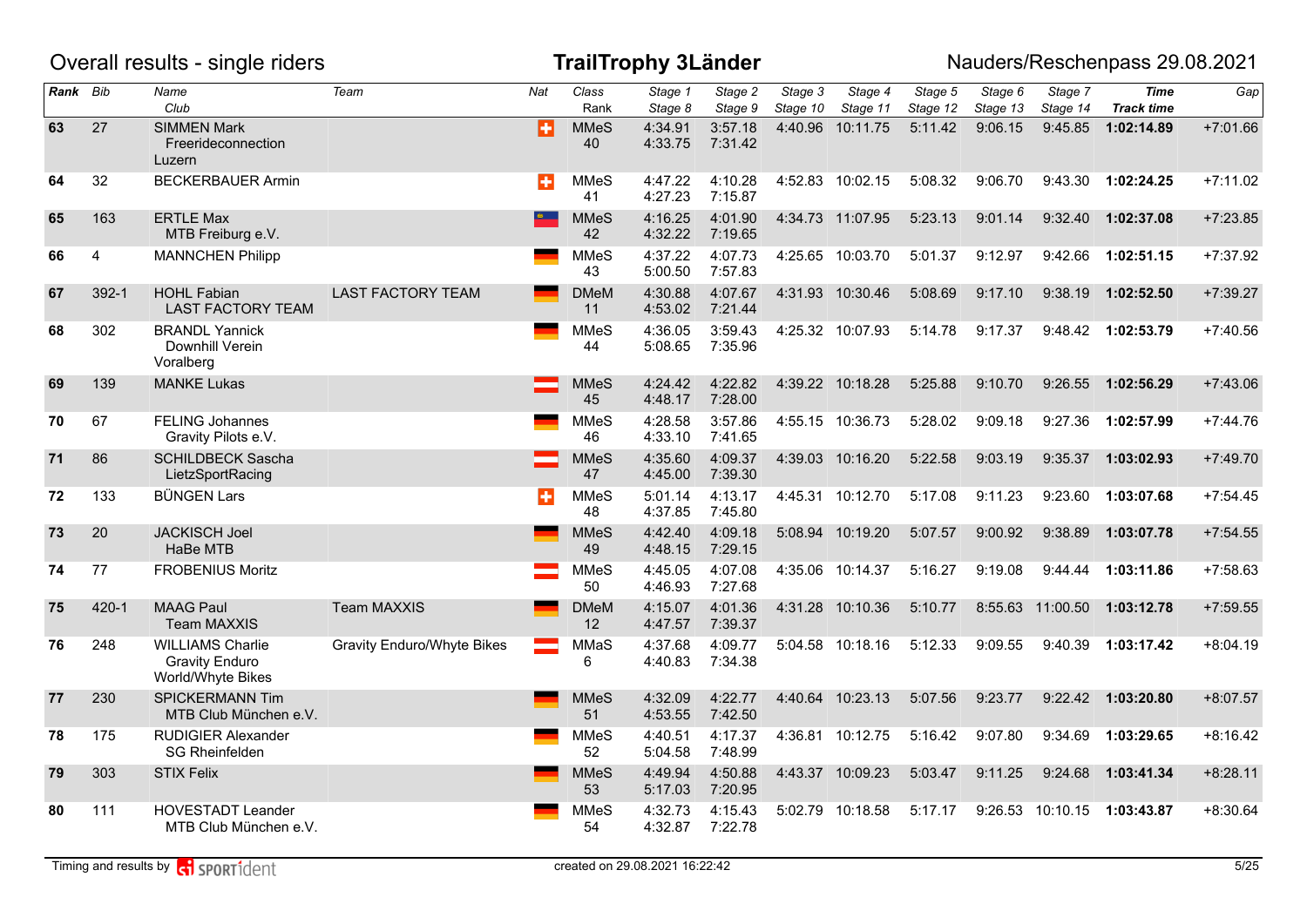# Overall results - single riders

**TrailTrophy 3Länder**

Nauders/Reschenpass 29.08.2021

| Rank | Bib | Name / Club | Team | Nat | Class / Rank | Stage 1 / Stage 8 | Stage 2 / Stage 9 | Stage 3 / Stage 10 | Stage 4 / Stage 11 | Stage 5 / Stage 12 | Stage 6 / Stage 13 | Stage 7 / Stage 14 | Time / Track time | Gap |
|---|---|---|---|---|---|---|---|---|---|---|---|---|---|---|
| 63 | 27 | SIMMEN Mark<br>Freerideconnection Luzern | | SUI | MMeS<br>40 | 4:34.91<br>4:33.75 | 3:57.18<br>7:31.42 | 4:40.96 | 10:11.75 | 5:11.42 | 9:06.15 | 9:45.85 | **1:02:14.89** | +7:01.66 |
| 64 | 32 | BECKERBAUER Armin | | SUI | MMeS<br>41 | 4:47.22<br>4:27.23 | 4:10.28<br>7:15.87 | 4:52.83 | 10:02.15 | 5:08.32 | 9:06.70 | 9:43.30 | **1:02:24.25** | +7:11.02 |
| 65 | 163 | ERTLE Max<br>MTB Freiburg e.V. | | LIE | MMeS<br>42 | 4:16.25<br>4:32.22 | 4:01.90<br>7:19.65 | 4:34.73 | 11:07.95 | 5:23.13 | 9:01.14 | 9:32.40 | **1:02:37.08** | +7:23.85 |
| 66 | 4 | MANNCHEN Philipp | | GER | MMeS<br>43 | 4:37.22<br>5:00.50 | 4:07.73<br>7:57.83 | 4:25.65 | 10:03.70 | 5:01.37 | 9:12.97 | 9:42.66 | **1:02:51.15** | +7:37.92 |
| 67 | 392-1 | HOHL Fabian<br>LAST FACTORY TEAM | LAST FACTORY TEAM | GER | DMeM<br>11 | 4:30.88<br>4:53.02 | 4:07.67<br>7:21.44 | 4:31.93 | 10:30.46 | 5:08.69 | 9:17.10 | 9:38.19 | **1:02:52.50** | +7:39.27 |
| 68 | 302 | BRANDL Yannick<br>Downhill Verein Voralberg | | GER | MMeS<br>44 | 4:36.05<br>5:08.65 | 3:59.43<br>7:35.96 | 4:25.32 | 10:07.93 | 5:14.78 | 9:17.37 | 9:48.42 | **1:02:53.79** | +7:40.56 |
| 69 | 139 | MANKE Lukas | | AUT | MMeS<br>45 | 4:24.42<br>4:48.17 | 4:22.82<br>7:28.00 | 4:39.22 | 10:18.28 | 5:25.88 | 9:10.70 | 9:26.55 | **1:02:56.29** | +7:43.06 |
| 70 | 67 | FELING Johannes<br>Gravity Pilots e.V. | | GER | MMeS<br>46 | 4:28.58<br>4:33.10 | 3:57.86<br>7:41.65 | 4:55.15 | 10:36.73 | 5:28.02 | 9:09.18 | 9:27.36 | **1:02:57.99** | +7:44.76 |
| 71 | 86 | SCHILDBECK Sascha<br>LietzSportRacing | | AUT | MMeS<br>47 | 4:35.60<br>4:45.00 | 4:09.37<br>7:39.30 | 4:39.03 | 10:16.20 | 5:22.58 | 9:03.19 | 9:35.37 | **1:03:02.93** | +7:49.70 |
| 72 | 133 | BÜNGEN Lars | | SUI | MMeS<br>48 | 5:01.14<br>4:37.85 | 4:13.17<br>7:45.80 | 4:45.31 | 10:12.70 | 5:17.08 | 9:11.23 | 9:23.60 | **1:03:07.68** | +7:54.45 |
| 73 | 20 | JACKISCH Joel<br>HaBe MTB | | GER | MMeS<br>49 | 4:42.40<br>4:48.15 | 4:09.18<br>7:29.15 | 5:08.94 | 10:19.20 | 5:07.57 | 9:00.92 | 9:38.89 | **1:03:07.78** | +7:54.55 |
| 74 | 77 | FROBENIUS Moritz | | AUT | MMeS<br>50 | 4:45.05<br>4:46.93 | 4:07.08<br>7:27.68 | 4:35.06 | 10:14.37 | 5:16.27 | 9:19.08 | 9:44.44 | **1:03:11.86** | +7:58.63 |
| 75 | 420-1 | MAAG Paul<br>Team MAXXIS | Team MAXXIS | GER | DMeM<br>12 | 4:15.07<br>4:47.57 | 4:01.36<br>7:39.37 | 4:31.28 | 10:10.36 | 5:10.77 | 8:55.63 | 11:00.50 | **1:03:12.78** | +7:59.55 |
| 76 | 248 | WILLIAMS Charlie<br>Gravity Enduro World/Whyte Bikes | Gravity Enduro/Whyte Bikes | AUT | MMaS<br>6 | 4:37.68<br>4:40.83 | 4:09.77<br>7:34.38 | 5:04.58 | 10:18.16 | 5:12.33 | 9:09.55 | 9:40.39 | **1:03:17.42** | +8:04.19 |
| 77 | 230 | SPICKERMANN Tim<br>MTB Club München e.V. | | GER | MMeS<br>51 | 4:32.09<br>4:53.55 | 4:22.77<br>7:42.50 | 4:40.64 | 10:23.13 | 5:07.56 | 9:23.77 | 9:22.42 | **1:03:20.80** | +8:07.57 |
| 78 | 175 | RUDIGIER Alexander<br>SG Rheinfelden | | GER | MMeS<br>52 | 4:40.51<br>5:04.58 | 4:17.37<br>7:48.99 | 4:36.81 | 10:12.75 | 5:16.42 | 9:07.80 | 9:34.69 | **1:03:29.65** | +8:16.42 |
| 79 | 303 | STIX Felix | | GER | MMeS<br>53 | 4:49.94<br>5:17.03 | 4:50.88<br>7:20.95 | 4:43.37 | 10:09.23 | 5:03.47 | 9:11.25 | 9:24.68 | **1:03:41.34** | +8:28.11 |
| 80 | 111 | HOVESTADT Leander<br>MTB Club München e.V. | | GER | MMeS<br>54 | 4:32.73<br>4:32.87 | 4:15.43<br>7:22.78 | 5:02.79 | 10:18.58 | 5:17.17 | 9:26.53 | 10:10.15 | **1:03:43.87** | +8:30.64 |

Timing and results by SPORTident

created on 29.08.2021 16:22:42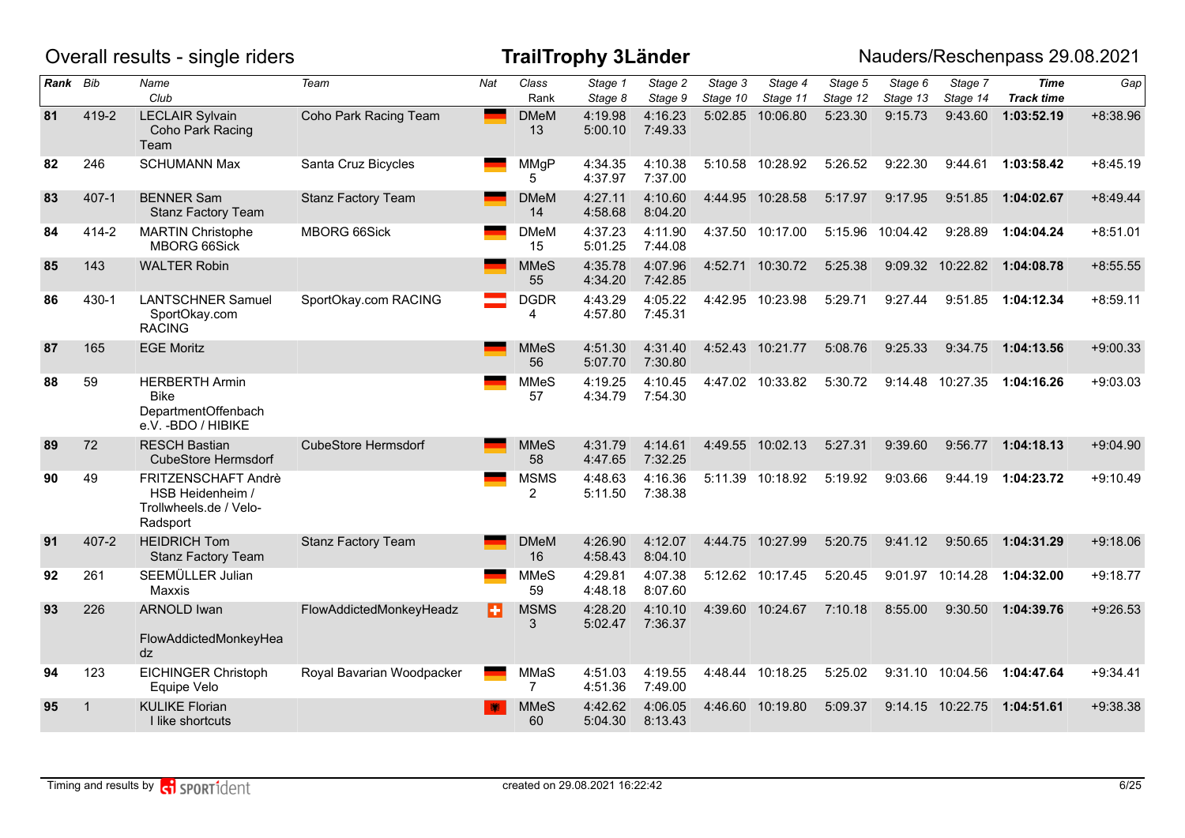Overall results - single riders

**TrailTrophy 3Länder**

Nauders/Reschenpass 29.08.2021

| Rank | Bib | Name / Club | Team | Nat | Class / Rank | Stage 1 / Stage 8 | Stage 2 / Stage 9 | Stage 3 / Stage 10 | Stage 4 / Stage 11 | Stage 5 / Stage 12 | Stage 6 / Stage 13 | Stage 7 / Stage 14 | Time / Track time | Gap |
|---|---|---|---|---|---|---|---|---|---|---|---|---|---|---|
| 81 | 419-2 | LECLAIR Sylvain / Coho Park Racing Team | Coho Park Racing Team | GER | DMeM 13 | 4:19.98 / 5:00.10 | 4:16.23 / 7:49.33 | 5:02.85 | 10:06.80 | 5:23.30 | 9:15.73 | 9:43.60 | **1:03:52.19** | +8:38.96 |
| 82 | 246 | SCHUMANN Max | Santa Cruz Bicycles | GER | MMgP 5 | 4:34.35 / 4:37.97 | 4:10.38 / 7:37.00 | 5:10.58 | 10:28.92 | 5:26.52 | 9:22.30 | 9:44.61 | **1:03:58.42** | +8:45.19 |
| 83 | 407-1 | BENNER Sam / Stanz Factory Team | Stanz Factory Team | GER | DMeM 14 | 4:27.11 / 4:58.68 | 4:10.60 / 8:04.20 | 4:44.95 | 10:28.58 | 5:17.97 | 9:17.95 | 9:51.85 | **1:04:02.67** | +8:49.44 |
| 84 | 414-2 | MARTIN Christophe / MBORG 66Sick | MBORG 66Sick | GER | DMeM 15 | 4:37.23 / 5:01.25 | 4:11.90 / 7:44.08 | 4:37.50 | 10:17.00 | 5:15.96 | 10:04.42 | 9:28.89 | **1:04:04.24** | +8:51.01 |
| 85 | 143 | WALTER Robin | | GER | MMeS 55 | 4:35.78 / 4:34.20 | 4:07.96 / 7:42.85 | 4:52.71 | 10:30.72 | 5:25.38 | 9:09.32 | 10:22.82 | **1:04:08.78** | +8:55.55 |
| 86 | 430-1 | LANTSCHNER Samuel / SportOkay.com RACING | SportOkay.com RACING | AUT | DGDR 4 | 4:43.29 / 4:57.80 | 4:05.22 / 7:45.31 | 4:42.95 | 10:23.98 | 5:29.71 | 9:27.44 | 9:51.85 | **1:04:12.34** | +8:59.11 |
| 87 | 165 | EGE Moritz | | GER | MMeS 56 | 4:51.30 / 5:07.70 | 4:31.40 / 7:30.80 | 4:52.43 | 10:21.77 | 5:08.76 | 9:25.33 | 9:34.75 | **1:04:13.56** | +9:00.33 |
| 88 | 59 | HERBERTH Armin / Bike DepartmentOffenbach e.V. -BDO / HIBIKE | | GER | MMeS 57 | 4:19.25 / 4:34.79 | 4:10.45 / 7:54.30 | 4:47.02 | 10:33.82 | 5:30.72 | 9:14.48 | 10:27.35 | **1:04:16.26** | +9:03.03 |
| 89 | 72 | RESCH Bastian / CubeStore Hermsdorf | CubeStore Hermsdorf | GER | MMeS 58 | 4:31.79 / 4:47.65 | 4:14.61 / 7:32.25 | 4:49.55 | 10:02.13 | 5:27.31 | 9:39.60 | 9:56.77 | **1:04:18.13** | +9:04.90 |
| 90 | 49 | FRITZENSCHAFT Andrè / HSB Heidenheim / Trollwheels.de / Velo-Radsport | | GER | MSMS 2 | 4:48.63 / 5:11.50 | 4:16.36 / 7:38.38 | 5:11.39 | 10:18.92 | 5:19.92 | 9:03.66 | 9:44.19 | **1:04:23.72** | +9:10.49 |
| 91 | 407-2 | HEIDRICH Tom / Stanz Factory Team | Stanz Factory Team | GER | DMeM 16 | 4:26.90 / 4:58.43 | 4:12.07 / 8:04.10 | 4:44.75 | 10:27.99 | 5:20.75 | 9:41.12 | 9:50.65 | **1:04:31.29** | +9:18.06 |
| 92 | 261 | SEEMÜLLER Julian / Maxxis | | GER | MMeS 59 | 4:29.81 / 4:48.18 | 4:07.38 / 8:07.60 | 5:12.62 | 10:17.45 | 5:20.45 | 9:01.97 | 10:14.28 | **1:04:32.00** | +9:18.77 |
| 93 | 226 | ARNOLD Iwan / FlowAddictedMonkeyHeadz | FlowAddictedMonkeyHeadz | SUI | MSMS 3 | 4:28.20 / 5:02.47 | 4:10.10 / 7:36.37 | 4:39.60 | 10:24.67 | 7:10.18 | 8:55.00 | 9:30.50 | **1:04:39.76** | +9:26.53 |
| 94 | 123 | EICHINGER Christoph / Equipe Velo | Royal Bavarian Woodpacker | GER | MMaS 7 | 4:51.03 / 4:51.36 | 4:19.55 / 7:49.00 | 4:48.44 | 10:18.25 | 5:25.02 | 9:31.10 | 10:04.56 | **1:04:47.64** | +9:34.41 |
| 95 | 1 | KULIKE Florian / I like shortcuts | | ALB | MMeS 60 | 4:42.62 / 5:04.30 | 4:06.05 / 8:13.43 | 4:46.60 | 10:19.80 | 5:09.37 | 9:14.15 | 10:22.75 | **1:04:51.61** | +9:38.38 |

Timing and results by SPORTident — created on 29.08.2021 16:22:42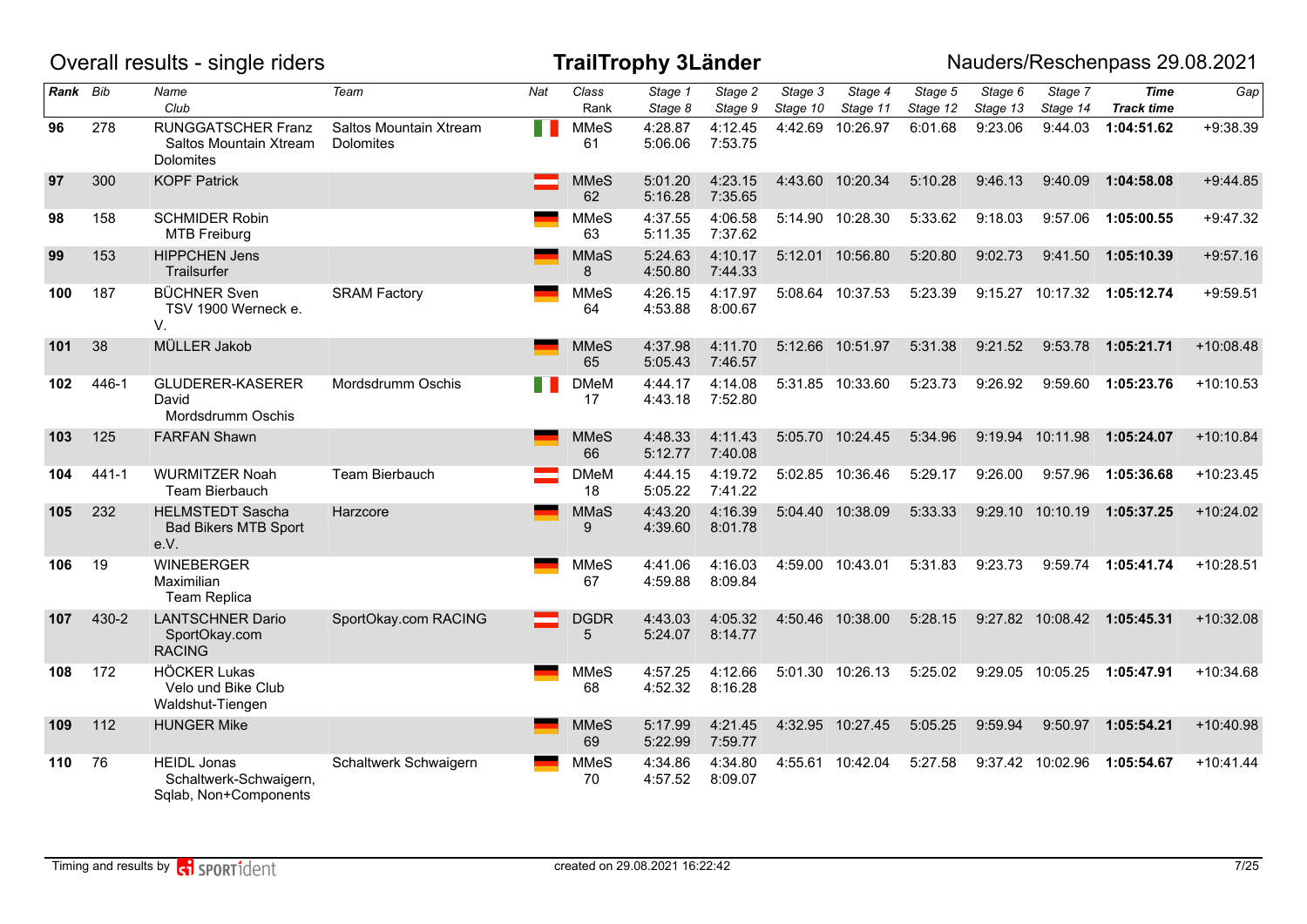Overall results - single riders

# TrailTrophy 3Länder

Nauders/Reschenpass 29.08.2021

| Rank | Bib | Name / Club | Team | Nat | Class / Rank | Stage 1 / Stage 8 | Stage 2 / Stage 9 | Stage 3 / Stage 10 | Stage 4 / Stage 11 | Stage 5 / Stage 12 | Stage 6 / Stage 13 | Stage 7 / Stage 14 | Time / Track time | Gap |
|---|---|---|---|---|---|---|---|---|---|---|---|---|---|---|
| **96** | 278 | RUNGGATSCHER Franz<br>Saltos Mountain Xtream Dolomites | Saltos Mountain Xtream Dolomites | ITA | MMeS<br>61 | 4:28.87<br>5:06.06 | 4:12.45<br>7:53.75 | 4:42.69 | 10:26.97 | 6:01.68 | 9:23.06 | 9:44.03 | **1:04:51.62** | +9:38.39 |
| **97** | 300 | KOPF Patrick | | AUT | MMeS<br>62 | 5:01.20<br>5:16.28 | 4:23.15<br>7:35.65 | 4:43.60 | 10:20.34 | 5:10.28 | 9:46.13 | 9:40.09 | **1:04:58.08** | +9:44.85 |
| **98** | 158 | SCHMIDER Robin<br>MTB Freiburg | | GER | MMeS<br>63 | 4:37.55<br>5:11.35 | 4:06.58<br>7:37.62 | 5:14.90 | 10:28.30 | 5:33.62 | 9:18.03 | 9:57.06 | **1:05:00.55** | +9:47.32 |
| **99** | 153 | HIPPCHEN Jens<br>Trailsurfer | | GER | MMaS<br>8 | 5:24.63<br>4:50.80 | 4:10.17<br>7:44.33 | 5:12.01 | 10:56.80 | 5:20.80 | 9:02.73 | 9:41.50 | **1:05:10.39** | +9:57.16 |
| **100** | 187 | BÜCHNER Sven<br>TSV 1900 Werneck e. V. | SRAM Factory | GER | MMeS<br>64 | 4:26.15<br>4:53.88 | 4:17.97<br>8:00.67 | 5:08.64 | 10:37.53 | 5:23.39 | 9:15.27 | 10:17.32 | **1:05:12.74** | +9:59.51 |
| **101** | 38 | MÜLLER Jakob | | GER | MMeS<br>65 | 4:37.98<br>5:05.43 | 4:11.70<br>7:46.57 | 5:12.66 | 10:51.97 | 5:31.38 | 9:21.52 | 9:53.78 | **1:05:21.71** | +10:08.48 |
| **102** | 446-1 | GLUDERER-KASERER David<br>Mordsdrumm Oschis | Mordsdrumm Oschis | ITA | DMeM<br>17 | 4:44.17<br>4:43.18 | 4:14.08<br>7:52.80 | 5:31.85 | 10:33.60 | 5:23.73 | 9:26.92 | 9:59.60 | **1:05:23.76** | +10:10.53 |
| **103** | 125 | FARFAN Shawn | | GER | MMeS<br>66 | 4:48.33<br>5:12.77 | 4:11.43<br>7:40.08 | 5:05.70 | 10:24.45 | 5:34.96 | 9:19.94 | 10:11.98 | **1:05:24.07** | +10:10.84 |
| **104** | 441-1 | WURMITZER Noah<br>Team Bierbauch | Team Bierbauch | AUT | DMeM<br>18 | 4:44.15<br>5:05.22 | 4:19.72<br>7:41.22 | 5:02.85 | 10:36.46 | 5:29.17 | 9:26.00 | 9:57.96 | **1:05:36.68** | +10:23.45 |
| **105** | 232 | HELMSTEDT Sascha<br>Bad Bikers MTB Sport e.V. | Harzcore | GER | MMaS<br>9 | 4:43.20<br>4:39.60 | 4:16.39<br>8:01.78 | 5:04.40 | 10:38.09 | 5:33.33 | 9:29.10 | 10:10.19 | **1:05:37.25** | +10:24.02 |
| **106** | 19 | WINEBERGER Maximilian<br>Team Replica | | GER | MMeS<br>67 | 4:41.06<br>4:59.88 | 4:16.03<br>8:09.84 | 4:59.00 | 10:43.01 | 5:31.83 | 9:23.73 | 9:59.74 | **1:05:41.74** | +10:28.51 |
| **107** | 430-2 | LANTSCHNER Dario<br>SportOkay.com RACING | SportOkay.com RACING | AUT | DGDR<br>5 | 4:43.03<br>5:24.07 | 4:05.32<br>8:14.77 | 4:50.46 | 10:38.00 | 5:28.15 | 9:27.82 | 10:08.42 | **1:05:45.31** | +10:32.08 |
| **108** | 172 | HÖCKER Lukas<br>Velo und Bike Club Waldshut-Tiengen | | GER | MMeS<br>68 | 4:57.25<br>4:52.32 | 4:12.66<br>8:16.28 | 5:01.30 | 10:26.13 | 5:25.02 | 9:29.05 | 10:05.25 | **1:05:47.91** | +10:34.68 |
| **109** | 112 | HUNGER Mike | | GER | MMeS<br>69 | 5:17.99<br>5:22.99 | 4:21.45<br>7:59.77 | 4:32.95 | 10:27.45 | 5:05.25 | 9:59.94 | 9:50.97 | **1:05:54.21** | +10:40.98 |
| **110** | 76 | HEIDL Jonas<br>Schaltwerk-Schwaigern, Sqlab, Non+Components | Schaltwerk Schwaigern | GER | MMeS<br>70 | 4:34.86<br>4:57.52 | 4:34.80<br>8:09.07 | 4:55.61 | 10:42.04 | 5:27.58 | 9:37.42 | 10:02.96 | **1:05:54.67** | +10:41.44 |

Timing and results by SPORTident — created on 29.08.2021 16:22:42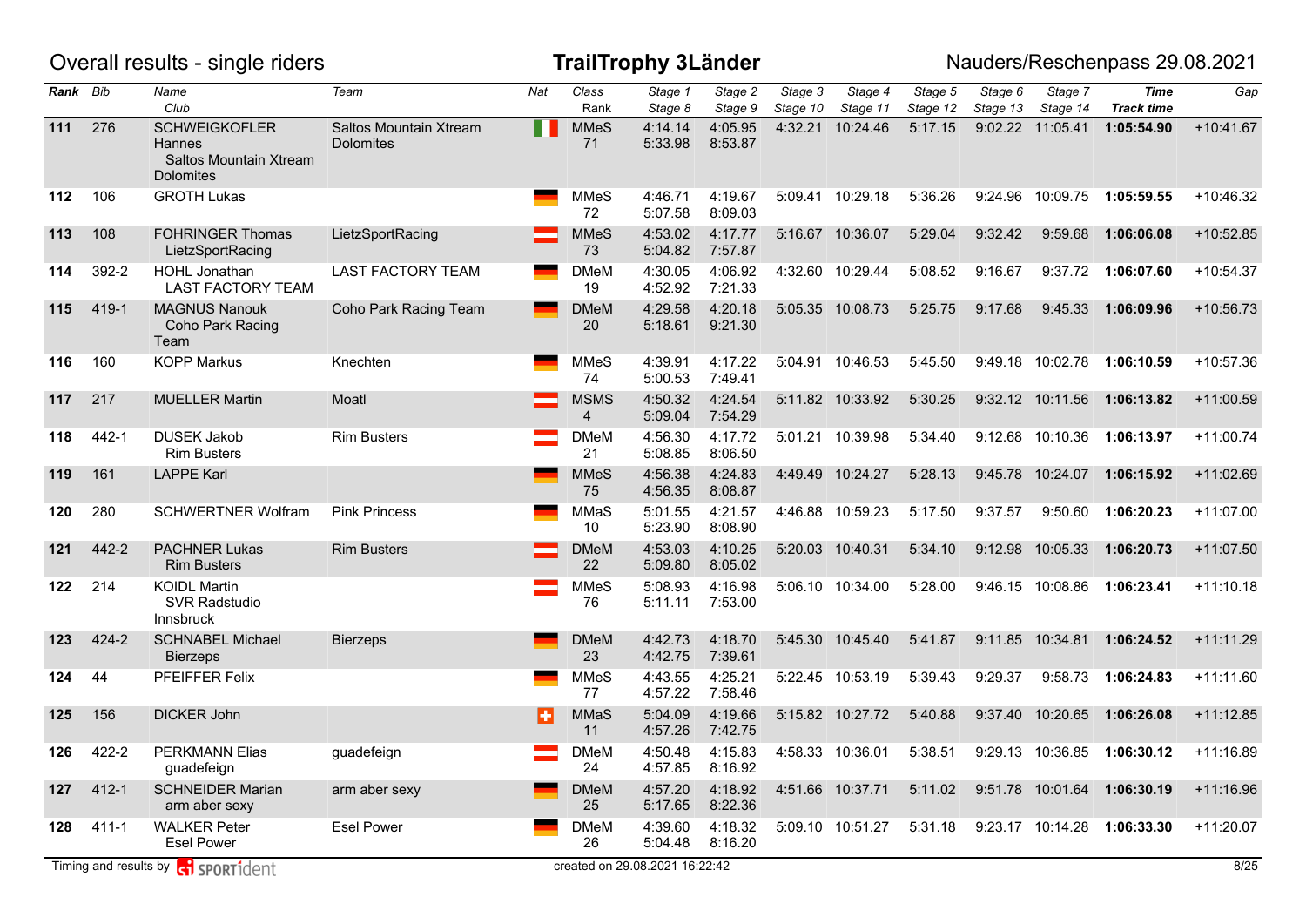Overall results - single riders

**TrailTrophy 3Länder**

Nauders/Reschenpass 29.08.2021

| Rank | Bib | Name / Club | Team | Nat | Class / Rank | Stage 1 / Stage 8 | Stage 2 / Stage 9 | Stage 3 / Stage 10 | Stage 4 / Stage 11 | Stage 5 / Stage 12 | Stage 6 / Stage 13 | Stage 7 / Stage 14 | Time / Track time | Gap |
|---|---|---|---|---|---|---|---|---|---|---|---|---|---|---|
| **111** | 276 | SCHWEIGKOFLER Hannes / Saltos Mountain Xtream Dolomites | Saltos Mountain Xtream Dolomites | ITA | MMeS 71 | 4:14.14 5:33.98 | 4:05.95 8:53.87 | 4:32.21 | 10:24.46 | 5:17.15 | 9:02.22 | 11:05.41 | **1:05:54.90** | +10:41.67 |
| **112** | 106 | GROTH Lukas | | GER | MMeS 72 | 4:46.71 5:07.58 | 4:19.67 8:09.03 | 5:09.41 | 10:29.18 | 5:36.26 | 9:24.96 | 10:09.75 | **1:05:59.55** | +10:46.32 |
| **113** | 108 | FOHRINGER Thomas / LietzSportRacing | LietzSportRacing | AUT | MMeS 73 | 4:53.02 5:04.82 | 4:17.77 7:57.87 | 5:16.67 | 10:36.07 | 5:29.04 | 9:32.42 | 9:59.68 | **1:06:06.08** | +10:52.85 |
| **114** | 392-2 | HOHL Jonathan / LAST FACTORY TEAM | LAST FACTORY TEAM | GER | DMeM 19 | 4:30.05 4:52.92 | 4:06.92 7:21.33 | 4:32.60 | 10:29.44 | 5:08.52 | 9:16.67 | 9:37.72 | **1:06:07.60** | +10:54.37 |
| **115** | 419-1 | MAGNUS Nanouk / Coho Park Racing Team | Coho Park Racing Team | GER | DMeM 20 | 4:29.58 5:18.61 | 4:20.18 9:21.30 | 5:05.35 | 10:08.73 | 5:25.75 | 9:17.68 | 9:45.33 | **1:06:09.96** | +10:56.73 |
| **116** | 160 | KOPP Markus | Knechten | GER | MMeS 74 | 4:39.91 5:00.53 | 4:17.22 7:49.41 | 5:04.91 | 10:46.53 | 5:45.50 | 9:49.18 | 10:02.78 | **1:06:10.59** | +10:57.36 |
| **117** | 217 | MUELLER Martin | Moatl | AUT | MSMS 4 | 4:50.32 5:09.04 | 4:24.54 7:54.29 | 5:11.82 | 10:33.92 | 5:30.25 | 9:32.12 | 10:11.56 | **1:06:13.82** | +11:00.59 |
| **118** | 442-1 | DUSEK Jakob / Rim Busters | Rim Busters | AUT | DMeM 21 | 4:56.30 5:08.85 | 4:17.72 8:06.50 | 5:01.21 | 10:39.98 | 5:34.40 | 9:12.68 | 10:10.36 | **1:06:13.97** | +11:00.74 |
| **119** | 161 | LAPPE Karl | | GER | MMeS 75 | 4:56.38 4:56.35 | 4:24.83 8:08.87 | 4:49.49 | 10:24.27 | 5:28.13 | 9:45.78 | 10:24.07 | **1:06:15.92** | +11:02.69 |
| **120** | 280 | SCHWERTNER Wolfram | Pink Princess | GER | MMaS 10 | 5:01.55 5:23.90 | 4:21.57 8:08.90 | 4:46.88 | 10:59.23 | 5:17.50 | 9:37.57 | 9:50.60 | **1:06:20.23** | +11:07.00 |
| **121** | 442-2 | PACHNER Lukas / Rim Busters | Rim Busters | AUT | DMeM 22 | 4:53.03 5:09.80 | 4:10.25 8:05.02 | 5:20.03 | 10:40.31 | 5:34.10 | 9:12.98 | 10:05.33 | **1:06:20.73** | +11:07.50 |
| **122** | 214 | KOIDL Martin / SVR Radstudio Innsbruck | | AUT | MMeS 76 | 5:08.93 5:11.11 | 4:16.98 7:53.00 | 5:06.10 | 10:34.00 | 5:28.00 | 9:46.15 | 10:08.86 | **1:06:23.41** | +11:10.18 |
| **123** | 424-2 | SCHNABEL Michael / Bierzeps | Bierzeps | GER | DMeM 23 | 4:42.73 4:42.75 | 4:18.70 7:39.61 | 5:45.30 | 10:45.40 | 5:41.87 | 9:11.85 | 10:34.81 | **1:06:24.52** | +11:11.29 |
| **124** | 44 | PFEIFFER Felix | | GER | MMeS 77 | 4:43.55 4:57.22 | 4:25.21 7:58.46 | 5:22.45 | 10:53.19 | 5:39.43 | 9:29.37 | 9:58.73 | **1:06:24.83** | +11:11.60 |
| **125** | 156 | DICKER John | | SUI | MMaS 11 | 5:04.09 4:57.26 | 4:19.66 7:42.75 | 5:15.82 | 10:27.72 | 5:40.88 | 9:37.40 | 10:20.65 | **1:06:26.08** | +11:12.85 |
| **126** | 422-2 | PERKMANN Elias / guadefeign | guadefeign | AUT | DMeM 24 | 4:50.48 4:57.85 | 4:15.83 8:16.92 | 4:58.33 | 10:36.01 | 5:38.51 | 9:29.13 | 10:36.85 | **1:06:30.12** | +11:16.89 |
| **127** | 412-1 | SCHNEIDER Marian / arm aber sexy | arm aber sexy | GER | DMeM 25 | 4:57.20 5:17.65 | 4:18.92 8:22.36 | 4:51.66 | 10:37.71 | 5:11.02 | 9:51.78 | 10:01.64 | **1:06:30.19** | +11:16.96 |
| **128** | 411-1 | WALKER Peter / Esel Power | Esel Power | GER | DMeM 26 | 4:39.60 5:04.48 | 4:18.32 8:16.20 | 5:09.10 | 10:51.27 | 5:31.18 | 9:23.17 | 10:14.28 | **1:06:33.30** | +11:20.07 |

Timing and results by SPORTident

created on 29.08.2021 16:22:42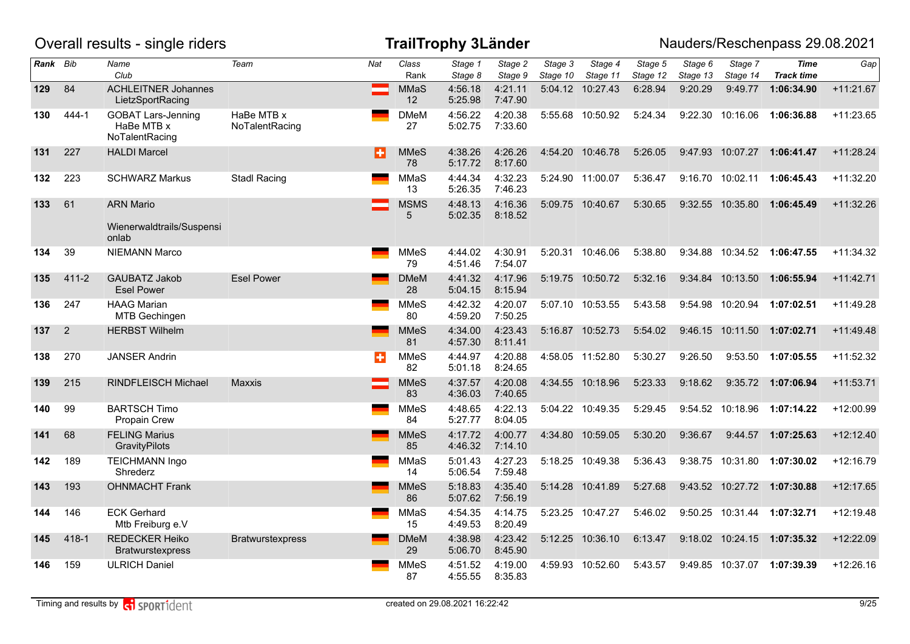Overall results - single riders

# TrailTrophy 3Länder

Nauders/Reschenpass 29.08.2021

| Rank | Bib | Name / Club | Team | Nat | Class / Rank | Stage 1 / Stage 8 | Stage 2 / Stage 9 | Stage 3 / Stage 10 | Stage 4 / Stage 11 | Stage 5 / Stage 12 | Stage 6 / Stage 13 | Stage 7 / Stage 14 | Time / Track time | Gap |
|---|---|---|---|---|---|---|---|---|---|---|---|---|---|---|
| 129 | 84 | ACHLEITNER Johannes / LietzSportRacing | | AUT | MMaS 12 | 4:56.18 / 5:25.98 | 4:21.11 / 7:47.90 | 5:04.12 | 10:27.43 | 6:28.94 | 9:20.29 | 9:49.77 | 1:06:34.90 | +11:21.67 |
| 130 | 444-1 | GOBAT Lars-Jenning / HaBe MTB x NoTalentRacing | HaBe MTB x NoTalentRacing | GER | DMeM 27 | 4:56.22 / 5:02.75 | 4:20.38 / 7:33.60 | 5:55.68 | 10:50.92 | 5:24.34 | 9:22.30 | 10:16.06 | 1:06:36.88 | +11:23.65 |
| 131 | 227 | HALDI Marcel | | SUI | MMeS 78 | 4:38.26 / 5:17.72 | 4:26.26 / 8:17.60 | 4:54.20 | 10:46.78 | 5:26.05 | 9:47.93 | 10:07.27 | 1:06:41.47 | +11:28.24 |
| 132 | 223 | SCHWARZ Markus | Stadl Racing | GER | MMaS 13 | 4:44.34 / 5:26.35 | 4:32.23 / 7:46.23 | 5:24.90 | 11:00.07 | 5:36.47 | 9:16.70 | 10:02.11 | 1:06:45.43 | +11:32.20 |
| 133 | 61 | ARN Mario / Wienerwaldtrails/Suspensionlab | | AUT | MSMS 5 | 4:48.13 / 5:02.35 | 4:16.36 / 8:18.52 | 5:09.75 | 10:40.67 | 5:30.65 | 9:32.55 | 10:35.80 | 1:06:45.49 | +11:32.26 |
| 134 | 39 | NIEMANN Marco | | GER | MMeS 79 | 4:44.02 / 4:51.46 | 4:30.91 / 7:54.07 | 5:20.31 | 10:46.06 | 5:38.80 | 9:34.88 | 10:34.52 | 1:06:47.55 | +11:34.32 |
| 135 | 411-2 | GAUBATZ Jakob / Esel Power | Esel Power | GER | DMeM 28 | 4:41.32 / 5:04.15 | 4:17.96 / 8:15.94 | 5:19.75 | 10:50.72 | 5:32.16 | 9:34.84 | 10:13.50 | 1:06:55.94 | +11:42.71 |
| 136 | 247 | HAAG Marian / MTB Gechingen | | GER | MMeS 80 | 4:42.32 / 4:59.20 | 4:20.07 / 7:50.25 | 5:07.10 | 10:53.55 | 5:43.58 | 9:54.98 | 10:20.94 | 1:07:02.51 | +11:49.28 |
| 137 | 2 | HERBST Wilhelm | | GER | MMeS 81 | 4:34.00 / 4:57.30 | 4:23.43 / 8:11.41 | 5:16.87 | 10:52.73 | 5:54.02 | 9:46.15 | 10:11.50 | 1:07:02.71 | +11:49.48 |
| 138 | 270 | JANSER Andrin | | SUI | MMeS 82 | 4:44.97 / 5:01.18 | 4:20.88 / 8:24.65 | 4:58.05 | 11:52.80 | 5:30.27 | 9:26.50 | 9:53.50 | 1:07:05.55 | +11:52.32 |
| 139 | 215 | RINDFLEISCH Michael | Maxxis | AUT | MMeS 83 | 4:37.57 / 4:36.03 | 4:20.08 / 7:40.65 | 4:34.55 | 10:18.96 | 5:23.33 | 9:18.62 | 9:35.72 | 1:07:06.94 | +11:53.71 |
| 140 | 99 | BARTSCH Timo / Propain Crew | | GER | MMeS 84 | 4:48.65 / 5:27.77 | 4:22.13 / 8:04.05 | 5:04.22 | 10:49.35 | 5:29.45 | 9:54.52 | 10:18.96 | 1:07:14.22 | +12:00.99 |
| 141 | 68 | FELING Marius / GravityPilots | | GER | MMeS 85 | 4:17.72 / 4:46.32 | 4:00.77 / 7:14.10 | 4:34.80 | 10:59.05 | 5:30.20 | 9:36.67 | 9:44.57 | 1:07:25.63 | +12:12.40 |
| 142 | 189 | TEICHMANN Ingo / Shrederz | | GER | MMaS 14 | 5:01.43 / 5:06.54 | 4:27.23 / 7:59.48 | 5:18.25 | 10:49.38 | 5:36.43 | 9:38.75 | 10:31.80 | 1:07:30.02 | +12:16.79 |
| 143 | 193 | OHNMACHT Frank | | GER | MMeS 86 | 5:18.83 / 5:07.62 | 4:35.40 / 7:56.19 | 5:14.28 | 10:41.89 | 5:27.68 | 9:43.52 | 10:27.72 | 1:07:30.88 | +12:17.65 |
| 144 | 146 | ECK Gerhard / Mtb Freiburg e.V | | GER | MMaS 15 | 4:54.35 / 4:49.53 | 4:14.75 / 8:20.49 | 5:23.25 | 10:47.27 | 5:46.02 | 9:50.25 | 10:31.44 | 1:07:32.71 | +12:19.48 |
| 145 | 418-1 | REDECKER Heiko / Bratwurstexpress | Bratwurstexpress | GER | DMeM 29 | 4:38.98 / 5:06.70 | 4:23.42 / 8:45.90 | 5:12.25 | 10:36.10 | 6:13.47 | 9:18.02 | 10:24.15 | 1:07:35.32 | +12:22.09 |
| 146 | 159 | ULRICH Daniel | | GER | MMeS 87 | 4:51.52 / 4:55.55 | 4:19.00 / 8:35.83 | 4:59.93 | 10:52.60 | 5:43.57 | 9:49.85 | 10:37.07 | 1:07:39.39 | +12:26.16 |

Timing and results by SPORTident — created on 29.08.2021 16:22:42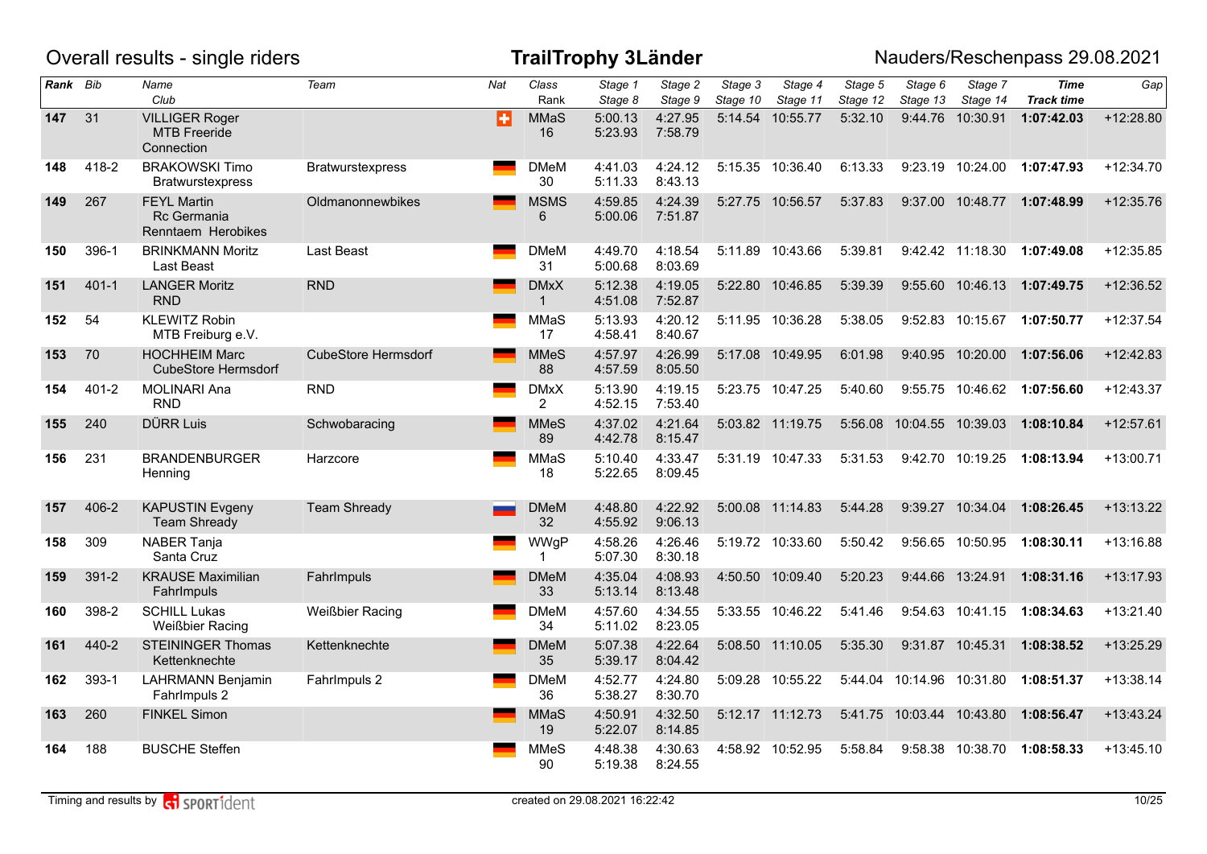Overall results - single riders

**TrailTrophy 3Länder**

Nauders/Reschenpass 29.08.2021

| Rank | Bib | Name / Club | Team | Nat | Class / Rank | Stage 1 / Stage 8 | Stage 2 / Stage 9 | Stage 3 / Stage 10 | Stage 4 / Stage 11 | Stage 5 / Stage 12 | Stage 6 / Stage 13 | Stage 7 / Stage 14 | Time / Track time | Gap |
|---|---|---|---|---|---|---|---|---|---|---|---|---|---|---|
| **147** | 31 | VILLIGER Roger / MTB Freeride Connection | | SUI | MMaS 16 | 5:00.13 / 5:23.93 | 4:27.95 / 7:58.79 | 5:14.54 | 10:55.77 | 5:32.10 | 9:44.76 | 10:30.91 | **1:07:42.03** | +12:28.80 |
| **148** | 418-2 | BRAKOWSKI Timo / Bratwurstexpress | Bratwurstexpress | GER | DMeM 30 | 4:41.03 / 5:11.33 | 4:24.12 / 8:43.13 | 5:15.35 | 10:36.40 | 6:13.33 | 9:23.19 | 10:24.00 | **1:07:47.93** | +12:34.70 |
| **149** | 267 | FEYL Martin / Rc Germania Renntaem Herobikes | Oldmanonnewbikes | GER | MSMS 6 | 4:59.85 / 5:00.06 | 4:24.39 / 7:51.87 | 5:27.75 | 10:56.57 | 5:37.83 | 9:37.00 | 10:48.77 | **1:07:48.99** | +12:35.76 |
| **150** | 396-1 | BRINKMANN Moritz / Last Beast | Last Beast | GER | DMeM 31 | 4:49.70 / 5:00.68 | 4:18.54 / 8:03.69 | 5:11.89 | 10:43.66 | 5:39.81 | 9:42.42 | 11:18.30 | **1:07:49.08** | +12:35.85 |
| **151** | 401-1 | LANGER Moritz / RND | RND | GER | DMxX 1 | 5:12.38 / 4:51.08 | 4:19.05 / 7:52.87 | 5:22.80 | 10:46.85 | 5:39.39 | 9:55.60 | 10:46.13 | **1:07:49.75** | +12:36.52 |
| **152** | 54 | KLEWITZ Robin / MTB Freiburg e.V. | | GER | MMaS 17 | 5:13.93 / 4:58.41 | 4:20.12 / 8:40.67 | 5:11.95 | 10:36.28 | 5:38.05 | 9:52.83 | 10:15.67 | **1:07:50.77** | +12:37.54 |
| **153** | 70 | HOCHHEIM Marc / CubeStore Hermsdorf | CubeStore Hermsdorf | GER | MMeS 88 | 4:57.97 / 4:57.59 | 4:26.99 / 8:05.50 | 5:17.08 | 10:49.95 | 6:01.98 | 9:40.95 | 10:20.00 | **1:07:56.06** | +12:42.83 |
| **154** | 401-2 | MOLINARI Ana / RND | RND | GER | DMxX 2 | 5:13.90 / 4:52.15 | 4:19.15 / 7:53.40 | 5:23.75 | 10:47.25 | 5:40.60 | 9:55.75 | 10:46.62 | **1:07:56.60** | +12:43.37 |
| **155** | 240 | DÜRR Luis | Schwobaracing | GER | MMeS 89 | 4:37.02 / 4:42.78 | 4:21.64 / 8:15.47 | 5:03.82 | 11:19.75 | 5:56.08 | 10:04.55 | 10:39.03 | **1:08:10.84** | +12:57.61 |
| **156** | 231 | BRANDENBURGER Henning | Harzcore | GER | MMaS 18 | 5:10.40 / 5:22.65 | 4:33.47 / 8:09.45 | 5:31.19 | 10:47.33 | 5:31.53 | 9:42.70 | 10:19.25 | **1:08:13.94** | +13:00.71 |
| **157** | 406-2 | KAPUSTIN Evgeny / Team Shready | Team Shready | RUS | DMeM 32 | 4:48.80 / 4:55.92 | 4:22.92 / 9:06.13 | 5:00.08 | 11:14.83 | 5:44.28 | 9:39.27 | 10:34.04 | **1:08:26.45** | +13:13.22 |
| **158** | 309 | NABER Tanja / Santa Cruz | | GER | WWgP 1 | 4:58.26 / 5:07.30 | 4:26.46 / 8:30.18 | 5:19.72 | 10:33.60 | 5:50.42 | 9:56.65 | 10:50.95 | **1:08:30.11** | +13:16.88 |
| **159** | 391-2 | KRAUSE Maximilian / FahrImpuls | FahrImpuls | GER | DMeM 33 | 4:35.04 / 5:13.14 | 4:08.93 / 8:13.48 | 4:50.50 | 10:09.40 | 5:20.23 | 9:44.66 | 13:24.91 | **1:08:31.16** | +13:17.93 |
| **160** | 398-2 | SCHILL Lukas / Weißbier Racing | Weißbier Racing | GER | DMeM 34 | 4:57.60 / 5:11.02 | 4:34.55 / 8:23.05 | 5:33.55 | 10:46.22 | 5:41.46 | 9:54.63 | 10:41.15 | **1:08:34.63** | +13:21.40 |
| **161** | 440-2 | STEININGER Thomas / Kettenknechte | Kettenknechte | GER | DMeM 35 | 5:07.38 / 5:39.17 | 4:22.64 / 8:04.42 | 5:08.50 | 11:10.05 | 5:35.30 | 9:31.87 | 10:45.31 | **1:08:38.52** | +13:25.29 |
| **162** | 393-1 | LAHRMANN Benjamin / FahrImpuls 2 | FahrImpuls 2 | GER | DMeM 36 | 4:52.77 / 5:38.27 | 4:24.80 / 8:30.70 | 5:09.28 | 10:55.22 | 5:44.04 | 10:14.96 | 10:31.80 | **1:08:51.37** | +13:38.14 |
| **163** | 260 | FINKEL Simon | | GER | MMaS 19 | 4:50.91 / 5:22.07 | 4:32.50 / 8:14.85 | 5:12.17 | 11:12.73 | 5:41.75 | 10:03.44 | 10:43.80 | **1:08:56.47** | +13:43.24 |
| **164** | 188 | BUSCHE Steffen | | GER | MMeS 90 | 4:48.38 / 5:19.38 | 4:30.63 / 8:24.55 | 4:58.92 | 10:52.95 | 5:58.84 | 9:58.38 | 10:38.70 | **1:08:58.33** | +13:45.10 |

Timing and results by SPORTident

created on 29.08.2021 16:22:42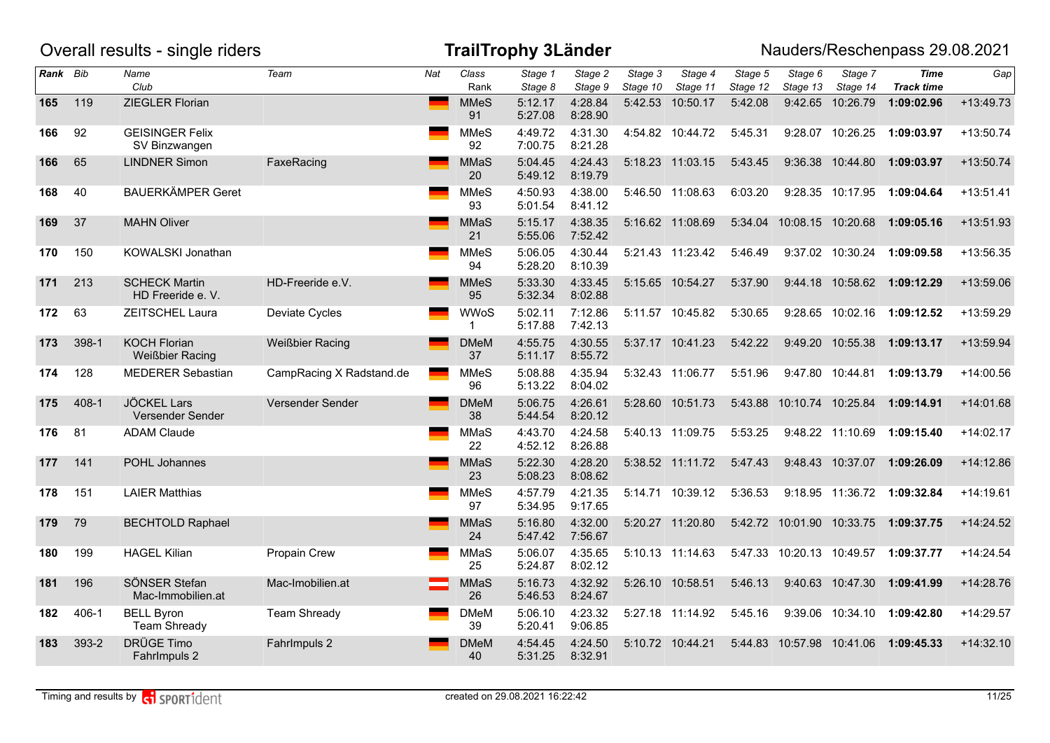# Overall results - single riders

## TrailTrophy 3Länder

Nauders/Reschenpass 29.08.2021

| Rank | Bib | Name / Club | Team | Nat | Class / Rank | Stage 1 / Stage 8 | Stage 2 / Stage 9 | Stage 3 / Stage 10 | Stage 4 / Stage 11 | Stage 5 / Stage 12 | Stage 6 / Stage 13 | Stage 7 / Stage 14 | Time / Track time | Gap |
|---|---|---|---|---|---|---|---|---|---|---|---|---|---|---|
| 165 | 119 | ZIEGLER Florian | | GER | MMeS 91 | 5:12.17 5:27.08 | 4:28.84 8:28.90 | 5:42.53 | 10:50.17 | 5:42.08 | 9:42.65 | 10:26.79 | **1:09:02.96** | +13:49.73 |
| 166 | 92 | GEISINGER Felix SV Binzwangen | | GER | MMeS 92 | 4:49.72 7:00.75 | 4:31.30 8:21.28 | 4:54.82 | 10:44.72 | 5:45.31 | 9:28.07 | 10:26.25 | **1:09:03.97** | +13:50.74 |
| 166 | 65 | LINDNER Simon | FaxeRacing | GER | MMaS 20 | 5:04.45 5:49.12 | 4:24.43 8:19.79 | 5:18.23 | 11:03.15 | 5:43.45 | 9:36.38 | 10:44.80 | **1:09:03.97** | +13:50.74 |
| 168 | 40 | BAUERKÄMPER Geret | | GER | MMeS 93 | 4:50.93 5:01.54 | 4:38.00 8:41.12 | 5:46.50 | 11:08.63 | 6:03.20 | 9:28.35 | 10:17.95 | **1:09:04.64** | +13:51.41 |
| 169 | 37 | MAHN Oliver | | GER | MMaS 21 | 5:15.17 5:55.06 | 4:38.35 7:52.42 | 5:16.62 | 11:08.69 | 5:34.04 | 10:08.15 | 10:20.68 | **1:09:05.16** | +13:51.93 |
| 170 | 150 | KOWALSKI Jonathan | | GER | MMeS 94 | 5:06.05 5:28.20 | 4:30.44 8:10.39 | 5:21.43 | 11:23.42 | 5:46.49 | 9:37.02 | 10:30.24 | **1:09:09.58** | +13:56.35 |
| 171 | 213 | SCHECK Martin HD Freeride e. V. | HD-Freeride e.V. | GER | MMeS 95 | 5:33.30 5:32.34 | 4:33.45 8:02.88 | 5:15.65 | 10:54.27 | 5:37.90 | 9:44.18 | 10:58.62 | **1:09:12.29** | +13:59.06 |
| 172 | 63 | ZEITSCHEL Laura | Deviate Cycles | GER | WWoS 1 | 5:02.11 5:17.88 | 7:12.86 7:42.13 | 5:11.57 | 10:45.82 | 5:30.65 | 9:28.65 | 10:02.16 | **1:09:12.52** | +13:59.29 |
| 173 | 398-1 | KOCH Florian Weißbier Racing | Weißbier Racing | GER | DMeM 37 | 4:55.75 5:11.17 | 4:30.55 8:55.72 | 5:37.17 | 10:41.23 | 5:42.22 | 9:49.20 | 10:55.38 | **1:09:13.17** | +13:59.94 |
| 174 | 128 | MEDERER Sebastian | CampRacing X Radstand.de | GER | MMeS 96 | 5:08.88 5:13.22 | 4:35.94 8:04.02 | 5:32.43 | 11:06.77 | 5:51.96 | 9:47.80 | 10:44.81 | **1:09:13.79** | +14:00.56 |
| 175 | 408-1 | JÖCKEL Lars Versender Sender | Versender Sender | GER | DMeM 38 | 5:06.75 5:44.54 | 4:26.61 8:20.12 | 5:28.60 | 10:51.73 | 5:43.88 | 10:10.74 | 10:25.84 | **1:09:14.91** | +14:01.68 |
| 176 | 81 | ADAM Claude | | GER | MMaS 22 | 4:43.70 4:52.12 | 4:24.58 8:26.88 | 5:40.13 | 11:09.75 | 5:53.25 | 9:48.22 | 11:10.69 | **1:09:15.40** | +14:02.17 |
| 177 | 141 | POHL Johannes | | GER | MMaS 23 | 5:22.30 5:08.23 | 4:28.20 8:08.62 | 5:38.52 | 11:11.72 | 5:47.43 | 9:48.43 | 10:37.07 | **1:09:26.09** | +14:12.86 |
| 178 | 151 | LAIER Matthias | | GER | MMeS 97 | 4:57.79 5:34.95 | 4:21.35 9:17.65 | 5:14.71 | 10:39.12 | 5:36.53 | 9:18.95 | 11:36.72 | **1:09:32.84** | +14:19.61 |
| 179 | 79 | BECHTOLD Raphael | | GER | MMaS 24 | 5:16.80 5:47.42 | 4:32.00 7:56.67 | 5:20.27 | 11:20.80 | 5:42.72 | 10:01.90 | 10:33.75 | **1:09:37.75** | +14:24.52 |
| 180 | 199 | HAGEL Kilian | Propain Crew | GER | MMaS 25 | 5:06.07 5:24.87 | 4:35.65 8:02.12 | 5:10.13 | 11:14.63 | 5:47.33 | 10:20.13 | 10:49.57 | **1:09:37.77** | +14:24.54 |
| 181 | 196 | SÖNSER Stefan Mac-Immobilien.at | Mac-Imobilien.at | AUT | MMaS 26 | 5:16.73 5:46.53 | 4:32.92 8:24.67 | 5:26.10 | 10:58.51 | 5:46.13 | 9:40.63 | 10:47.30 | **1:09:41.99** | +14:28.76 |
| 182 | 406-1 | BELL Byron Team Shready | Team Shready | GER | DMeM 39 | 5:06.10 5:20.41 | 4:23.32 9:06.85 | 5:27.18 | 11:14.92 | 5:45.16 | 9:39.06 | 10:34.10 | **1:09:42.80** | +14:29.57 |
| 183 | 393-2 | DRÜGE Timo FahrImpuls 2 | FahrImpuls 2 | GER | DMeM 40 | 4:54.45 5:31.25 | 4:24.50 8:32.91 | 5:10.72 | 10:44.21 | 5:44.83 | 10:57.98 | 10:41.06 | **1:09:45.33** | +14:32.10 |

Timing and results by SPORTident — created on 29.08.2021 16:22:42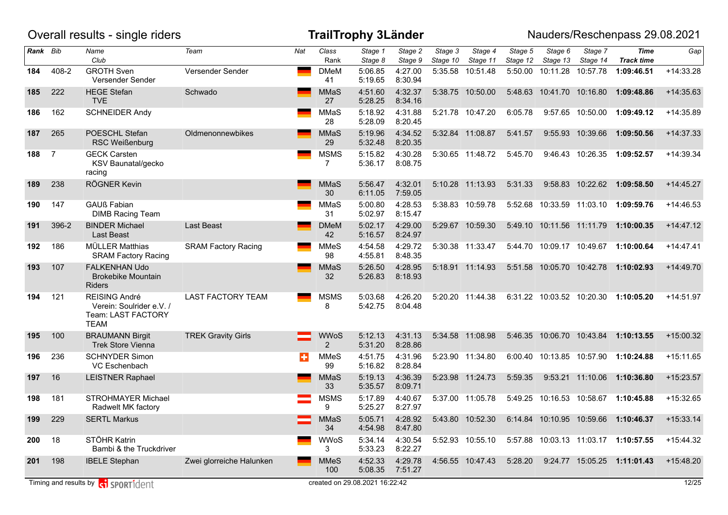# Overall results - single riders

**TrailTrophy 3Länder**

Nauders/Reschenpass 29.08.2021

| Rank | Bib | Name / Club | Team | Nat | Class / Rank | Stage 1 / Stage 8 | Stage 2 / Stage 9 | Stage 3 / Stage 10 | Stage 4 / Stage 11 | Stage 5 / Stage 12 | Stage 6 / Stage 13 | Stage 7 / Stage 14 | Time / Track time | Gap |
|---|---|---|---|---|---|---|---|---|---|---|---|---|---|---|
| **184** | 408-2 | GROTH Sven / Versender Sender | Versender Sender | GER | DMeM / 41 | 5:06.85 / 5:19.65 | 4:27.00 / 8:30.94 | 5:35.58 | 10:51.48 | 5:50.00 | 10:11.28 | 10:57.78 | **1:09:46.51** | +14:33.28 |
| **185** | 222 | HEGE Stefan / TVE | Schwado | GER | MMaS / 27 | 4:51.60 / 5:28.25 | 4:32.37 / 8:34.16 | 5:38.75 | 10:50.00 | 5:48.63 | 10:41.70 | 10:16.80 | **1:09:48.86** | +14:35.63 |
| **186** | 162 | SCHNEIDER Andy | | GER | MMaS / 28 | 5:18.92 / 5:28.09 | 4:31.88 / 8:20.45 | 5:21.78 | 10:47.20 | 6:05.78 | 9:57.65 | 10:50.00 | **1:09:49.12** | +14:35.89 |
| **187** | 265 | POESCHL Stefan / RSC Weißenburg | Oldmenonnewbikes | GER | MMaS / 29 | 5:19.96 / 5:32.48 | 4:34.52 / 8:20.35 | 5:32.84 | 11:08.87 | 5:41.57 | 9:55.93 | 10:39.66 | **1:09:50.56** | +14:37.33 |
| **188** | 7 | GECK Carsten / KSV Baunatal/gecko racing | | GER | MSMS / 7 | 5:15.82 / 5:36.17 | 4:30.28 / 8:08.75 | 5:30.65 | 11:48.72 | 5:45.70 | 9:46.43 | 10:26.35 | **1:09:52.57** | +14:39.34 |
| **189** | 238 | RÖGNER Kevin | | GER | MMaS / 30 | 5:56.47 / 6:11.05 | 4:32.01 / 7:59.05 | 5:10.28 | 11:13.93 | 5:31.33 | 9:58.83 | 10:22.62 | **1:09:58.50** | +14:45.27 |
| **190** | 147 | GAUß Fabian / DIMB Racing Team | | GER | MMaS / 31 | 5:00.80 / 5:02.97 | 4:28.53 / 8:15.47 | 5:38.83 | 10:59.78 | 5:52.68 | 10:33.59 | 11:03.10 | **1:09:59.76** | +14:46.53 |
| **191** | 396-2 | BINDER Michael / Last Beast | Last Beast | GER | DMeM / 42 | 5:02.17 / 5:16.57 | 4:29.00 / 8:24.97 | 5:29.67 | 10:59.30 | 5:49.10 | 10:11.56 | 11:11.79 | **1:10:00.35** | +14:47.12 |
| **192** | 186 | MÜLLER Matthias / SRAM Factory Racing | SRAM Factory Racing | GER | MMeS / 98 | 4:54.58 / 4:55.81 | 4:29.72 / 8:48.35 | 5:30.38 | 11:33.47 | 5:44.70 | 10:09.17 | 10:49.67 | **1:10:00.64** | +14:47.41 |
| **193** | 107 | FALKENHAN Udo / Brokebike Mountain Riders | | GER | MMaS / 32 | 5:26.50 / 5:26.83 | 4:28.95 / 8:18.93 | 5:18.91 | 11:14.93 | 5:51.58 | 10:05.70 | 10:42.78 | **1:10:02.93** | +14:49.70 |
| **194** | 121 | REISING André / Verein: Soulrider e.V. / Team: LAST FACTORY TEAM | LAST FACTORY TEAM | GER | MSMS / 8 | 5:03.68 / 5:42.75 | 4:26.20 / 8:04.48 | 5:20.20 | 11:44.38 | 6:31.22 | 10:03.52 | 10:20.30 | **1:10:05.20** | +14:51.97 |
| **195** | 100 | BRAUMANN Birgit / Trek Store Vienna | TREK Gravity Girls | AUT | WWoS / 2 | 5:12.13 / 5:31.20 | 4:31.13 / 8:28.86 | 5:34.58 | 11:08.98 | 5:46.35 | 10:06.70 | 10:43.84 | **1:10:13.55** | +15:00.32 |
| **196** | 236 | SCHNYDER Simon / VC Eschenbach | | SUI | MMeS / 99 | 4:51.75 / 5:16.82 | 4:31.96 / 8:28.84 | 5:23.90 | 11:34.80 | 6:00.40 | 10:13.85 | 10:57.90 | **1:10:24.88** | +15:11.65 |
| **197** | 16 | LEISTNER Raphael | | GER | MMaS / 33 | 5:19.13 / 5:35.57 | 4:36.39 / 8:09.71 | 5:23.98 | 11:24.73 | 5:59.35 | 9:53.21 | 11:10.06 | **1:10:36.80** | +15:23.57 |
| **198** | 181 | STROHMAYER Michael / Radwelt MK factory | | AUT | MSMS / 9 | 5:17.89 / 5:25.27 | 4:40.67 / 8:27.97 | 5:37.00 | 11:05.78 | 5:49.25 | 10:16.53 | 10:58.67 | **1:10:45.88** | +15:32.65 |
| **199** | 229 | SERTL Markus | | AUT | MMaS / 34 | 5:05.71 / 4:54.98 | 4:28.92 / 8:47.80 | 5:43.80 | 10:52.30 | 6:14.84 | 10:10.95 | 10:59.66 | **1:10:46.37** | +15:33.14 |
| **200** | 18 | STÖHR Katrin / Bambi & the Truckdriver | | GER | WWoS / 3 | 5:34.14 / 5:33.23 | 4:30.54 / 8:22.27 | 5:52.93 | 10:55.10 | 5:57.88 | 10:03.13 | 11:03.17 | **1:10:57.55** | +15:44.32 |
| **201** | 198 | IBELE Stephan | Zwei glorreiche Halunken | GER | MMeS / 100 | 4:52.33 / 5:08.35 | 4:29.78 / 7:51.27 | 4:56.55 | 10:47.43 | 5:28.20 | 9:24.77 | 15:05.25 | **1:11:01.43** | +15:48.20 |

Timing and results by SPORTident

created on 29.08.2021 16:22:42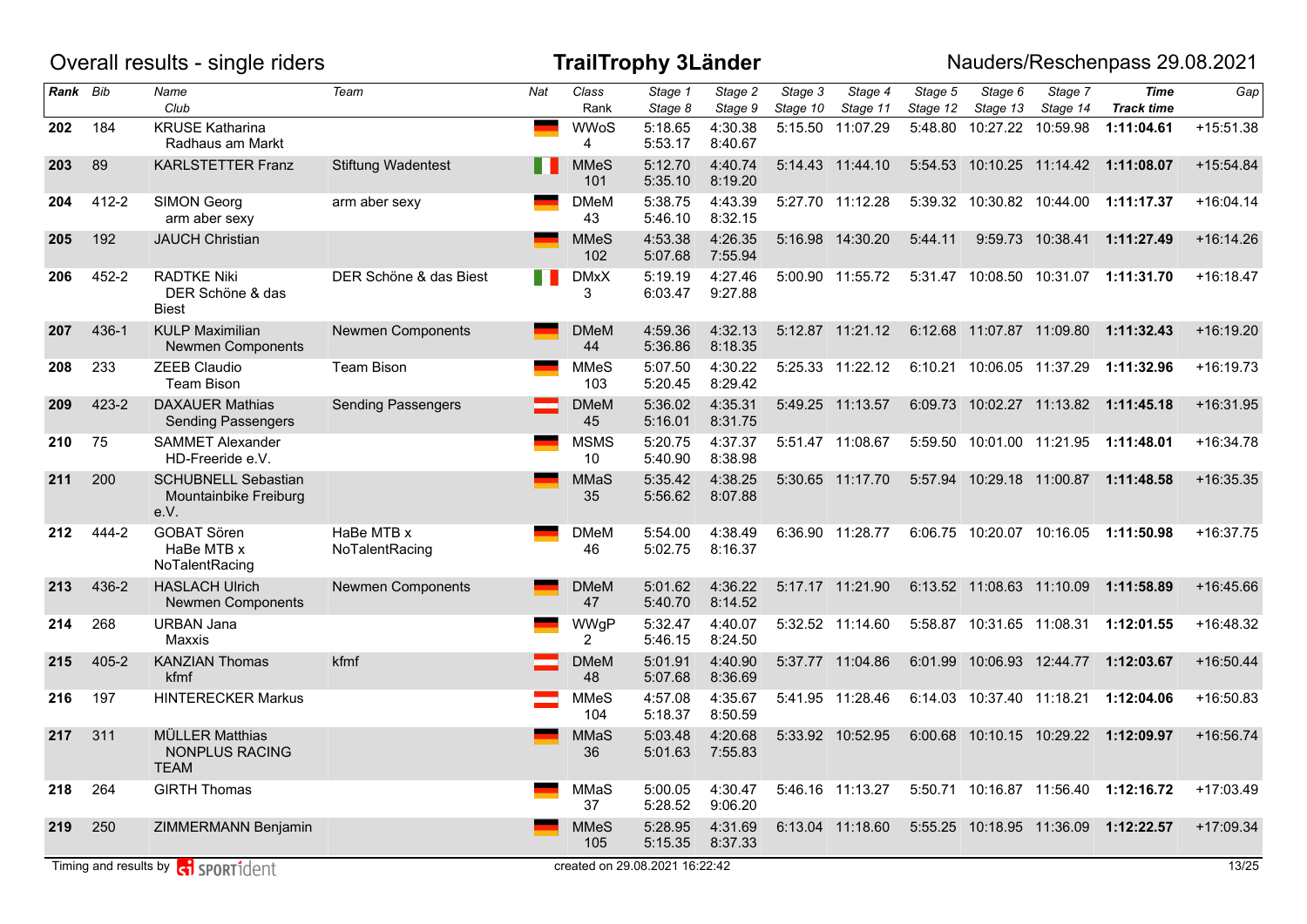# Overall results - single riders

**TrailTrophy 3Länder**

Nauders/Reschenpass 29.08.2021

| Rank | Bib | Name / Club | Team | Nat | Class / Rank | Stage 1 / Stage 8 | Stage 2 / Stage 9 | Stage 3 / Stage 10 | Stage 4 / Stage 11 | Stage 5 / Stage 12 | Stage 6 / Stage 13 | Stage 7 / Stage 14 | Time / Track time | Gap |
|---|---|---|---|---|---|---|---|---|---|---|---|---|---|---|
| **202** | 184 | KRUSE Katharina / Radhaus am Markt | | GER | WWoS 4 | 5:18.65 / 5:53.17 | 4:30.38 / 8:40.67 | 5:15.50 | 11:07.29 | 5:48.80 | 10:27.22 | 10:59.98 | **1:11:04.61** | +15:51.38 |
| **203** | 89 | KARLSTETTER Franz | Stiftung Wadentest | ITA | MMeS 101 | 5:12.70 / 5:35.10 | 4:40.74 / 8:19.20 | 5:14.43 | 11:44.10 | 5:54.53 | 10:10.25 | 11:14.42 | **1:11:08.07** | +15:54.84 |
| **204** | 412-2 | SIMON Georg / arm aber sexy | arm aber sexy | GER | DMeM 43 | 5:38.75 / 5:46.10 | 4:43.39 / 8:32.15 | 5:27.70 | 11:12.28 | 5:39.32 | 10:30.82 | 10:44.00 | **1:11:17.37** | +16:04.14 |
| **205** | 192 | JAUCH Christian | | GER | MMeS 102 | 4:53.38 / 5:07.68 | 4:26.35 / 7:55.94 | 5:16.98 | 14:30.20 | 5:44.11 | 9:59.73 | 10:38.41 | **1:11:27.49** | +16:14.26 |
| **206** | 452-2 | RADTKE Niki / DER Schöne & das Biest | DER Schöne & das Biest | ITA | DMxX 3 | 5:19.19 / 6:03.47 | 4:27.46 / 9:27.88 | 5:00.90 | 11:55.72 | 5:31.47 | 10:08.50 | 10:31.07 | **1:11:31.70** | +16:18.47 |
| **207** | 436-1 | KULP Maximilian / Newmen Components | Newmen Components | GER | DMeM 44 | 4:59.36 / 5:36.86 | 4:32.13 / 8:18.35 | 5:12.87 | 11:21.12 | 6:12.68 | 11:07.87 | 11:09.80 | **1:11:32.43** | +16:19.20 |
| **208** | 233 | ZEEB Claudio / Team Bison | Team Bison | GER | MMeS 103 | 5:07.50 / 5:20.45 | 4:30.22 / 8:29.42 | 5:25.33 | 11:22.12 | 6:10.21 | 10:06.05 | 11:37.29 | **1:11:32.96** | +16:19.73 |
| **209** | 423-2 | DAXAUER Mathias / Sending Passengers | Sending Passengers | AUT | DMeM 45 | 5:36.02 / 5:16.01 | 4:35.31 / 8:31.75 | 5:49.25 | 11:13.57 | 6:09.73 | 10:02.27 | 11:13.82 | **1:11:45.18** | +16:31.95 |
| **210** | 75 | SAMMET Alexander / HD-Freeride e.V. | | GER | MSMS 10 | 5:20.75 / 5:40.90 | 4:37.37 / 8:38.98 | 5:51.47 | 11:08.67 | 5:59.50 | 10:01.00 | 11:21.95 | **1:11:48.01** | +16:34.78 |
| **211** | 200 | SCHUBNELL Sebastian / Mountainbike Freiburg e.V. | | GER | MMaS 35 | 5:35.42 / 5:56.62 | 4:38.25 / 8:07.88 | 5:30.65 | 11:17.70 | 5:57.94 | 10:29.18 | 11:00.87 | **1:11:48.58** | +16:35.35 |
| **212** | 444-2 | GOBAT Sören / HaBe MTB x NoTalentRacing | HaBe MTB x NoTalentRacing | GER | DMeM 46 | 5:54.00 / 5:02.75 | 4:38.49 / 8:16.37 | 6:36.90 | 11:28.77 | 6:06.75 | 10:20.07 | 10:16.05 | **1:11:50.98** | +16:37.75 |
| **213** | 436-2 | HASLACH Ulrich / Newmen Components | Newmen Components | GER | DMeM 47 | 5:01.62 / 5:40.70 | 4:36.22 / 8:14.52 | 5:17.17 | 11:21.90 | 6:13.52 | 11:08.63 | 11:10.09 | **1:11:58.89** | +16:45.66 |
| **214** | 268 | URBAN Jana / Maxxis | | GER | WWgP 2 | 5:32.47 / 5:46.15 | 4:40.07 / 8:24.50 | 5:32.52 | 11:14.60 | 5:58.87 | 10:31.65 | 11:08.31 | **1:12:01.55** | +16:48.32 |
| **215** | 405-2 | KANZIAN Thomas / kfmf | kfmf | AUT | DMeM 48 | 5:01.91 / 5:07.68 | 4:40.90 / 8:36.69 | 5:37.77 | 11:04.86 | 6:01.99 | 10:06.93 | 12:44.77 | **1:12:03.67** | +16:50.44 |
| **216** | 197 | HINTERECKER Markus | | AUT | MMeS 104 | 4:57.08 / 5:18.37 | 4:35.67 / 8:50.59 | 5:41.95 | 11:28.46 | 6:14.03 | 10:37.40 | 11:18.21 | **1:12:04.06** | +16:50.83 |
| **217** | 311 | MÜLLER Matthias / NONPLUS RACING TEAM | | GER | MMaS 36 | 5:03.48 / 5:01.63 | 4:20.68 / 7:55.83 | 5:33.92 | 10:52.95 | 6:00.68 | 10:10.15 | 10:29.22 | **1:12:09.97** | +16:56.74 |
| **218** | 264 | GIRTH Thomas | | GER | MMaS 37 | 5:00.05 / 5:28.52 | 4:30.47 / 9:06.20 | 5:46.16 | 11:13.27 | 5:50.71 | 10:16.87 | 11:56.40 | **1:12:16.72** | +17:03.49 |
| **219** | 250 | ZIMMERMANN Benjamin | | GER | MMeS 105 | 5:28.95 / 5:15.35 | 4:31.69 / 8:37.33 | 6:13.04 | 11:18.60 | 5:55.25 | 10:18.95 | 11:36.09 | **1:12:22.57** | +17:09.34 |

Timing and results by SPORTident

created on 29.08.2021 16:22:42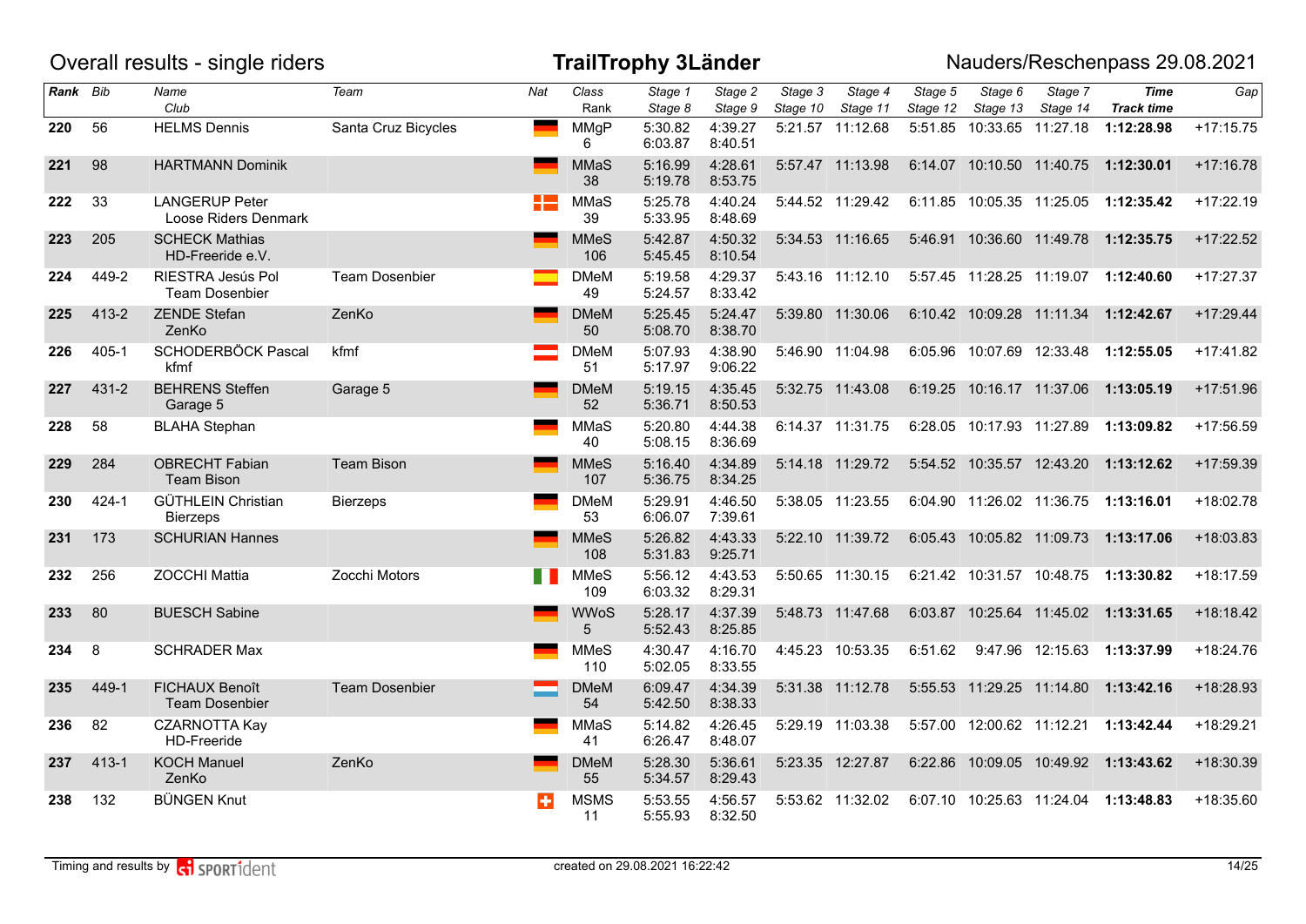# Overall results - single riders

**TrailTrophy 3Länder**

Nauders/Reschenpass 29.08.2021

| Rank | Bib | Name / Club | Team | Nat | Class / Rank | Stage 1 / Stage 8 | Stage 2 / Stage 9 | Stage 3 / Stage 10 | Stage 4 / Stage 11 | Stage 5 / Stage 12 | Stage 6 / Stage 13 | Stage 7 / Stage 14 | Time / Track time | Gap |
|---|---|---|---|---|---|---|---|---|---|---|---|---|---|---|
| **220** | 56 | HELMS Dennis | Santa Cruz Bicycles | GER | MMgP 6 | 5:30.82 6:03.87 | 4:39.27 8:40.51 | 5:21.57 | 11:12.68 | 5:51.85 | 10:33.65 | 11:27.18 | **1:12:28.98** | +17:15.75 |
| **221** | 98 | HARTMANN Dominik | | GER | MMaS 38 | 5:16.99 5:19.78 | 4:28.61 8:53.75 | 5:57.47 | 11:13.98 | 6:14.07 | 10:10.50 | 11:40.75 | **1:12:30.01** | +17:16.78 |
| **222** | 33 | LANGERUP Peter / Loose Riders Denmark | | DEN | MMaS 39 | 5:25.78 5:33.95 | 4:40.24 8:48.69 | 5:44.52 | 11:29.42 | 6:11.85 | 10:05.35 | 11:25.05 | **1:12:35.42** | +17:22.19 |
| **223** | 205 | SCHECK Mathias / HD-Freeride e.V. | | GER | MMeS 106 | 5:42.87 5:45.45 | 4:50.32 8:10.54 | 5:34.53 | 11:16.65 | 5:46.91 | 10:36.60 | 11:49.78 | **1:12:35.75** | +17:22.52 |
| **224** | 449-2 | RIESTRA Jesús Pol / Team Dosenbier | Team Dosenbier | ESP | DMeM 49 | 5:19.58 5:24.57 | 4:29.37 8:33.42 | 5:43.16 | 11:12.10 | 5:57.45 | 11:28.25 | 11:19.07 | **1:12:40.60** | +17:27.37 |
| **225** | 413-2 | ZENDE Stefan / ZenKo | ZenKo | GER | DMeM 50 | 5:25.45 5:08.70 | 5:24.47 8:38.70 | 5:39.80 | 11:30.06 | 6:10.42 | 10:09.28 | 11:11.34 | **1:12:42.67** | +17:29.44 |
| **226** | 405-1 | SCHODERBÖCK Pascal / kfmf | kfmf | AUT | DMeM 51 | 5:07.93 5:17.97 | 4:38.90 9:06.22 | 5:46.90 | 11:04.98 | 6:05.96 | 10:07.69 | 12:33.48 | **1:12:55.05** | +17:41.82 |
| **227** | 431-2 | BEHRENS Steffen / Garage 5 | Garage 5 | GER | DMeM 52 | 5:19.15 5:36.71 | 4:35.45 8:50.53 | 5:32.75 | 11:43.08 | 6:19.25 | 10:16.17 | 11:37.06 | **1:13:05.19** | +17:51.96 |
| **228** | 58 | BLAHA Stephan | | GER | MMaS 40 | 5:20.80 5:08.15 | 4:44.38 8:36.69 | 6:14.37 | 11:31.75 | 6:28.05 | 10:17.93 | 11:27.89 | **1:13:09.82** | +17:56.59 |
| **229** | 284 | OBRECHT Fabian / Team Bison | Team Bison | GER | MMeS 107 | 5:16.40 5:36.75 | 4:34.89 8:34.25 | 5:14.18 | 11:29.72 | 5:54.52 | 10:35.57 | 12:43.20 | **1:13:12.62** | +17:59.39 |
| **230** | 424-1 | GÜTHLEIN Christian / Bierzeps | Bierzeps | GER | DMeM 53 | 5:29.91 6:06.07 | 4:46.50 7:39.61 | 5:38.05 | 11:23.55 | 6:04.90 | 11:26.02 | 11:36.75 | **1:13:16.01** | +18:02.78 |
| **231** | 173 | SCHURIAN Hannes | | GER | MMeS 108 | 5:26.82 5:31.83 | 4:43.33 9:25.71 | 5:22.10 | 11:39.72 | 6:05.43 | 10:05.82 | 11:09.73 | **1:13:17.06** | +18:03.83 |
| **232** | 256 | ZOCCHI Mattia | Zocchi Motors | ITA | MMeS 109 | 5:56.12 6:03.32 | 4:43.53 8:29.31 | 5:50.65 | 11:30.15 | 6:21.42 | 10:31.57 | 10:48.75 | **1:13:30.82** | +18:17.59 |
| **233** | 80 | BUESCH Sabine | | GER | WWoS 5 | 5:28.17 5:52.43 | 4:37.39 8:25.85 | 5:48.73 | 11:47.68 | 6:03.87 | 10:25.64 | 11:45.02 | **1:13:31.65** | +18:18.42 |
| **234** | 8 | SCHRADER Max | | GER | MMeS 110 | 4:30.47 5:02.05 | 4:16.70 8:33.55 | 4:45.23 | 10:53.35 | 6:51.62 | 9:47.96 | 12:15.63 | **1:13:37.99** | +18:24.76 |
| **235** | 449-1 | FICHAUX Benoît / Team Dosenbier | Team Dosenbier | LUX | DMeM 54 | 6:09.47 5:42.50 | 4:34.39 8:38.33 | 5:31.38 | 11:12.78 | 5:55.53 | 11:29.25 | 11:14.80 | **1:13:42.16** | +18:28.93 |
| **236** | 82 | CZARNOTTA Kay / HD-Freeride | | GER | MMaS 41 | 5:14.82 6:26.47 | 4:26.45 8:48.07 | 5:29.19 | 11:03.38 | 5:57.00 | 12:00.62 | 11:12.21 | **1:13:42.44** | +18:29.21 |
| **237** | 413-1 | KOCH Manuel / ZenKo | ZenKo | GER | DMeM 55 | 5:28.30 5:34.57 | 5:36.61 8:29.43 | 5:23.35 | 12:27.87 | 6:22.86 | 10:09.05 | 10:49.92 | **1:13:43.62** | +18:30.39 |
| **238** | 132 | BÜNGEN Knut | | SUI | MSMS 11 | 5:53.55 5:55.93 | 4:56.57 8:32.50 | 5:53.62 | 11:32.02 | 6:07.10 | 10:25.63 | 11:24.04 | **1:13:48.83** | +18:35.60 |

Timing and results by SPORTident

created on 29.08.2021 16:22:42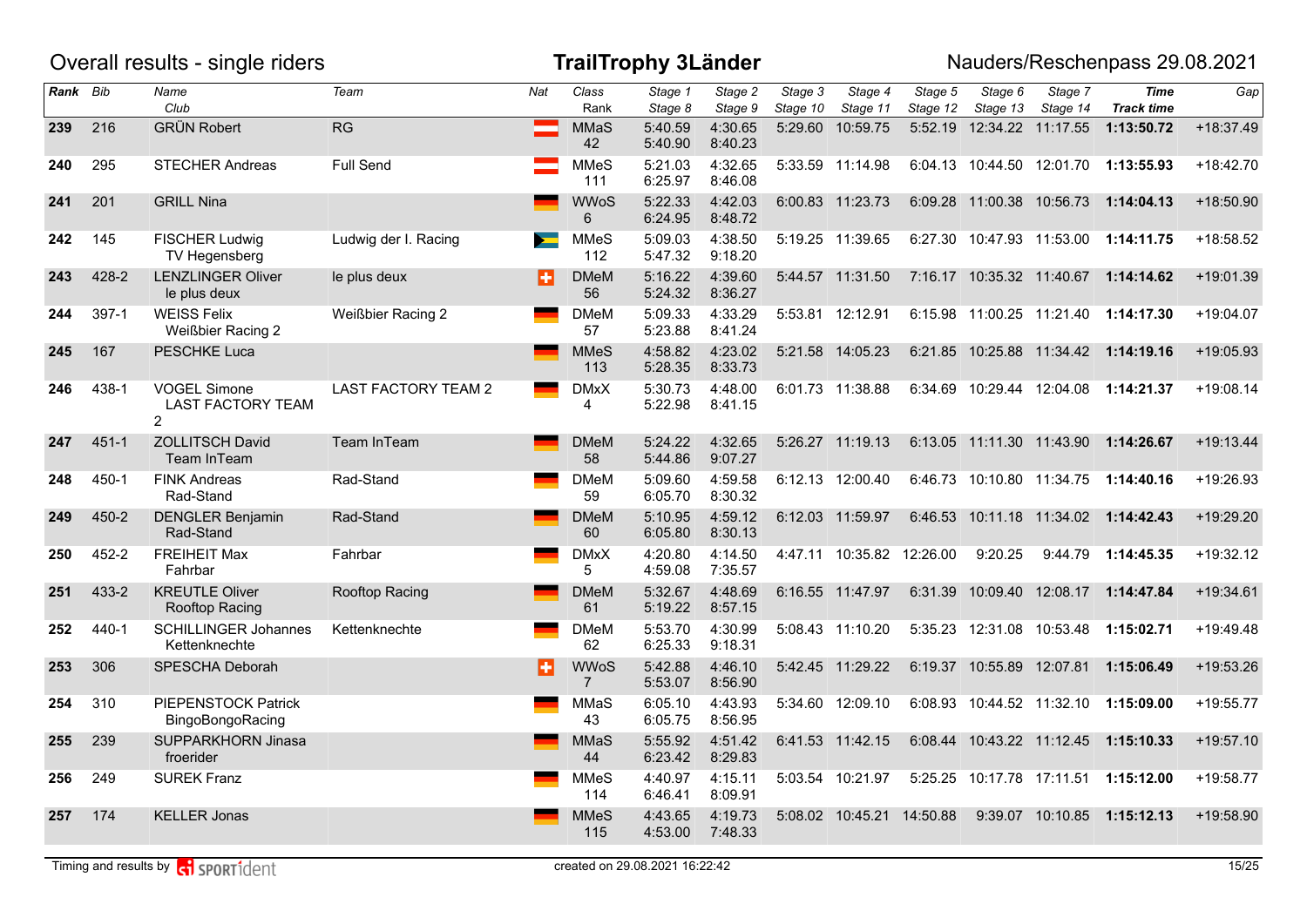Overall results - single riders

**TrailTrophy 3Länder**

Nauders/Reschenpass 29.08.2021

| Rank | Bib | Name / Club | Team | Nat | Class / Rank | Stage 1 / Stage 8 | Stage 2 / Stage 9 | Stage 3 / Stage 10 | Stage 4 / Stage 11 | Stage 5 / Stage 12 | Stage 6 / Stage 13 | Stage 7 / Stage 14 | Time / Track time | Gap |
|---|---|---|---|---|---|---|---|---|---|---|---|---|---|---|
| **239** | 216 | GRÜN Robert | RG | | MMaS 42 | 5:40.59 5:40.90 | 4:30.65 8:40.23 | 5:29.60 | 10:59.75 | 5:52.19 | 12:34.22 | 11:17.55 | **1:13:50.72** | +18:37.49 |
| **240** | 295 | STECHER Andreas | Full Send | | MMeS 111 | 5:21.03 6:25.97 | 4:32.65 8:46.08 | 5:33.59 | 11:14.98 | 6:04.13 | 10:44.50 | 12:01.70 | **1:13:55.93** | +18:42.70 |
| **241** | 201 | GRILL Nina | | | WWoS 6 | 5:22.33 6:24.95 | 4:42.03 8:48.72 | 6:00.83 | 11:23.73 | 6:09.28 | 11:00.38 | 10:56.73 | **1:14:04.13** | +18:50.90 |
| **242** | 145 | FISCHER Ludwig TV Hegensberg | Ludwig der I. Racing | | MMeS 112 | 5:09.03 5:47.32 | 4:38.50 9:18.20 | 5:19.25 | 11:39.65 | 6:27.30 | 10:47.93 | 11:53.00 | **1:14:11.75** | +18:58.52 |
| **243** | 428-2 | LENZLINGER Oliver le plus deux | le plus deux | | DMeM 56 | 5:16.22 5:24.32 | 4:39.60 8:36.27 | 5:44.57 | 11:31.50 | 7:16.17 | 10:35.32 | 11:40.67 | **1:14:14.62** | +19:01.39 |
| **244** | 397-1 | WEISS Felix Weißbier Racing 2 | Weißbier Racing 2 | | DMeM 57 | 5:09.33 5:23.88 | 4:33.29 8:41.24 | 5:53.81 | 12:12.91 | 6:15.98 | 11:00.25 | 11:21.40 | **1:14:17.30** | +19:04.07 |
| **245** | 167 | PESCHKE Luca | | | MMeS 113 | 4:58.82 5:28.35 | 4:23.02 8:33.73 | 5:21.58 | 14:05.23 | 6:21.85 | 10:25.88 | 11:34.42 | **1:14:19.16** | +19:05.93 |
| **246** | 438-1 | VOGEL Simone LAST FACTORY TEAM 2 | LAST FACTORY TEAM 2 | | DMxX 4 | 5:30.73 5:22.98 | 4:48.00 8:41.15 | 6:01.73 | 11:38.88 | 6:34.69 | 10:29.44 | 12:04.08 | **1:14:21.37** | +19:08.14 |
| **247** | 451-1 | ZOLLITSCH David Team InTeam | Team InTeam | | DMeM 58 | 5:24.22 5:44.86 | 4:32.65 9:07.27 | 5:26.27 | 11:19.13 | 6:13.05 | 11:11.30 | 11:43.90 | **1:14:26.67** | +19:13.44 |
| **248** | 450-1 | FINK Andreas Rad-Stand | Rad-Stand | | DMeM 59 | 5:09.60 6:05.70 | 4:59.58 8:30.32 | 6:12.13 | 12:00.40 | 6:46.73 | 10:10.80 | 11:34.75 | **1:14:40.16** | +19:26.93 |
| **249** | 450-2 | DENGLER Benjamin Rad-Stand | Rad-Stand | | DMeM 60 | 5:10.95 6:05.80 | 4:59.12 8:30.13 | 6:12.03 | 11:59.97 | 6:46.53 | 10:11.18 | 11:34.02 | **1:14:42.43** | +19:29.20 |
| **250** | 452-2 | FREIHEIT Max Fahrbar | Fahrbar | | DMxX 5 | 4:20.80 4:59.08 | 4:14.50 7:35.57 | 4:47.11 | 10:35.82 | 12:26.00 | 9:20.25 | 9:44.79 | **1:14:45.35** | +19:32.12 |
| **251** | 433-2 | KREUTLE Oliver Rooftop Racing | Rooftop Racing | | DMeM 61 | 5:32.67 5:19.22 | 4:48.69 8:57.15 | 6:16.55 | 11:47.97 | 6:31.39 | 10:09.40 | 12:08.17 | **1:14:47.84** | +19:34.61 |
| **252** | 440-1 | SCHILLINGER Johannes Kettenknechte | Kettenknechte | | DMeM 62 | 5:53.70 6:25.33 | 4:30.99 9:18.31 | 5:08.43 | 11:10.20 | 5:35.23 | 12:31.08 | 10:53.48 | **1:15:02.71** | +19:49.48 |
| **253** | 306 | SPESCHA Deborah | | | WWoS 7 | 5:42.88 5:53.07 | 4:46.10 8:56.90 | 5:42.45 | 11:29.22 | 6:19.37 | 10:55.89 | 12:07.81 | **1:15:06.49** | +19:53.26 |
| **254** | 310 | PIEPENSTOCK Patrick BingoBongoRacing | | | MMaS 43 | 6:05.10 6:05.75 | 4:43.93 8:56.95 | 5:34.60 | 12:09.10 | 6:08.93 | 10:44.52 | 11:32.10 | **1:15:09.00** | +19:55.77 |
| **255** | 239 | SUPPARKHORN Jinasa froerider | | | MMaS 44 | 5:55.92 6:23.42 | 4:51.42 8:29.83 | 6:41.53 | 11:42.15 | 6:08.44 | 10:43.22 | 11:12.45 | **1:15:10.33** | +19:57.10 |
| **256** | 249 | SUREK Franz | | | MMeS 114 | 4:40.97 6:46.41 | 4:15.11 8:09.91 | 5:03.54 | 10:21.97 | 5:25.25 | 10:17.78 | 17:11.51 | **1:15:12.00** | +19:58.77 |
| **257** | 174 | KELLER Jonas | | | MMeS 115 | 4:43.65 4:53.00 | 4:19.73 7:48.33 | 5:08.02 | 10:45.21 | 14:50.88 | 9:39.07 | 10:10.85 | **1:15:12.13** | +19:58.90 |

Timing and results by SPORTident — created on 29.08.2021 16:22:42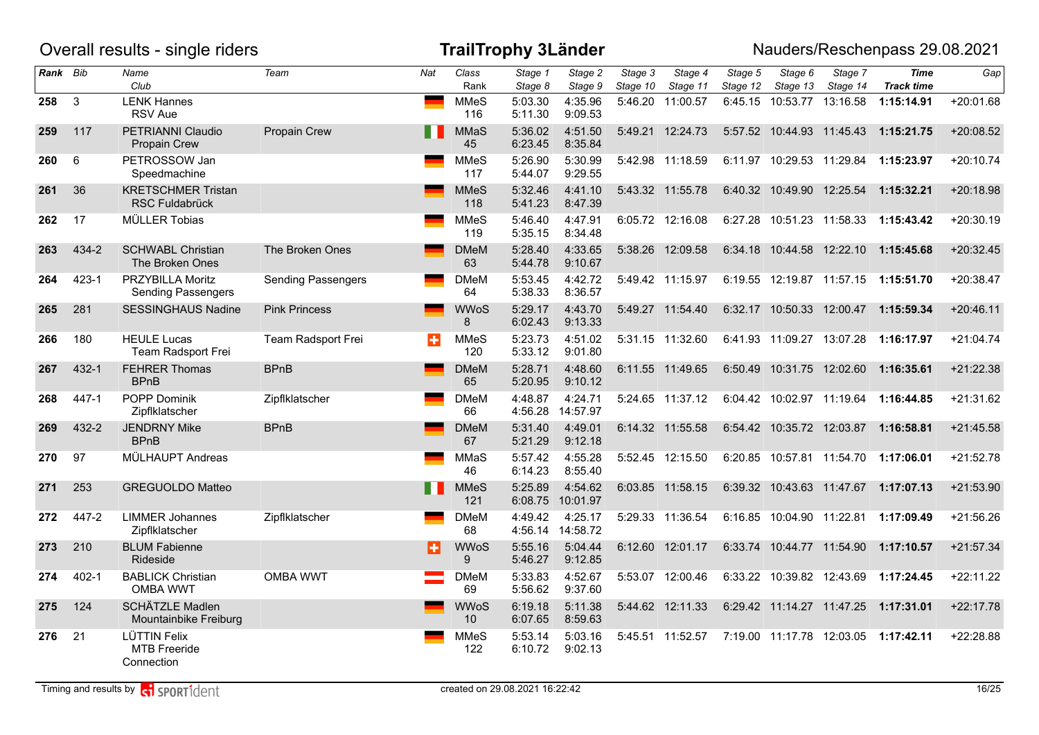# Overall results - single riders

## TrailTrophy 3Länder

Nauders/Reschenpass 29.08.2021

| Rank | Bib | Name / Club | Team | Nat | Class / Rank | Stage 1 / Stage 8 | Stage 2 / Stage 9 | Stage 3 / Stage 10 | Stage 4 / Stage 11 | Stage 5 / Stage 12 | Stage 6 / Stage 13 | Stage 7 / Stage 14 | Time / Track time | Gap |
|---|---|---|---|---|---|---|---|---|---|---|---|---|---|---|
| **258** | 3 | LENK Hannes<br>RSV Aue | | GER | MMeS<br>116 | 5:03.30<br>5:11.30 | 4:35.96<br>9:09.53 | 5:46.20 | 11:00.57 | 6:45.15 | 10:53.77 | 13:16.58 | **1:15:14.91** | +20:01.68 |
| **259** | 117 | PETRIANNI Claudio<br>Propain Crew | Propain Crew | ITA | MMaS<br>45 | 5:36.02<br>6:23.45 | 4:51.50<br>8:35.84 | 5:49.21 | 12:24.73 | 5:57.52 | 10:44.93 | 11:45.43 | **1:15:21.75** | +20:08.52 |
| **260** | 6 | PETROSSOW Jan<br>Speedmachine | | GER | MMeS<br>117 | 5:26.90<br>5:44.07 | 5:30.99<br>9:29.55 | 5:42.98 | 11:18.59 | 6:11.97 | 10:29.53 | 11:29.84 | **1:15:23.97** | +20:10.74 |
| **261** | 36 | KRETSCHMER Tristan<br>RSC Fuldabrück | | GER | MMeS<br>118 | 5:32.46<br>5:41.23 | 4:41.10<br>8:47.39 | 5:43.32 | 11:55.78 | 6:40.32 | 10:49.90 | 12:25.54 | **1:15:32.21** | +20:18.98 |
| **262** | 17 | MÜLLER Tobias | | GER | MMeS<br>119 | 5:46.40<br>5:35.15 | 4:47.91<br>8:34.48 | 6:05.72 | 12:16.08 | 6:27.28 | 10:51.23 | 11:58.33 | **1:15:43.42** | +20:30.19 |
| **263** | 434-2 | SCHWABL Christian<br>The Broken Ones | The Broken Ones | GER | DMeM<br>63 | 5:28.40<br>5:44.78 | 4:33.65<br>9:10.67 | 5:38.26 | 12:09.58 | 6:34.18 | 10:44.58 | 12:22.10 | **1:15:45.68** | +20:32.45 |
| **264** | 423-1 | PRZYBILLA Moritz<br>Sending Passengers | Sending Passengers | GER | DMeM<br>64 | 5:53.45<br>5:38.33 | 4:42.72<br>8:36.57 | 5:49.42 | 11:15.97 | 6:19.55 | 12:19.87 | 11:57.15 | **1:15:51.70** | +20:38.47 |
| **265** | 281 | SESSINGHAUS Nadine | Pink Princess | GER | WWoS<br>8 | 5:29.17<br>6:02.43 | 4:43.70<br>9:13.33 | 5:49.27 | 11:54.40 | 6:32.17 | 10:50.33 | 12:00.47 | **1:15:59.34** | +20:46.11 |
| **266** | 180 | HEULE Lucas<br>Team Radsport Frei | Team Radsport Frei | SUI | MMeS<br>120 | 5:23.73<br>5:33.12 | 4:51.02<br>9:01.80 | 5:31.15 | 11:32.60 | 6:41.93 | 11:09.27 | 13:07.28 | **1:16:17.97** | +21:04.74 |
| **267** | 432-1 | FEHRER Thomas<br>BPnB | BPnB | GER | DMeM<br>65 | 5:28.71<br>5:20.95 | 4:48.60<br>9:10.12 | 6:11.55 | 11:49.65 | 6:50.49 | 10:31.75 | 12:02.60 | **1:16:35.61** | +21:22.38 |
| **268** | 447-1 | POPP Dominik<br>Zipflklatscher | Zipflklatscher | GER | DMeM<br>66 | 4:48.87<br>4:56.28 | 4:24.71<br>14:57.97 | 5:24.65 | 11:37.12 | 6:04.42 | 10:02.97 | 11:19.64 | **1:16:44.85** | +21:31.62 |
| **269** | 432-2 | JENDRNY Mike<br>BPnB | BPnB | GER | DMeM<br>67 | 5:31.40<br>5:21.29 | 4:49.01<br>9:12.18 | 6:14.32 | 11:55.58 | 6:54.42 | 10:35.72 | 12:03.87 | **1:16:58.81** | +21:45.58 |
| **270** | 97 | MÜLHAUPT Andreas | | GER | MMaS<br>46 | 5:57.42<br>6:14.23 | 4:55.28<br>8:55.40 | 5:52.45 | 12:15.50 | 6:20.85 | 10:57.81 | 11:54.70 | **1:17:06.01** | +21:52.78 |
| **271** | 253 | GREGUOLDO Matteo | | ITA | MMeS<br>121 | 5:25.89<br>6:08.75 | 4:54.62<br>10:01.97 | 6:03.85 | 11:58.15 | 6:39.32 | 10:43.63 | 11:47.67 | **1:17:07.13** | +21:53.90 |
| **272** | 447-2 | LIMMER Johannes<br>Zipflklatscher | Zipflklatscher | GER | DMeM<br>68 | 4:49.42<br>4:56.14 | 4:25.17<br>14:58.72 | 5:29.33 | 11:36.54 | 6:16.85 | 10:04.90 | 11:22.81 | **1:17:09.49** | +21:56.26 |
| **273** | 210 | BLUM Fabienne<br>Rideside | | SUI | WWoS<br>9 | 5:55.16<br>5:46.27 | 5:04.44<br>9:12.85 | 6:12.60 | 12:01.17 | 6:33.74 | 10:44.77 | 11:54.90 | **1:17:10.57** | +21:57.34 |
| **274** | 402-1 | BABLICK Christian<br>OMBA WWT | OMBA WWT | AUT | DMeM<br>69 | 5:33.83<br>5:56.62 | 4:52.67<br>9:37.60 | 5:53.07 | 12:00.46 | 6:33.22 | 10:39.82 | 12:43.69 | **1:17:24.45** | +22:11.22 |
| **275** | 124 | SCHÄTZLE Madlen<br>Mountainbike Freiburg | | GER | WWoS<br>10 | 6:19.18<br>6:07.65 | 5:11.38<br>8:59.63 | 5:44.62 | 12:11.33 | 6:29.42 | 11:14.27 | 11:47.25 | **1:17:31.01** | +22:17.78 |
| **276** | 21 | LÜTTIN Felix<br>MTB Freeride Connection | | GER | MMeS<br>122 | 5:53.14<br>6:10.72 | 5:03.16<br>9:02.13 | 5:45.51 | 11:52.57 | 7:19.00 | 11:17.78 | 12:03.05 | **1:17:42.11** | +22:28.88 |

Timing and results by SPORTident — created on 29.08.2021 16:22:42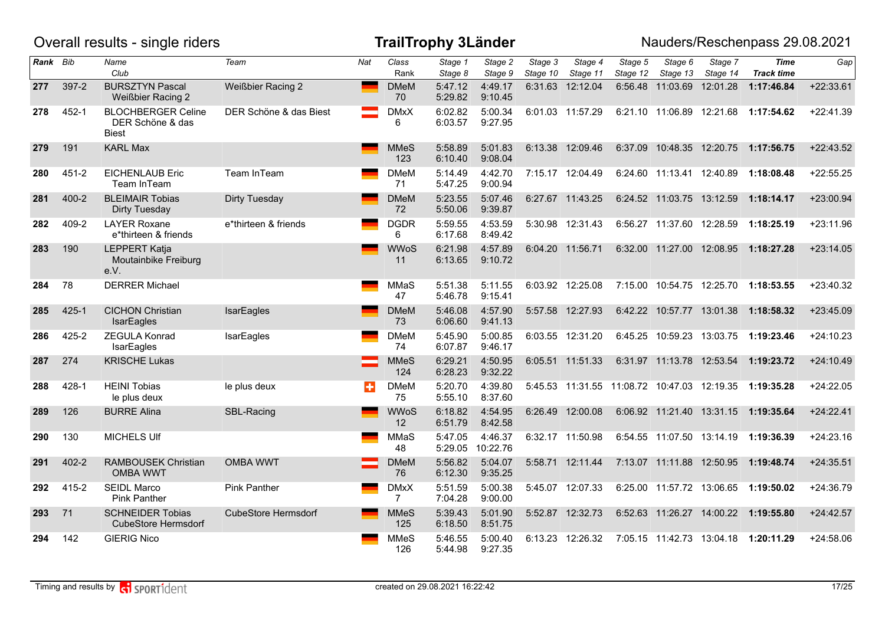# Overall results - single riders

**TrailTrophy 3Länder**

Nauders/Reschenpass 29.08.2021

| Rank | Bib | Name / Club | Team | Nat | Class / Rank | Stage 1 / Stage 8 | Stage 2 / Stage 9 | Stage 3 / Stage 10 | Stage 4 / Stage 11 | Stage 5 / Stage 12 | Stage 6 / Stage 13 | Stage 7 / Stage 14 | Time / Track time | Gap |
|---|---|---|---|---|---|---|---|---|---|---|---|---|---|---|
| 277 | 397-2 | BURSZTYN Pascal / Weißbier Racing 2 | Weißbier Racing 2 | GER | DMeM / 70 | 5:47.12 / 5:29.82 | 4:49.17 / 9:10.45 | 6:31.63 | 12:12.04 | 6:56.48 | 11:03.69 | 12:01.28 | **1:17:46.84** | +22:33.61 |
| 278 | 452-1 | BLOCHBERGER Celine / DER Schöne & das Biest | DER Schöne & das Biest | AUT | DMxX / 6 | 6:02.82 / 6:03.57 | 5:00.34 / 9:27.95 | 6:01.03 | 11:57.29 | 6:21.10 | 11:06.89 | 12:21.68 | **1:17:54.62** | +22:41.39 |
| 279 | 191 | KARL Max | | GER | MMeS / 123 | 5:58.89 / 6:10.40 | 5:01.83 / 9:08.04 | 6:13.38 | 12:09.46 | 6:37.09 | 10:48.35 | 12:20.75 | **1:17:56.75** | +22:43.52 |
| 280 | 451-2 | EICHENLAUB Eric / Team InTeam | Team InTeam | GER | DMeM / 71 | 5:14.49 / 5:47.25 | 4:42.70 / 9:00.94 | 7:15.17 | 12:04.49 | 6:24.60 | 11:13.41 | 12:40.89 | **1:18:08.48** | +22:55.25 |
| 281 | 400-2 | BLEIMAIR Tobias / Dirty Tuesday | Dirty Tuesday | GER | DMeM / 72 | 5:23.55 / 5:50.06 | 5:07.46 / 9:39.87 | 6:27.67 | 11:43.25 | 6:24.52 | 11:03.75 | 13:12.59 | **1:18:14.17** | +23:00.94 |
| 282 | 409-2 | LAYER Roxane / e*thirteen & friends | e*thirteen & friends | GER | DGDR / 6 | 5:59.55 / 6:17.68 | 4:53.59 / 8:49.42 | 5:30.98 | 12:31.43 | 6:56.27 | 11:37.60 | 12:28.59 | **1:18:25.19** | +23:11.96 |
| 283 | 190 | LEPPERT Katja / Moutainbike Freiburg e.V. | | GER | WWoS / 11 | 6:21.98 / 6:13.65 | 4:57.89 / 9:10.72 | 6:04.20 | 11:56.71 | 6:32.00 | 11:27.00 | 12:08.95 | **1:18:27.28** | +23:14.05 |
| 284 | 78 | DERRER Michael | | GER | MMaS / 47 | 5:51.38 / 5:46.78 | 5:11.55 / 9:15.41 | 6:03.92 | 12:25.08 | 7:15.00 | 10:54.75 | 12:25.70 | **1:18:53.55** | +23:40.32 |
| 285 | 425-1 | CICHON Christian / IsarEagles | IsarEagles | GER | DMeM / 73 | 5:46.08 / 6:06.60 | 4:57.90 / 9:41.13 | 5:57.58 | 12:27.93 | 6:42.22 | 10:57.77 | 13:01.38 | **1:18:58.32** | +23:45.09 |
| 286 | 425-2 | ZEGULA Konrad / IsarEagles | IsarEagles | GER | DMeM / 74 | 5:45.90 / 6:07.87 | 5:00.85 / 9:46.17 | 6:03.55 | 12:31.20 | 6:45.25 | 10:59.23 | 13:03.75 | **1:19:23.46** | +24:10.23 |
| 287 | 274 | KRISCHE Lukas | | AUT | MMeS / 124 | 6:29.21 / 6:28.23 | 4:50.95 / 9:32.22 | 6:05.51 | 11:51.33 | 6:31.97 | 11:13.78 | 12:53.54 | **1:19:23.72** | +24:10.49 |
| 288 | 428-1 | HEINI Tobias / le plus deux | le plus deux | SUI | DMeM / 75 | 5:20.70 / 5:55.10 | 4:39.80 / 8:37.60 | 5:45.53 | 11:31.55 | 11:08.72 | 10:47.03 | 12:19.35 | **1:19:35.28** | +24:22.05 |
| 289 | 126 | BURRE Alina | SBL-Racing | GER | WWoS / 12 | 6:18.82 / 6:51.79 | 4:54.95 / 8:42.58 | 6:26.49 | 12:00.08 | 6:06.92 | 11:21.40 | 13:31.15 | **1:19:35.64** | +24:22.41 |
| 290 | 130 | MICHELS Ulf | | GER | MMaS / 48 | 5:47.05 / 5:29.05 | 4:46.37 / 10:22.76 | 6:32.17 | 11:50.98 | 6:54.55 | 11:07.50 | 13:14.19 | **1:19:36.39** | +24:23.16 |
| 291 | 402-2 | RAMBOUSEK Christian / OMBA WWT | OMBA WWT | AUT | DMeM / 76 | 5:56.82 / 6:12.30 | 5:04.07 / 9:35.25 | 5:58.71 | 12:11.44 | 7:13.07 | 11:11.88 | 12:50.95 | **1:19:48.74** | +24:35.51 |
| 292 | 415-2 | SEIDL Marco / Pink Panther | Pink Panther | GER | DMxX / 7 | 5:51.59 / 7:04.28 | 5:00.38 / 9:00.00 | 5:45.07 | 12:07.33 | 6:25.00 | 11:57.72 | 13:06.65 | **1:19:50.02** | +24:36.79 |
| 293 | 71 | SCHNEIDER Tobias / CubeStore Hermsdorf | CubeStore Hermsdorf | GER | MMeS / 125 | 5:39.43 / 6:18.50 | 5:01.90 / 8:51.75 | 5:52.87 | 12:32.73 | 6:52.63 | 11:26.27 | 14:00.22 | **1:19:55.80** | +24:42.57 |
| 294 | 142 | GIERIG Nico | | GER | MMeS / 126 | 5:46.55 / 5:44.98 | 5:00.40 / 9:27.35 | 6:13.23 | 12:26.32 | 7:05.15 | 11:42.73 | 13:04.18 | **1:20:11.29** | +24:58.06 |

Timing and results by SPORTident

created on 29.08.2021 16:22:42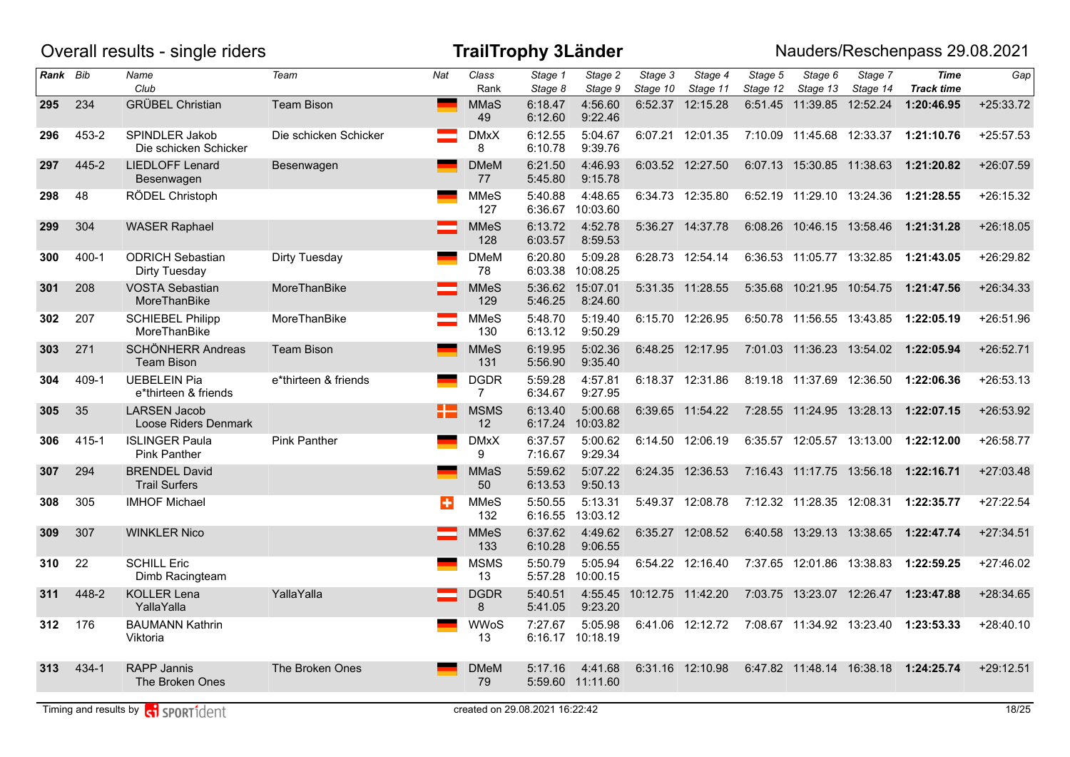Overall results - single riders

**TrailTrophy 3Länder**

Nauders/Reschenpass 29.08.2021

| Rank | Bib | Name / Club | Team | Nat | Class / Rank | Stage 1 / Stage 8 | Stage 2 / Stage 9 | Stage 3 / Stage 10 | Stage 4 / Stage 11 | Stage 5 / Stage 12 | Stage 6 / Stage 13 | Stage 7 / Stage 14 | Time / Track time | Gap |
|---|---|---|---|---|---|---|---|---|---|---|---|---|---|---|
| 295 | 234 | GRÜBEL Christian | Team Bison | | MMaS 49 | 6:18.47 6:12.60 | 4:56.60 9:22.46 | 6:52.37 | 12:15.28 | 6:51.45 | 11:39.85 | 12:52.24 | **1:20:46.95** | +25:33.72 |
| 296 | 453-2 | SPINDLER Jakob / Die schicken Schicker | Die schicken Schicker | | DMxX 8 | 6:12.55 6:10.78 | 5:04.67 9:39.76 | 6:07.21 | 12:01.35 | 7:10.09 | 11:45.68 | 12:33.37 | **1:21:10.76** | +25:57.53 |
| 297 | 445-2 | LIEDLOFF Lenard / Besenwagen | Besenwagen | | DMeM 77 | 6:21.50 5:45.80 | 4:46.93 9:15.78 | 6:03.52 | 12:27.50 | 6:07.13 | 15:30.85 | 11:38.63 | **1:21:20.82** | +26:07.59 |
| 298 | 48 | RÖDEL Christoph | | | MMeS 127 | 5:40.88 6:36.67 | 4:48.65 10:03.60 | 6:34.73 | 12:35.80 | 6:52.19 | 11:29.10 | 13:24.36 | **1:21:28.55** | +26:15.32 |
| 299 | 304 | WASER Raphael | | | MMeS 128 | 6:13.72 6:03.57 | 4:52.78 8:59.53 | 5:36.27 | 14:37.78 | 6:08.26 | 10:46.15 | 13:58.46 | **1:21:31.28** | +26:18.05 |
| 300 | 400-1 | ODRICH Sebastian / Dirty Tuesday | Dirty Tuesday | | DMeM 78 | 6:20.80 6:03.38 | 5:09.28 10:08.25 | 6:28.73 | 12:54.14 | 6:36.53 | 11:05.77 | 13:32.85 | **1:21:43.05** | +26:29.82 |
| 301 | 208 | VOSTA Sebastian / MoreThanBike | MoreThanBike | | MMeS 129 | 5:36.62 5:46.25 | 15:07.01 8:24.60 | 5:31.35 | 11:28.55 | 5:35.68 | 10:21.95 | 10:54.75 | **1:21:47.56** | +26:34.33 |
| 302 | 207 | SCHIEBEL Philipp / MoreThanBike | MoreThanBike | | MMeS 130 | 5:48.70 6:13.12 | 5:19.40 9:50.29 | 6:15.70 | 12:26.95 | 6:50.78 | 11:56.55 | 13:43.85 | **1:22:05.19** | +26:51.96 |
| 303 | 271 | SCHÖNHERR Andreas / Team Bison | Team Bison | | MMeS 131 | 6:19.95 5:56.90 | 5:02.36 9:35.40 | 6:48.25 | 12:17.95 | 7:01.03 | 11:36.23 | 13:54.02 | **1:22:05.94** | +26:52.71 |
| 304 | 409-1 | UEBELEIN Pia / e*thirteen & friends | e*thirteen & friends | | DGDR 7 | 5:59.28 6:34.67 | 4:57.81 9:27.95 | 6:18.37 | 12:31.86 | 8:19.18 | 11:37.69 | 12:36.50 | **1:22:06.36** | +26:53.13 |
| 305 | 35 | LARSEN Jacob / Loose Riders Denmark | | | MSMS 12 | 6:13.40 6:17.24 | 5:00.68 10:03.82 | 6:39.65 | 11:54.22 | 7:28.55 | 11:24.95 | 13:28.13 | **1:22:07.15** | +26:53.92 |
| 306 | 415-1 | ISLINGER Paula / Pink Panther | Pink Panther | | DMxX 9 | 6:37.57 7:16.67 | 5:00.62 9:29.34 | 6:14.50 | 12:06.19 | 6:35.57 | 12:05.57 | 13:13.00 | **1:22:12.00** | +26:58.77 |
| 307 | 294 | BRENDEL David / Trail Surfers | | | MMaS 50 | 5:59.62 6:13.53 | 5:07.22 9:50.13 | 6:24.35 | 12:36.53 | 7:16.43 | 11:17.75 | 13:56.18 | **1:22:16.71** | +27:03.48 |
| 308 | 305 | IMHOF Michael | | | MMeS 132 | 5:50.55 6:16.55 | 5:13.31 13:03.12 | 5:49.37 | 12:08.78 | 7:12.32 | 11:28.35 | 12:08.31 | **1:22:35.77** | +27:22.54 |
| 309 | 307 | WINKLER Nico | | | MMeS 133 | 6:37.62 6:10.28 | 4:49.62 9:06.55 | 6:35.27 | 12:08.52 | 6:40.58 | 13:29.13 | 13:38.65 | **1:22:47.74** | +27:34.51 |
| 310 | 22 | SCHILL Eric / Dimb Racingteam | | | MSMS 13 | 5:50.79 5:57.28 | 5:05.94 10:00.15 | 6:54.22 | 12:16.40 | 7:37.65 | 12:01.86 | 13:38.83 | **1:22:59.25** | +27:46.02 |
| 311 | 448-2 | KOLLER Lena / YallaYalla | YallaYalla | | DGDR 8 | 5:40.51 5:41.05 | 4:55.45 9:23.20 | 10:12.75 | 11:42.20 | 7:03.75 | 13:23.07 | 12:26.47 | **1:23:47.88** | +28:34.65 |
| 312 | 176 | BAUMANN Kathrin / Viktoria | | | WWoS 13 | 7:27.67 6:16.17 | 5:05.98 10:18.19 | 6:41.06 | 12:12.72 | 7:08.67 | 11:34.92 | 13:23.40 | **1:23:53.33** | +28:40.10 |
| 313 | 434-1 | RAPP Jannis / The Broken Ones | The Broken Ones | | DMeM 79 | 5:17.16 5:59.60 | 4:41.68 11:11.60 | 6:31.16 | 12:10.98 | 6:47.82 | 11:48.14 | 16:38.18 | **1:24:25.74** | +29:12.51 |

Timing and results by SPORTident

created on 29.08.2021 16:22:42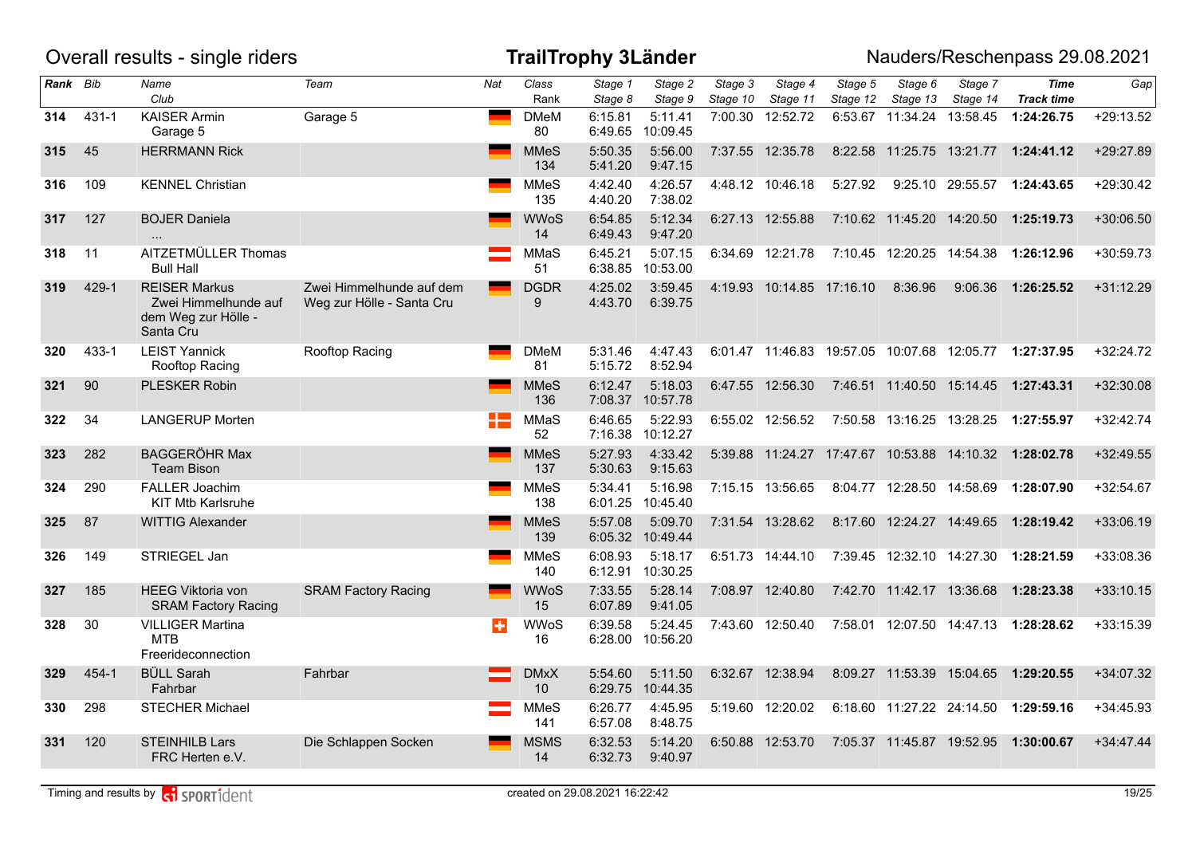Overall results - single riders

# TrailTrophy 3Länder

Nauders/Reschenpass 29.08.2021

| Rank | Bib | Name / Club | Team | Nat | Class / Rank | Stage 1 / Stage 8 | Stage 2 / Stage 9 | Stage 3 / Stage 10 | Stage 4 / Stage 11 | Stage 5 / Stage 12 | Stage 6 / Stage 13 | Stage 7 / Stage 14 | Time / Track time | Gap |
|---|---|---|---|---|---|---|---|---|---|---|---|---|---|---|
| 314 | 431-1 | KAISER Armin<br>Garage 5 | Garage 5 | | DMeM<br>80 | 6:15.81<br>6:49.65 | 5:11.41<br>10:09.45 | 7:00.30 | 12:52.72 | 6:53.67 | 11:34.24 | 13:58.45 | **1:24:26.75** | +29:13.52 |
| 315 | 45 | HERRMANN Rick | | | MMeS<br>134 | 5:50.35<br>5:41.20 | 5:56.00<br>9:47.15 | 7:37.55 | 12:35.78 | 8:22.58 | 11:25.75 | 13:21.77 | **1:24:41.12** | +29:27.89 |
| 316 | 109 | KENNEL Christian | | | MMeS<br>135 | 4:42.40<br>4:40.20 | 4:26.57<br>7:38.02 | 4:48.12 | 10:46.18 | 5:27.92 | 9:25.10 | 29:55.57 | **1:24:43.65** | +29:30.42 |
| 317 | 127 | BOJER Daniela<br>... | | | WWoS<br>14 | 6:54.85<br>6:49.43 | 5:12.34<br>9:47.20 | 6:27.13 | 12:55.88 | 7:10.62 | 11:45.20 | 14:20.50 | **1:25:19.73** | +30:06.50 |
| 318 | 11 | AITZETMÜLLER Thomas<br>Bull Hall | | | MMaS<br>51 | 6:45.21<br>6:38.85 | 5:07.15<br>10:53.00 | 6:34.69 | 12:21.78 | 7:10.45 | 12:20.25 | 14:54.38 | **1:26:12.96** | +30:59.73 |
| 319 | 429-1 | REISER Markus<br>Zwei Himmelhunde auf dem Weg zur Hölle - Santa Cru | Zwei Himmelhunde auf dem Weg zur Hölle - Santa Cru | | DGDR<br>9 | 4:25.02<br>4:43.70 | 3:59.45<br>6:39.75 | 4:19.93 | 10:14.85 | 17:16.10 | 8:36.96 | 9:06.36 | **1:26:25.52** | +31:12.29 |
| 320 | 433-1 | LEIST Yannick<br>Rooftop Racing | Rooftop Racing | | DMeM<br>81 | 5:31.46<br>5:15.72 | 4:47.43<br>8:52.94 | 6:01.47 | 11:46.83 | 19:57.05 | 10:07.68 | 12:05.77 | **1:27:37.95** | +32:24.72 |
| 321 | 90 | PLESKER Robin | | | MMeS<br>136 | 6:12.47<br>7:08.37 | 5:18.03<br>10:57.78 | 6:47.55 | 12:56.30 | 7:46.51 | 11:40.50 | 15:14.45 | **1:27:43.31** | +32:30.08 |
| 322 | 34 | LANGERUP Morten | | | MMaS<br>52 | 6:46.65<br>7:16.38 | 5:22.93<br>10:12.27 | 6:55.02 | 12:56.52 | 7:50.58 | 13:16.25 | 13:28.25 | **1:27:55.97** | +32:42.74 |
| 323 | 282 | BAGGERÖHR Max<br>Team Bison | | | MMeS<br>137 | 5:27.93<br>5:30.63 | 4:33.42<br>9:15.63 | 5:39.88 | 11:24.27 | 17:47.67 | 10:53.88 | 14:10.32 | **1:28:02.78** | +32:49.55 |
| 324 | 290 | FALLER Joachim<br>KIT Mtb Karlsruhe | | | MMeS<br>138 | 5:34.41<br>6:01.25 | 5:16.98<br>10:45.40 | 7:15.15 | 13:56.65 | 8:04.77 | 12:28.50 | 14:58.69 | **1:28:07.90** | +32:54.67 |
| 325 | 87 | WITTIG Alexander | | | MMeS<br>139 | 5:57.08<br>6:05.32 | 5:09.70<br>10:49.44 | 7:31.54 | 13:28.62 | 8:17.60 | 12:24.27 | 14:49.65 | **1:28:19.42** | +33:06.19 |
| 326 | 149 | STRIEGEL Jan | | | MMeS<br>140 | 6:08.93<br>6:12.91 | 5:18.17<br>10:30.25 | 6:51.73 | 14:44.10 | 7:39.45 | 12:32.10 | 14:27.30 | **1:28:21.59** | +33:08.36 |
| 327 | 185 | HEEG Viktoria von<br>SRAM Factory Racing | SRAM Factory Racing | | WWoS<br>15 | 7:33.55<br>6:07.89 | 5:28.14<br>9:41.05 | 7:08.97 | 12:40.80 | 7:42.70 | 11:42.17 | 13:36.68 | **1:28:23.38** | +33:10.15 |
| 328 | 30 | VILLIGER Martina<br>MTB Freerideconnection | | | WWoS<br>16 | 6:39.58<br>6:28.00 | 5:24.45<br>10:56.20 | 7:43.60 | 12:50.40 | 7:58.01 | 12:07.50 | 14:47.13 | **1:28:28.62** | +33:15.39 |
| 329 | 454-1 | BÜLL Sarah<br>Fahrbar | Fahrbar | | DMxX<br>10 | 5:54.60<br>6:29.75 | 5:11.50<br>10:44.35 | 6:32.67 | 12:38.94 | 8:09.27 | 11:53.39 | 15:04.65 | **1:29:20.55** | +34:07.32 |
| 330 | 298 | STECHER Michael | | | MMeS<br>141 | 6:26.77<br>6:57.08 | 4:45.95<br>8:48.75 | 5:19.60 | 12:20.02 | 6:18.60 | 11:27.22 | 24:14.50 | **1:29:59.16** | +34:45.93 |
| 331 | 120 | STEINHILB Lars<br>FRC Herten e.V. | Die Schlappen Socken | | MSMS<br>14 | 6:32.53<br>6:32.73 | 5:14.20<br>9:40.97 | 6:50.88 | 12:53.70 | 7:05.37 | 11:45.87 | 19:52.95 | **1:30:00.67** | +34:47.44 |

Timing and results by SPORTident

created on 29.08.2021 16:22:42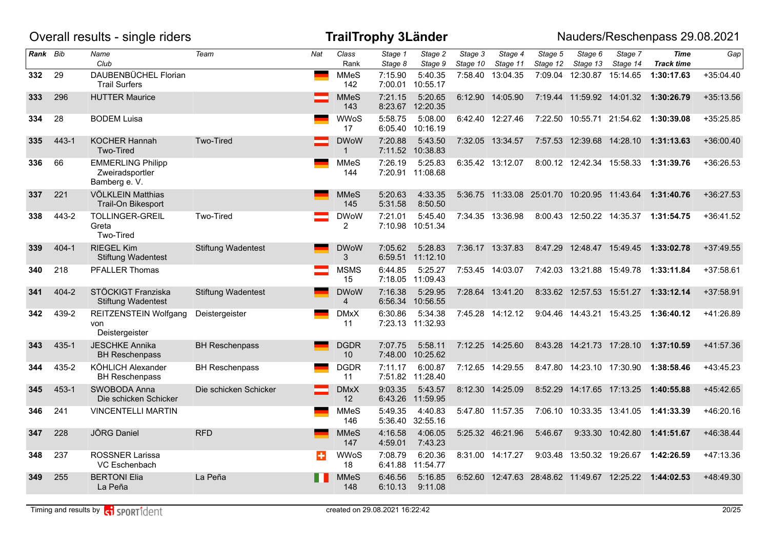# Overall results - single riders

## TrailTrophy 3Länder

Nauders/Reschenpass 29.08.2021

| Rank | Bib | Name / Club | Team | Nat | Class / Rank | Stage 1 / Stage 8 | Stage 2 / Stage 9 | Stage 3 / Stage 10 | Stage 4 / Stage 11 | Stage 5 / Stage 12 | Stage 6 / Stage 13 | Stage 7 / Stage 14 | Time / Track time | Gap |
|---|---|---|---|---|---|---|---|---|---|---|---|---|---|---|
| 332 | 29 | DAUBENBÜCHEL Florian<br>Trail Surfers | | GER | MMeS<br>142 | 7:15.90<br>7:00.01 | 5:40.35<br>10:55.17 | 7:58.40 | 13:04.35 | 7:09.04 | 12:30.87 | 15:14.65 | **1:30:17.63** | +35:04.40 |
| 333 | 296 | HUTTER Maurice | | AUT | MMeS<br>143 | 7:21.15<br>8:23.67 | 5:20.65<br>12:20.35 | 6:12.90 | 14:05.90 | 7:19.44 | 11:59.92 | 14:01.32 | **1:30:26.79** | +35:13.56 |
| 334 | 28 | BODEM Luisa | | GER | WWoS<br>17 | 5:58.75<br>6:05.40 | 5:08.00<br>10:16.19 | 6:42.40 | 12:27.46 | 7:22.50 | 10:55.71 | 21:54.62 | **1:30:39.08** | +35:25.85 |
| 335 | 443-1 | KOCHER Hannah<br>Two-Tired | Two-Tired | AUT | DWoW<br>1 | 7:20.88<br>7:11.52 | 5:43.50<br>10:38.83 | 7:32.05 | 13:34.57 | 7:57.53 | 12:39.68 | 14:28.10 | **1:31:13.63** | +36:00.40 |
| 336 | 66 | EMMERLING Philipp<br>Zweiradsportler<br>Bamberg e. V. | | GER | MMeS<br>144 | 7:26.19<br>7:20.91 | 5:25.83<br>11:08.68 | 6:35.42 | 13:12.07 | 8:00.12 | 12:42.34 | 15:58.33 | **1:31:39.76** | +36:26.53 |
| 337 | 221 | VÖLKLEIN Matthias<br>Trail-On Bikesport | | GER | MMeS<br>145 | 5:20.63<br>5:31.58 | 4:33.35<br>8:50.50 | 5:36.75 | 11:33.08 | 25:01.70 | 10:20.95 | 11:43.64 | **1:31:40.76** | +36:27.53 |
| 338 | 443-2 | TOLLINGER-GREIL Greta<br>Two-Tired | Two-Tired | AUT | DWoW<br>2 | 7:21.01<br>7:10.98 | 5:45.40<br>10:51.34 | 7:34.35 | 13:36.98 | 8:00.43 | 12:50.22 | 14:35.37 | **1:31:54.75** | +36:41.52 |
| 339 | 404-1 | RIEGEL Kim<br>Stiftung Wadentest | Stiftung Wadentest | GER | DWoW<br>3 | 7:05.62<br>6:59.51 | 5:28.83<br>11:12.10 | 7:36.17 | 13:37.83 | 8:47.29 | 12:48.47 | 15:49.45 | **1:33:02.78** | +37:49.55 |
| 340 | 218 | PFALLER Thomas | | AUT | MSMS<br>15 | 6:44.85<br>7:18.05 | 5:25.27<br>11:09.43 | 7:53.45 | 14:03.07 | 7:42.03 | 13:21.88 | 15:49.78 | **1:33:11.84** | +37:58.61 |
| 341 | 404-2 | STÖCKIGT Franziska<br>Stiftung Wadentest | Stiftung Wadentest | GER | DWoW<br>4 | 7:16.38<br>6:56.34 | 5:29.95<br>10:56.55 | 7:28.64 | 13:41.20 | 8:33.62 | 12:57.53 | 15:51.27 | **1:33:12.14** | +37:58.91 |
| 342 | 439-2 | REITZENSTEIN Wolfgang von<br>Deistergeister | Deistergeister | GER | DMxX<br>11 | 6:30.86<br>7:23.13 | 5:34.38<br>11:32.93 | 7:45.28 | 14:12.12 | 9:04.46 | 14:43.21 | 15:43.25 | **1:36:40.12** | +41:26.89 |
| 343 | 435-1 | JESCHKE Annika<br>BH Reschenpass | BH Reschenpass | GER | DGDR<br>10 | 7:07.75<br>7:48.00 | 5:58.11<br>10:25.62 | 7:12.25 | 14:25.60 | 8:43.28 | 14:21.73 | 17:28.10 | **1:37:10.59** | +41:57.36 |
| 344 | 435-2 | KÖHLICH Alexander<br>BH Reschenpass | BH Reschenpass | GER | DGDR<br>11 | 7:11.17<br>7:51.82 | 6:00.87<br>11:28.40 | 7:12.65 | 14:29.55 | 8:47.80 | 14:23.10 | 17:30.90 | **1:38:58.46** | +43:45.23 |
| 345 | 453-1 | SWOBODA Anna<br>Die schicken Schicker | Die schicken Schicker | AUT | DMxX<br>12 | 9:03.35<br>6:43.26 | 5:43.57<br>11:59.95 | 8:12.30 | 14:25.09 | 8:52.29 | 14:17.65 | 17:13.25 | **1:40:55.88** | +45:42.65 |
| 346 | 241 | VINCENTELLI MARTIN | | GER | MMeS<br>146 | 5:49.35<br>5:36.40 | 4:40.83<br>32:55.16 | 5:47.80 | 11:57.35 | 7:06.10 | 10:33.35 | 13:41.05 | **1:41:33.39** | +46:20.16 |
| 347 | 228 | JÖRG Daniel | RFD | GER | MMeS<br>147 | 4:16.58<br>4:59.01 | 4:06.05<br>7:43.23 | 5:25.32 | 46:21.96 | 5:46.67 | 9:33.30 | 10:42.80 | **1:41:51.67** | +46:38.44 |
| 348 | 237 | ROSSNER Larissa<br>VC Eschenbach | | SUI | WWoS<br>18 | 7:08.79<br>6:41.88 | 6:20.36<br>11:54.77 | 8:31.00 | 14:17.27 | 9:03.48 | 13:50.32 | 19:26.67 | **1:42:26.59** | +47:13.36 |
| 349 | 255 | BERTONI Elia<br>La Peña | La Peña | ITA | MMeS<br>148 | 6:46.56<br>6:10.13 | 5:16.85<br>9:11.08 | 6:52.60 | 12:47.63 | 28:48.62 | 11:49.67 | 12:25.22 | **1:44:02.53** | +48:49.30 |

Timing and results by SPORTident — created on 29.08.2021 16:22:42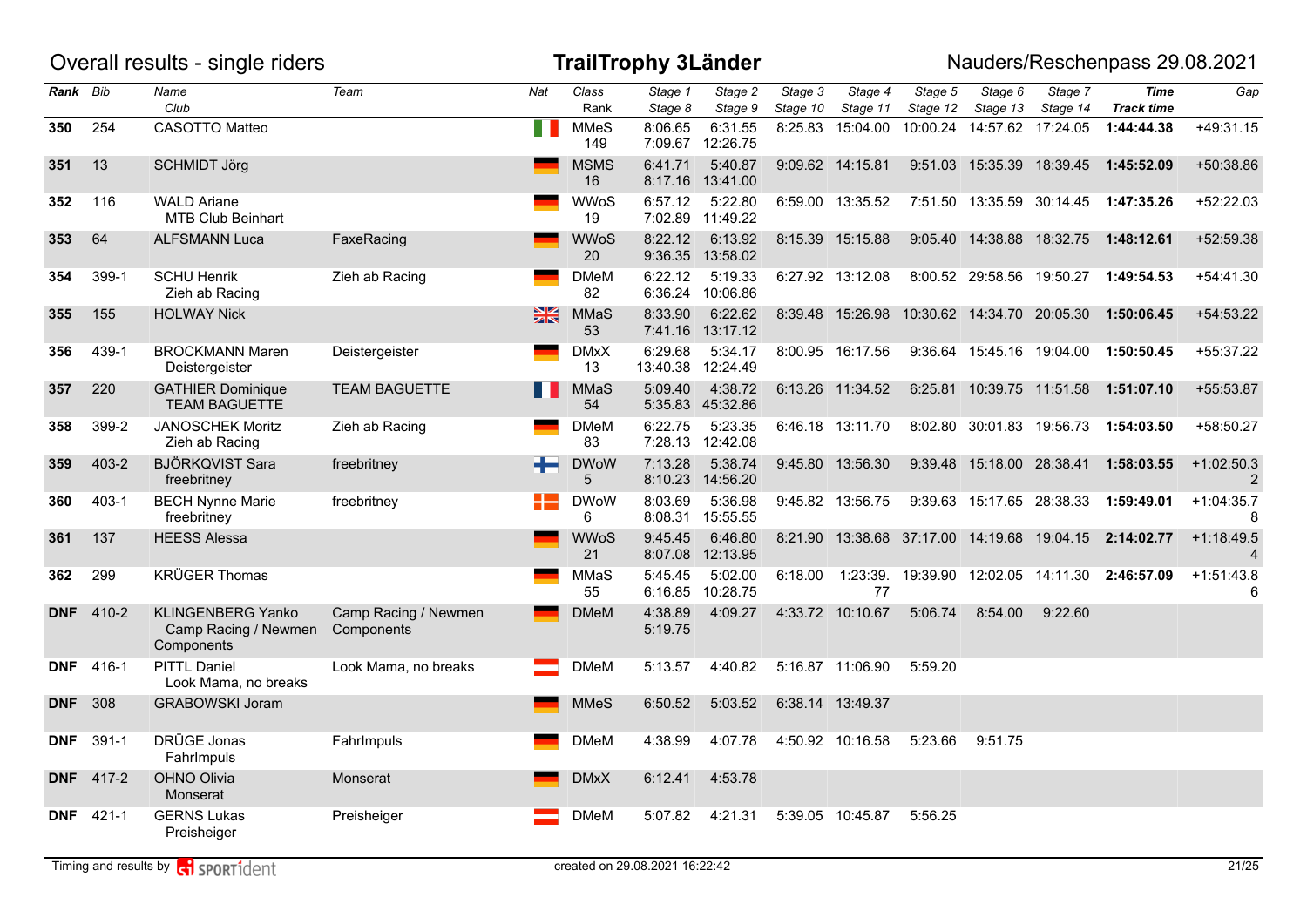Overall results - single riders

# TrailTrophy 3Länder

Nauders/Reschenpass 29.08.2021

| Rank | Bib | Name / Club | Team | Nat | Class / Rank | Stage 1 / Stage 8 | Stage 2 / Stage 9 | Stage 3 / Stage 10 | Stage 4 / Stage 11 | Stage 5 / Stage 12 | Stage 6 / Stage 13 | Stage 7 / Stage 14 | Time / Track time | Gap |
|---|---|---|---|---|---|---|---|---|---|---|---|---|---|---|
| **350** | 254 | CASOTTO Matteo | | ITA | MMeS 149 | 8:06.65 7:09.67 | 6:31.55 12:26.75 | 8:25.83 | 15:04.00 | 10:00.24 | 14:57.62 | 17:24.05 | **1:44:44.38** | +49:31.15 |
| **351** | 13 | SCHMIDT Jörg | | GER | MSMS 16 | 6:41.71 8:17.16 | 5:40.87 13:41.00 | 9:09.62 | 14:15.81 | 9:51.03 | 15:35.39 | 18:39.45 | **1:45:52.09** | +50:38.86 |
| **352** | 116 | WALD Ariane MTB Club Beinhart | | GER | WWoS 19 | 6:57.12 7:02.89 | 5:22.80 11:49.22 | 6:59.00 | 13:35.52 | 7:51.50 | 13:35.59 | 30:14.45 | **1:47:35.26** | +52:22.03 |
| **353** | 64 | ALFSMANN Luca | FaxeRacing | GER | WWoS 20 | 8:22.12 9:36.35 | 6:13.92 13:58.02 | 8:15.39 | 15:15.88 | 9:05.40 | 14:38.88 | 18:32.75 | **1:48:12.61** | +52:59.38 |
| **354** | 399-1 | SCHU Henrik Zieh ab Racing | Zieh ab Racing | GER | DMeM 82 | 6:22.12 6:36.24 | 5:19.33 10:06.86 | 6:27.92 | 13:12.08 | 8:00.52 | 29:58.56 | 19:50.27 | **1:49:54.53** | +54:41.30 |
| **355** | 155 | HOLWAY Nick | | GBR | MMaS 53 | 8:33.90 7:41.16 | 6:22.62 13:17.12 | 8:39.48 | 15:26.98 | 10:30.62 | 14:34.70 | 20:05.30 | **1:50:06.45** | +54:53.22 |
| **356** | 439-1 | BROCKMANN Maren Deistergeister | Deistergeister | GER | DMxX 13 | 6:29.68 13:40.38 | 5:34.17 12:24.49 | 8:00.95 | 16:17.56 | 9:36.64 | 15:45.16 | 19:04.00 | **1:50:50.45** | +55:37.22 |
| **357** | 220 | GATHIER Dominique TEAM BAGUETTE | TEAM BAGUETTE | FRA | MMaS 54 | 5:09.40 5:35.83 | 4:38.72 45:32.86 | 6:13.26 | 11:34.52 | 6:25.81 | 10:39.75 | 11:51.58 | **1:51:07.10** | +55:53.87 |
| **358** | 399-2 | JANOSCHEK Moritz Zieh ab Racing | Zieh ab Racing | GER | DMeM 83 | 6:22.75 7:28.13 | 5:23.35 12:42.08 | 6:46.18 | 13:11.70 | 8:02.80 | 30:01.83 | 19:56.73 | **1:54:03.50** | +58:50.27 |
| **359** | 403-2 | BJÖRKQVIST Sara freebritney | freebritney | FIN | DWoW 5 | 7:13.28 8:10.23 | 5:38.74 14:56.20 | 9:45.80 | 13:56.30 | 9:39.48 | 15:18.00 | 28:38.41 | **1:58:03.55** | +1:02:50.32 |
| **360** | 403-1 | BECH Nynne Marie freebritney | freebritney | DEN | DWoW 6 | 8:03.69 8:08.31 | 5:36.98 15:55.55 | 9:45.82 | 13:56.75 | 9:39.63 | 15:17.65 | 28:38.33 | **1:59:49.01** | +1:04:35.78 |
| **361** | 137 | HEESS Alessa | | GER | WWoS 21 | 9:45.45 8:07.08 | 6:46.80 12:13.95 | 8:21.90 | 13:38.68 | 37:17.00 | 14:19.68 | 19:04.15 | **2:14:02.77** | +1:18:49.54 |
| **362** | 299 | KRÜGER Thomas | | GER | MMaS 55 | 5:45.45 6:16.85 | 5:02.00 10:28.75 | 6:18.00 | 1:23:39.77 | 19:39.90 | 12:02.05 | 14:11.30 | **2:46:57.09** | +1:51:43.86 |
| **DNF** | 410-2 | KLINGENBERG Yanko Camp Racing / Newmen Components | Camp Racing / Newmen Components | GER | DMeM | 4:38.89 5:19.75 | 4:09.27 | 4:33.72 | 10:10.67 | 5:06.74 | 8:54.00 | 9:22.60 | | |
| **DNF** | 416-1 | PITTL Daniel Look Mama, no breaks | Look Mama, no breaks | AUT | DMeM | 5:13.57 | 4:40.82 | 5:16.87 | 11:06.90 | 5:59.20 | | | | |
| **DNF** | 308 | GRABOWSKI Joram | | GER | MMeS | 6:50.52 | 5:03.52 | 6:38.14 | 13:49.37 | | | | | |
| **DNF** | 391-1 | DRÜGE Jonas FahrImpuls | FahrImpuls | GER | DMeM | 4:38.99 | 4:07.78 | 4:50.92 | 10:16.58 | 5:23.66 | 9:51.75 | | | |
| **DNF** | 417-2 | OHNO Olivia Monserat | Monserat | GER | DMxX | 6:12.41 | 4:53.78 | | | | | | | |
| **DNF** | 421-1 | GERNS Lukas Preisheiger | Preisheiger | AUT | DMeM | 5:07.82 | 4:21.31 | 5:39.05 | 10:45.87 | 5:56.25 | | | | |

Timing and results by SPORTident

created on 29.08.2021 16:22:42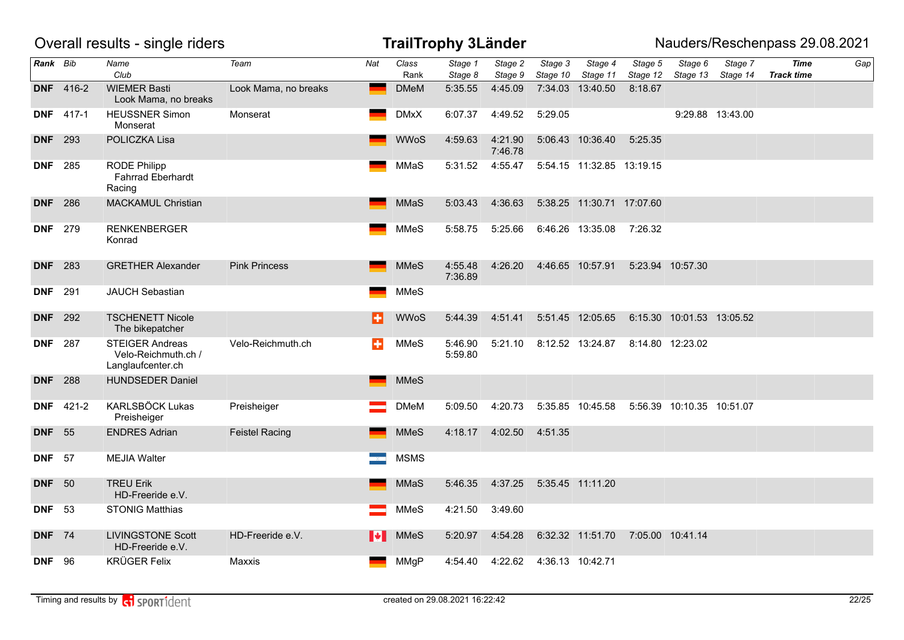Overall results - single riders

# TrailTrophy 3Länder

Nauders/Reschenpass 29.08.2021

| Rank | Bib | Name<br>Club | Team | Nat | Class<br>Rank | Stage 1<br>Stage 8 | Stage 2<br>Stage 9 | Stage 3<br>Stage 10 | Stage 4<br>Stage 11 | Stage 5<br>Stage 12 | Stage 6<br>Stage 13 | Stage 7<br>Stage 14 | Time<br>Track time | Gap |
|---|---|---|---|---|---|---|---|---|---|---|---|---|---|---|
| DNF | 416-2 | WIEMER Basti<br>Look Mama, no breaks | Look Mama, no breaks | | DMeM | 5:35.55 | 4:45.09 | 7:34.03 | 13:40.50 | 8:18.67 | | | | |
| DNF | 417-1 | HEUSSNER Simon<br>Monserat | Monserat | | DMxX | 6:07.37 | 4:49.52 | 5:29.05 | | | 9:29.88 | 13:43.00 | | |
| DNF | 293 | POLICZKA Lisa | | | WWoS | 4:59.63 | 4:21.90<br>7:46.78 | 5:06.43 | 10:36.40 | 5:25.35 | | | | |
| DNF | 285 | RODE Philipp<br>Fahrrad Eberhardt Racing | | | MMaS | 5:31.52 | 4:55.47 | 5:54.15 | 11:32.85 | 13:19.15 | | | | |
| DNF | 286 | MACKAMUL Christian | | | MMaS | 5:03.43 | 4:36.63 | 5:38.25 | 11:30.71 | 17:07.60 | | | | |
| DNF | 279 | RENKENBERGER Konrad | | | MMeS | 5:58.75 | 5:25.66 | 6:46.26 | 13:35.08 | 7:26.32 | | | | |
| DNF | 283 | GRETHER Alexander | Pink Princess | | MMeS | 4:55.48<br>7:36.89 | 4:26.20 | 4:46.65 | 10:57.91 | 5:23.94 | 10:57.30 | | | |
| DNF | 291 | JAUCH Sebastian | | | MMeS | | | | | | | | | |
| DNF | 292 | TSCHENETT Nicole<br>The bikepatcher | | | WWoS | 5:44.39 | 4:51.41 | 5:51.45 | 12:05.65 | 6:15.30 | 10:01.53 | 13:05.52 | | |
| DNF | 287 | STEIGER Andreas<br>Velo-Reichmuth.ch / Langlaufcenter.ch | Velo-Reichmuth.ch | | MMeS | 5:46.90<br>5:59.80 | 5:21.10 | 8:12.52 | 13:24.87 | 8:14.80 | 12:23.02 | | | |
| DNF | 288 | HUNDSEDER Daniel | | | MMeS | | | | | | | | | |
| DNF | 421-2 | KARLSBÖCK Lukas<br>Preisheiger | Preisheiger | | DMeM | 5:09.50 | 4:20.73 | 5:35.85 | 10:45.58 | 5:56.39 | 10:10.35 | 10:51.07 | | |
| DNF | 55 | ENDRES Adrian | Feistel Racing | | MMeS | 4:18.17 | 4:02.50 | 4:51.35 | | | | | | |
| DNF | 57 | MEJIA Walter | | | MSMS | | | | | | | | | |
| DNF | 50 | TREU Erik<br>HD-Freeride e.V. | | | MMaS | 5:46.35 | 4:37.25 | 5:35.45 | 11:11.20 | | | | | |
| DNF | 53 | STONIG Matthias | | | MMeS | 4:21.50 | 3:49.60 | | | | | | | |
| DNF | 74 | LIVINGSTONE Scott<br>HD-Freeride e.V. | HD-Freeride e.V. | | MMeS | 5:20.97 | 4:54.28 | 6:32.32 | 11:51.70 | 7:05.00 | 10:41.14 | | | |
| DNF | 96 | KRÜGER Felix | Maxxis | | MMgP | 4:54.40 | 4:22.62 | 4:36.13 | 10:42.71 | | | | | |

Timing and results by SPORTident

created on 29.08.2021 16:22:42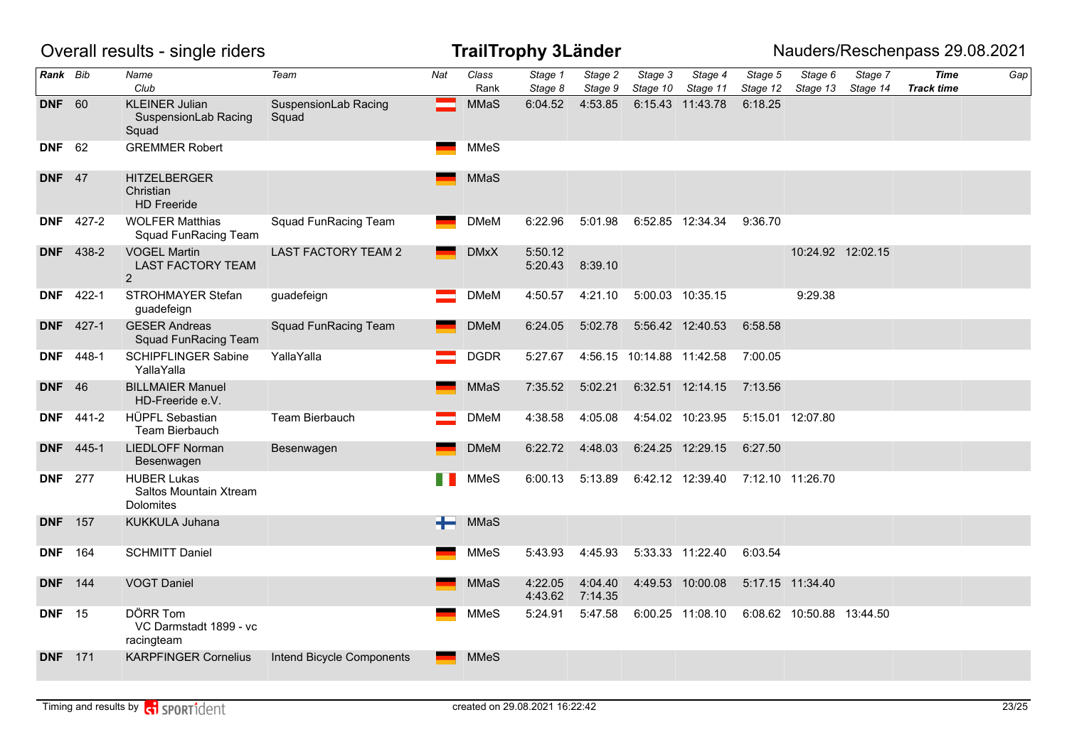# Overall results - single riders

## TrailTrophy 3Länder

Nauders/Reschenpass 29.08.2021

| Rank | Bib | Name<br>Club | Team | Nat | Class<br>Rank | Stage 1<br>Stage 8 | Stage 2<br>Stage 9 | Stage 3<br>Stage 10 | Stage 4<br>Stage 11 | Stage 5<br>Stage 12 | Stage 6<br>Stage 13 | Stage 7<br>Stage 14 | Time<br>Track time | Gap |
|---|---|---|---|---|---|---|---|---|---|---|---|---|---|---|
| DNF | 60 | KLEINER Julian<br>SuspensionLab Racing Squad | SuspensionLab Racing Squad | AUT | MMaS | 6:04.52 | 4:53.85 | 6:15.43 | 11:43.78 | 6:18.25 | | | | |
| DNF | 62 | GREMMER Robert | | GER | MMeS | | | | | | | | | |
| DNF | 47 | HITZELBERGER Christian<br>HD Freeride | | GER | MMaS | | | | | | | | | |
| DNF | 427-2 | WOLFER Matthias<br>Squad FunRacing Team | Squad FunRacing Team | GER | DMeM | 6:22.96 | 5:01.98 | 6:52.85 | 12:34.34 | 9:36.70 | | | | |
| DNF | 438-2 | VOGEL Martin<br>LAST FACTORY TEAM 2 | LAST FACTORY TEAM 2 | GER | DMxX | 5:50.12<br>5:20.43 | <br>8:39.10 | | | | 10:24.92 | 12:02.15 | | |
| DNF | 422-1 | STROHMAYER Stefan<br>guadefeign | guadefeign | AUT | DMeM | 4:50.57 | 4:21.10 | 5:00.03 | 10:35.15 | | 9:29.38 | | | |
| DNF | 427-1 | GESER Andreas<br>Squad FunRacing Team | Squad FunRacing Team | GER | DMeM | 6:24.05 | 5:02.78 | 5:56.42 | 12:40.53 | 6:58.58 | | | | |
| DNF | 448-1 | SCHIPFLINGER Sabine<br>YallaYalla | YallaYalla | AUT | DGDR | 5:27.67 | 4:56.15 | 10:14.88 | 11:42.58 | 7:00.05 | | | | |
| DNF | 46 | BILLMAIER Manuel<br>HD-Freeride e.V. | | GER | MMaS | 7:35.52 | 5:02.21 | 6:32.51 | 12:14.15 | 7:13.56 | | | | |
| DNF | 441-2 | HÜPFL Sebastian<br>Team Bierbauch | Team Bierbauch | AUT | DMeM | 4:38.58 | 4:05.08 | 4:54.02 | 10:23.95 | 5:15.01 | 12:07.80 | | | |
| DNF | 445-1 | LIEDLOFF Norman<br>Besenwagen | Besenwagen | GER | DMeM | 6:22.72 | 4:48.03 | 6:24.25 | 12:29.15 | 6:27.50 | | | | |
| DNF | 277 | HUBER Lukas<br>Saltos Mountain Xtream Dolomites | | ITA | MMeS | 6:00.13 | 5:13.89 | 6:42.12 | 12:39.40 | 7:12.10 | 11:26.70 | | | |
| DNF | 157 | KUKKULA Juhana | | FIN | MMaS | | | | | | | | | |
| DNF | 164 | SCHMITT Daniel | | GER | MMeS | 5:43.93 | 4:45.93 | 5:33.33 | 11:22.40 | 6:03.54 | | | | |
| DNF | 144 | VOGT Daniel | | GER | MMaS | 4:22.05<br>4:43.62 | 4:04.40<br>7:14.35 | 4:49.53 | 10:00.08 | 5:17.15 | 11:34.40 | | | |
| DNF | 15 | DÖRR Tom<br>VC Darmstadt 1899 - vc racingteam | | GER | MMeS | 5:24.91 | 5:47.58 | 6:00.25 | 11:08.10 | 6:08.62 | 10:50.88 | 13:44.50 | | |
| DNF | 171 | KARPFINGER Cornelius | Intend Bicycle Components | GER | MMeS | | | | | | | | | |

Timing and results by SPORTident

created on 29.08.2021 16:22:42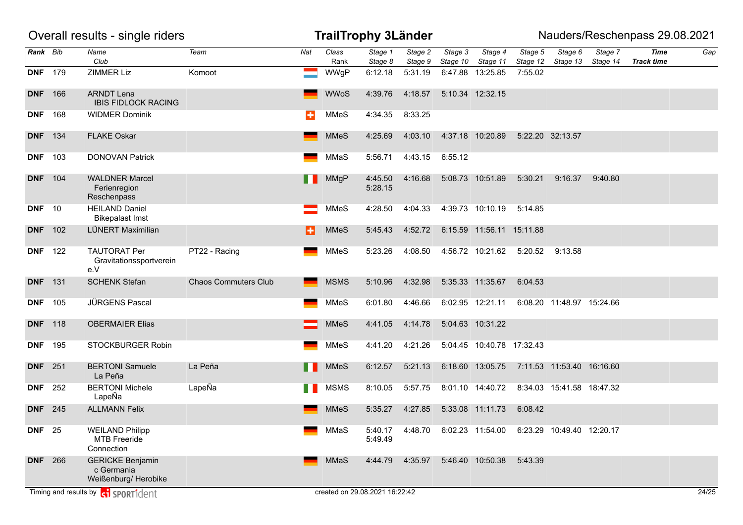# Overall results - single riders

**TrailTrophy 3Länder**

Nauders/Reschenpass 29.08.2021

| Rank | Bib | Name / Club | Team | Nat | Class / Rank | Stage 1 / Stage 8 | Stage 2 / Stage 9 | Stage 3 / Stage 10 | Stage 4 / Stage 11 | Stage 5 / Stage 12 | Stage 6 / Stage 13 | Stage 7 / Stage 14 | Time / Track time | Gap |
|---|---|---|---|---|---|---|---|---|---|---|---|---|---|---|
| DNF | 179 | ZIMMER Liz | Komoot | | WWgP | 6:12.18 | 5:31.19 | 6:47.88 | 13:25.85 | 7:55.02 | | | | |
| DNF | 166 | ARNDT Lena<br>IBIS FIDLOCK RACING | | | WWoS | 4:39.76 | 4:18.57 | 5:10.34 | 12:32.15 | | | | | |
| DNF | 168 | WIDMER Dominik | | | MMeS | 4:34.35 | 8:33.25 | | | | | | | |
| DNF | 134 | FLAKE Oskar | | | MMeS | 4:25.69 | 4:03.10 | 4:37.18 | 10:20.89 | 5:22.20 | 32:13.57 | | | |
| DNF | 103 | DONOVAN Patrick | | | MMaS | 5:56.71 | 4:43.15 | 6:55.12 | | | | | | |
| DNF | 104 | WALDNER Marcel<br>Ferienregion Reschenpass | | | MMgP | 4:45.50<br>5:28.15 | 4:16.68 | 5:08.73 | 10:51.89 | 5:30.21 | 9:16.37 | 9:40.80 | | |
| DNF | 10 | HEILAND Daniel<br>Bikepalast Imst | | | MMeS | 4:28.50 | 4:04.33 | 4:39.73 | 10:10.19 | 5:14.85 | | | | |
| DNF | 102 | LÜNERT Maximilian | | | MMeS | 5:45.43 | 4:52.72 | 6:15.59 | 11:56.11 | 15:11.88 | | | | |
| DNF | 122 | TAUTORAT Per<br>Gravitationssportverein e.V | PT22 - Racing | | MMeS | 5:23.26 | 4:08.50 | 4:56.72 | 10:21.62 | 5:20.52 | 9:13.58 | | | |
| DNF | 131 | SCHENK Stefan | Chaos Commuters Club | | MSMS | 5:10.96 | 4:32.98 | 5:35.33 | 11:35.67 | 6:04.53 | | | | |
| DNF | 105 | JÜRGENS Pascal | | | MMeS | 6:01.80 | 4:46.66 | 6:02.95 | 12:21.11 | 6:08.20 | 11:48.97 | 15:24.66 | | |
| DNF | 118 | OBERMAIER Elias | | | MMeS | 4:41.05 | 4:14.78 | 5:04.63 | 10:31.22 | | | | | |
| DNF | 195 | STOCKBURGER Robin | | | MMeS | 4:41.20 | 4:21.26 | 5:04.45 | 10:40.78 | 17:32.43 | | | | |
| DNF | 251 | BERTONI Samuele<br>La Peña | La Peña | | MMeS | 6:12.57 | 5:21.13 | 6:18.60 | 13:05.75 | 7:11.53 | 11:53.40 | 16:16.60 | | |
| DNF | 252 | BERTONI Michele<br>LapeÑa | LapeÑa | | MSMS | 8:10.05 | 5:57.75 | 8:01.10 | 14:40.72 | 8:34.03 | 15:41.58 | 18:47.32 | | |
| DNF | 245 | ALLMANN Felix | | | MMeS | 5:35.27 | 4:27.85 | 5:33.08 | 11:11.73 | 6:08.42 | | | | |
| DNF | 25 | WEILAND Philipp<br>MTB Freeride Connection | | | MMaS | 5:40.17<br>5:49.49 | 4:48.70 | 6:02.23 | 11:54.00 | 6:23.29 | 10:49.40 | 12:20.17 | | |
| DNF | 266 | GERICKE Benjamin<br>c Germania Weißenburg/ Herobike | | | MMaS | 4:44.79 | 4:35.97 | 5:46.40 | 10:50.38 | 5:43.39 | | | | |

Timing and results by SPORTident

created on 29.08.2021 16:22:42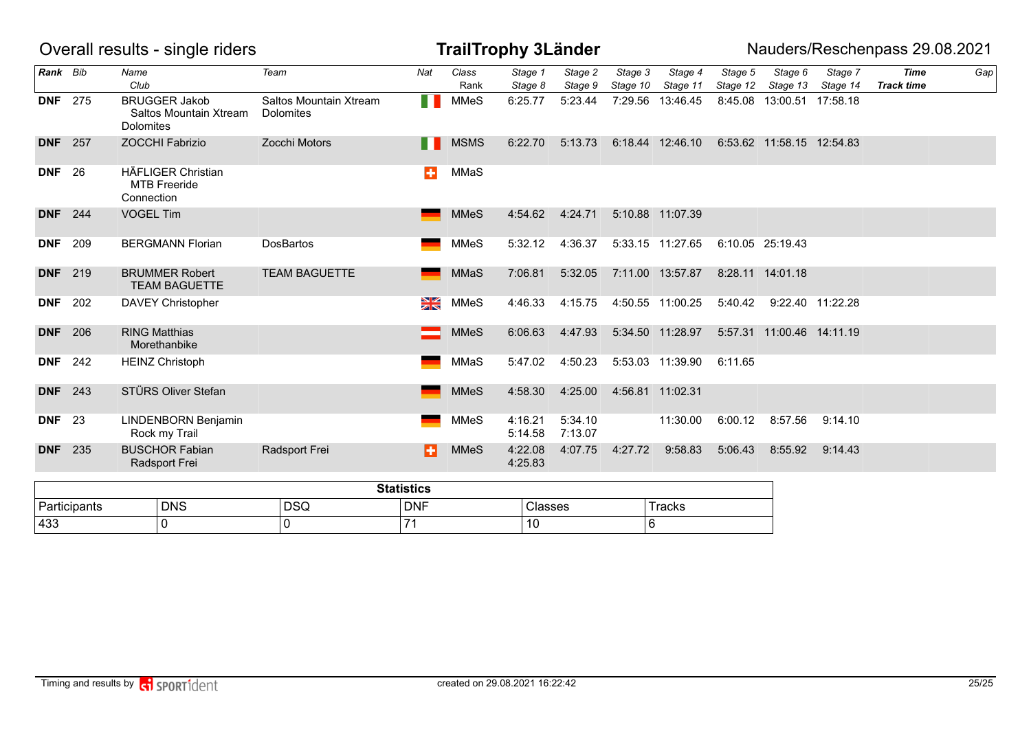Overall results - single riders

# TrailTrophy 3Länder

Nauders/Reschenpass 29.08.2021

| Rank | Bib | Name / Club | Team | Nat | Class / Rank | Stage 1 / Stage 8 | Stage 2 / Stage 9 | Stage 3 / Stage 10 | Stage 4 / Stage 11 | Stage 5 / Stage 12 | Stage 6 / Stage 13 | Stage 7 / Stage 14 | Time / Track time | Gap |
|---|---|---|---|---|---|---|---|---|---|---|---|---|---|---|
| DNF | 275 | BRUGGER Jakob<br>Saltos Mountain Xtream Dolomites | Saltos Mountain Xtream Dolomites | | MMeS | 6:25.77 | 5:23.44 | 7:29.56 | 13:46.45 | 8:45.08 | 13:00.51 | 17:58.18 | | |
| DNF | 257 | ZOCCHI Fabrizio | Zocchi Motors | | MSMS | 6:22.70 | 5:13.73 | 6:18.44 | 12:46.10 | 6:53.62 | 11:58.15 | 12:54.83 | | |
| DNF | 26 | HÄFLIGER Christian<br>MTB Freeride Connection | | | MMaS | | | | | | | | | |
| DNF | 244 | VOGEL Tim | | | MMeS | 4:54.62 | 4:24.71 | 5:10.88 | 11:07.39 | | | | | |
| DNF | 209 | BERGMANN Florian | DosBartos | | MMeS | 5:32.12 | 4:36.37 | 5:33.15 | 11:27.65 | 6:10.05 | 25:19.43 | | | |
| DNF | 219 | BRUMMER Robert<br>TEAM BAGUETTE | TEAM BAGUETTE | | MMaS | 7:06.81 | 5:32.05 | 7:11.00 | 13:57.87 | 8:28.11 | 14:01.18 | | | |
| DNF | 202 | DAVEY Christopher | | | MMeS | 4:46.33 | 4:15.75 | 4:50.55 | 11:00.25 | 5:40.42 | 9:22.40 | 11:22.28 | | |
| DNF | 206 | RING Matthias<br>Morethanbike | | | MMeS | 6:06.63 | 4:47.93 | 5:34.50 | 11:28.97 | 5:57.31 | 11:00.46 | 14:11.19 | | |
| DNF | 242 | HEINZ Christoph | | | MMaS | 5:47.02 | 4:50.23 | 5:53.03 | 11:39.90 | 6:11.65 | | | | |
| DNF | 243 | STÜRS Oliver Stefan | | | MMeS | 4:58.30 | 4:25.00 | 4:56.81 | 11:02.31 | | | | | |
| DNF | 23 | LINDENBORN Benjamin<br>Rock my Trail | | | MMeS | 4:16.21<br>5:14.58 | 5:34.10<br>7:13.07 | | 11:30.00 | 6:00.12 | 8:57.56 | 9:14.10 | | |
| DNF | 235 | BUSCHOR Fabian<br>Radsport Frei | Radsport Frei | | MMeS | 4:22.08<br>4:25.83 | 4:07.75 | 4:27.72 | 9:58.83 | 5:06.43 | 8:55.92 | 9:14.43 | | |

**Statistics**

| Participants | DNS | DSQ | DNF | Classes | Tracks |
|---|---|---|---|---|---|
| 433 | 0 | 0 | 71 | 10 | 6 |

Timing and results by SPORTident — created on 29.08.2021 16:22:42